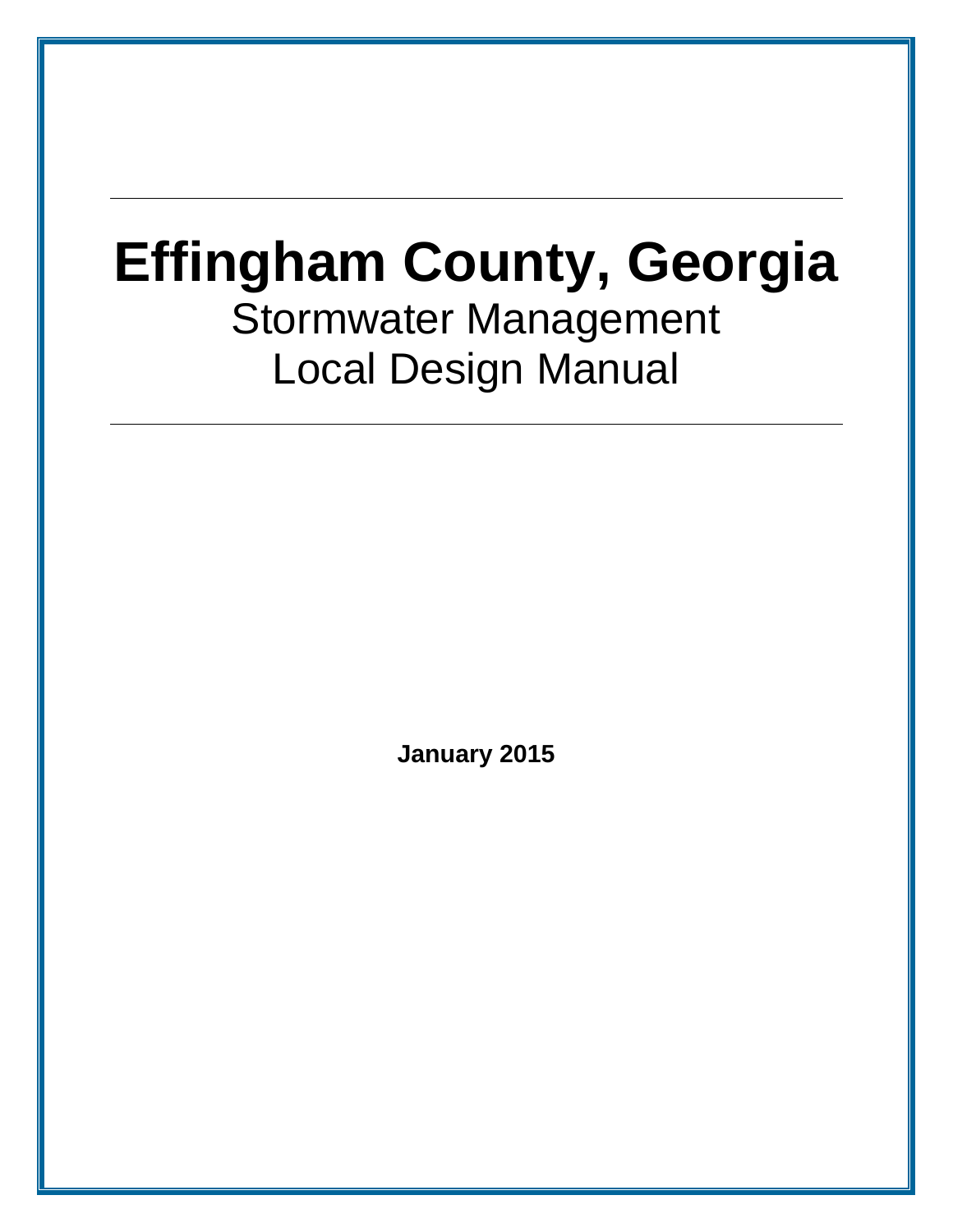# Effingham County, Georgia

## Stormwater Management Local Design Manual

**January 2015**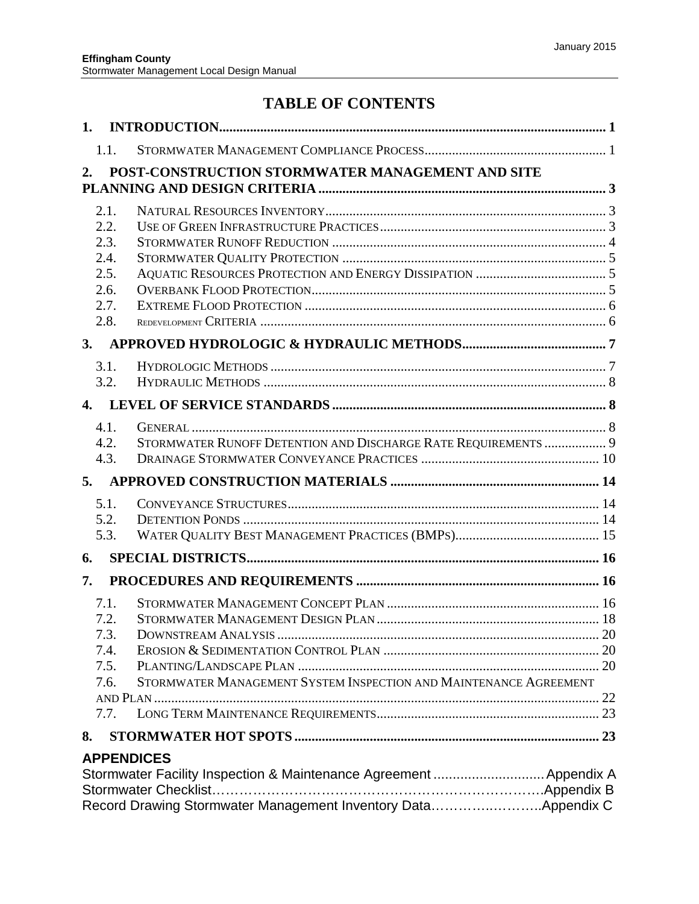# TABLE OF CONTENTS

**1. INTRODUCTION** ..... 1

- 1.1. Stormwater Management Compliance Process ..... 1

**2. POST-CONSTRUCTION STORMWATER MANAGEMENT AND SITE PLANNING AND DESIGN CRITERIA** ..... 3

- 2.1. Natural Resources Inventory ..... 3
- 2.2. Use of Green Infrastructure Practices ..... 3
- 2.3. Stormwater Runoff Reduction ..... 4
- 2.4. Stormwater Quality Protection ..... 5
- 2.5. Aquatic Resources Protection and Energy Dissipation ..... 5
- 2.6. Overbank Flood Protection ..... 5
- 2.7. Extreme Flood Protection ..... 6
- 2.8. Redevelopment Criteria ..... 6

**3. APPROVED HYDROLOGIC & HYDRAULIC METHODS** ..... 7

- 3.1. Hydrologic Methods ..... 7
- 3.2. Hydraulic Methods ..... 8

**4. LEVEL OF SERVICE STANDARDS** ..... 8

- 4.1. General ..... 8
- 4.2. Stormwater Runoff Detention and Discharge Rate Requirements ..... 9
- 4.3. Drainage Stormwater Conveyance Practices ..... 10

**5. APPROVED CONSTRUCTION MATERIALS** ..... 14

- 5.1. Conveyance Structures ..... 14
- 5.2. Detention Ponds ..... 14
- 5.3. Water Quality Best Management Practices (BMPs) ..... 15

**6. SPECIAL DISTRICTS** ..... 16

**7. PROCEDURES AND REQUIREMENTS** ..... 16

- 7.1. Stormwater Management Concept Plan ..... 16
- 7.2. Stormwater Management Design Plan ..... 18
- 7.3. Downstream Analysis ..... 20
- 7.4. Erosion & Sedimentation Control Plan ..... 20
- 7.5. Planting/Landscape Plan ..... 20
- 7.6. Stormwater Management System Inspection and Maintenance Agreement and Plan ..... 22
- 7.7. Long Term Maintenance Requirements ..... 23

**8. STORMWATER HOT SPOTS** ..... 23

**APPENDICES**

Stormwater Facility Inspection & Maintenance Agreement ..... Appendix A
Stormwater Checklist ..... Appendix B
Record Drawing Stormwater Management Inventory Data ..... Appendix C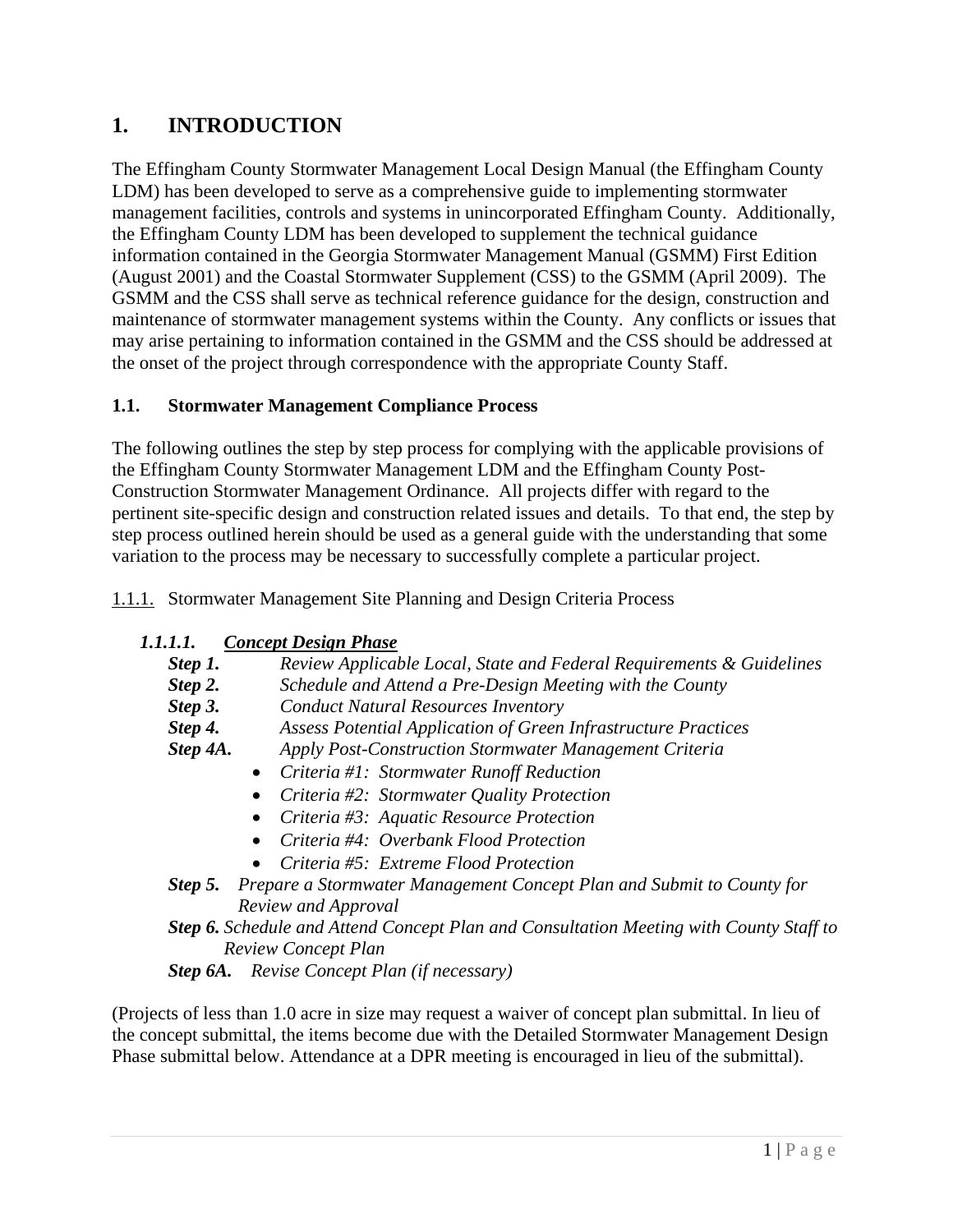# 1. INTRODUCTION

The Effingham County Stormwater Management Local Design Manual (the Effingham County LDM) has been developed to serve as a comprehensive guide to implementing stormwater management facilities, controls and systems in unincorporated Effingham County. Additionally, the Effingham County LDM has been developed to supplement the technical guidance information contained in the Georgia Stormwater Management Manual (GSMM) First Edition (August 2001) and the Coastal Stormwater Supplement (CSS) to the GSMM (April 2009). The GSMM and the CSS shall serve as technical reference guidance for the design, construction and maintenance of stormwater management systems within the County. Any conflicts or issues that may arise pertaining to information contained in the GSMM and the CSS should be addressed at the onset of the project through correspondence with the appropriate County Staff.

## 1.1. Stormwater Management Compliance Process

The following outlines the step by step process for complying with the applicable provisions of the Effingham County Stormwater Management LDM and the Effingham County Post-Construction Stormwater Management Ordinance. All projects differ with regard to the pertinent site-specific design and construction related issues and details. To that end, the step by step process outlined herein should be used as a general guide with the understanding that some variation to the process may be necessary to successfully complete a particular project.

### 1.1.1. Stormwater Management Site Planning and Design Criteria Process

#### *1.1.1.1. Concept Design Phase*

***Step 1.*** *Review Applicable Local, State and Federal Requirements & Guidelines*

***Step 2.*** *Schedule and Attend a Pre-Design Meeting with the County*

***Step 3.*** *Conduct Natural Resources Inventory*

***Step 4.*** *Assess Potential Application of Green Infrastructure Practices*

***Step 4A.*** *Apply Post-Construction Stormwater Management Criteria*

- *Criteria #1: Stormwater Runoff Reduction*
- *Criteria #2: Stormwater Quality Protection*
- *Criteria #3: Aquatic Resource Protection*
- *Criteria #4: Overbank Flood Protection*
- *Criteria #5: Extreme Flood Protection*

***Step 5.*** *Prepare a Stormwater Management Concept Plan and Submit to County for Review and Approval*

***Step 6.*** *Schedule and Attend Concept Plan and Consultation Meeting with County Staff to Review Concept Plan*

***Step 6A.*** *Revise Concept Plan (if necessary)*

(Projects of less than 1.0 acre in size may request a waiver of concept plan submittal. In lieu of the concept submittal, the items become due with the Detailed Stormwater Management Design Phase submittal below. Attendance at a DPR meeting is encouraged in lieu of the submittal).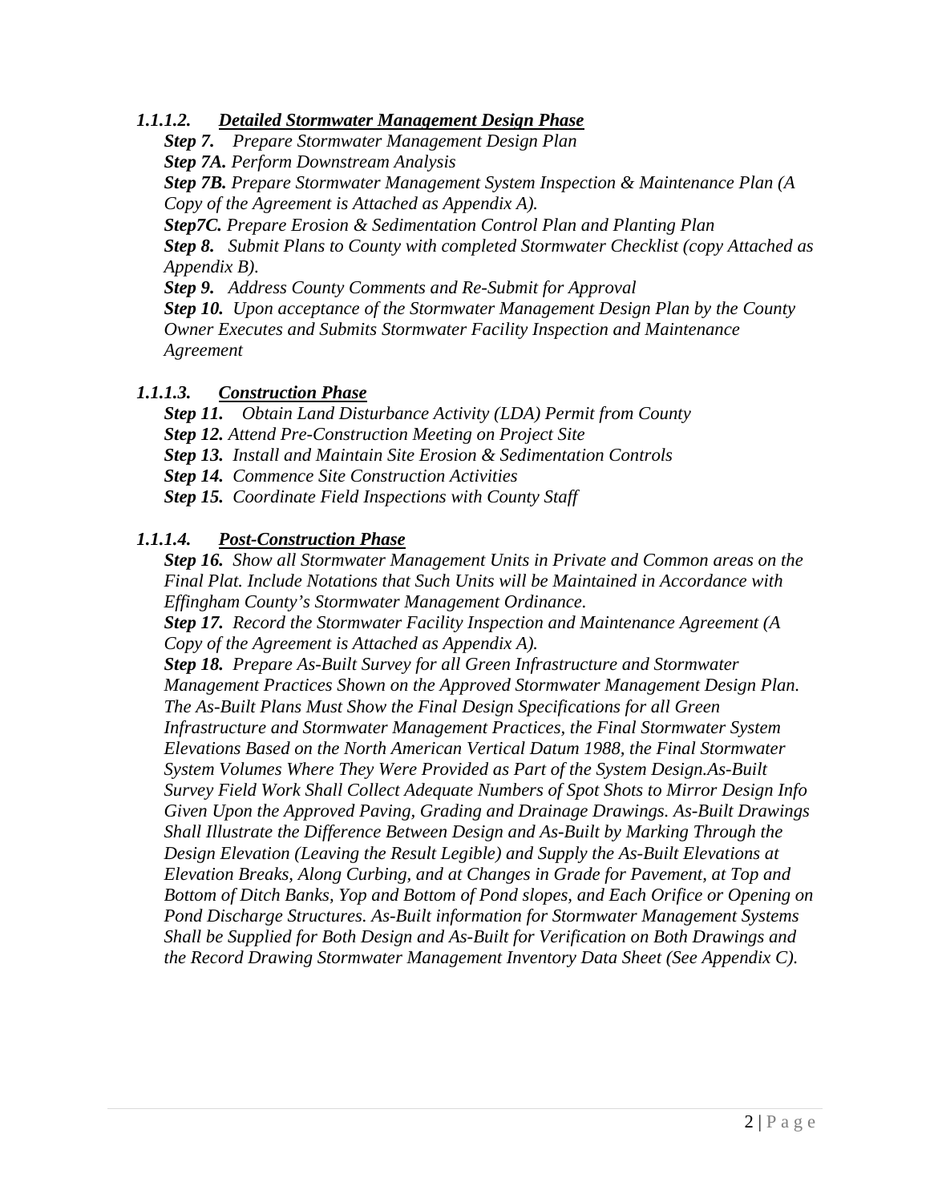#### *1.1.1.2. Detailed Stormwater Management Design Phase*

***Step 7.*** *Prepare Stormwater Management Design Plan*

***Step 7A.*** *Perform Downstream Analysis*

***Step 7B.*** *Prepare Stormwater Management System Inspection & Maintenance Plan (A Copy of the Agreement is Attached as Appendix A).*

***Step7C.*** *Prepare Erosion & Sedimentation Control Plan and Planting Plan*

***Step 8.*** *Submit Plans to County with completed Stormwater Checklist (copy Attached as Appendix B).*

***Step 9.*** *Address County Comments and Re-Submit for Approval*

***Step 10.*** *Upon acceptance of the Stormwater Management Design Plan by the County Owner Executes and Submits Stormwater Facility Inspection and Maintenance Agreement*

#### *1.1.1.3. Construction Phase*

***Step 11.*** *Obtain Land Disturbance Activity (LDA) Permit from County*

***Step 12.*** *Attend Pre-Construction Meeting on Project Site*

***Step 13.*** *Install and Maintain Site Erosion & Sedimentation Controls*

***Step 14.*** *Commence Site Construction Activities*

***Step 15.*** *Coordinate Field Inspections with County Staff*

#### *1.1.1.4. Post-Construction Phase*

***Step 16.*** *Show all Stormwater Management Units in Private and Common areas on the Final Plat. Include Notations that Such Units will be Maintained in Accordance with Effingham County's Stormwater Management Ordinance.*

***Step 17.*** *Record the Stormwater Facility Inspection and Maintenance Agreement (A Copy of the Agreement is Attached as Appendix A).*

***Step 18.*** *Prepare As-Built Survey for all Green Infrastructure and Stormwater Management Practices Shown on the Approved Stormwater Management Design Plan. The As-Built Plans Must Show the Final Design Specifications for all Green Infrastructure and Stormwater Management Practices, the Final Stormwater System Elevations Based on the North American Vertical Datum 1988, the Final Stormwater System Volumes Where They Were Provided as Part of the System Design.As-Built Survey Field Work Shall Collect Adequate Numbers of Spot Shots to Mirror Design Info Given Upon the Approved Paving, Grading and Drainage Drawings. As-Built Drawings Shall Illustrate the Difference Between Design and As-Built by Marking Through the Design Elevation (Leaving the Result Legible) and Supply the As-Built Elevations at Elevation Breaks, Along Curbing, and at Changes in Grade for Pavement, at Top and Bottom of Ditch Banks, Yop and Bottom of Pond slopes, and Each Orifice or Opening on Pond Discharge Structures. As-Built information for Stormwater Management Systems Shall be Supplied for Both Design and As-Built for Verification on Both Drawings and the Record Drawing Stormwater Management Inventory Data Sheet (See Appendix C).*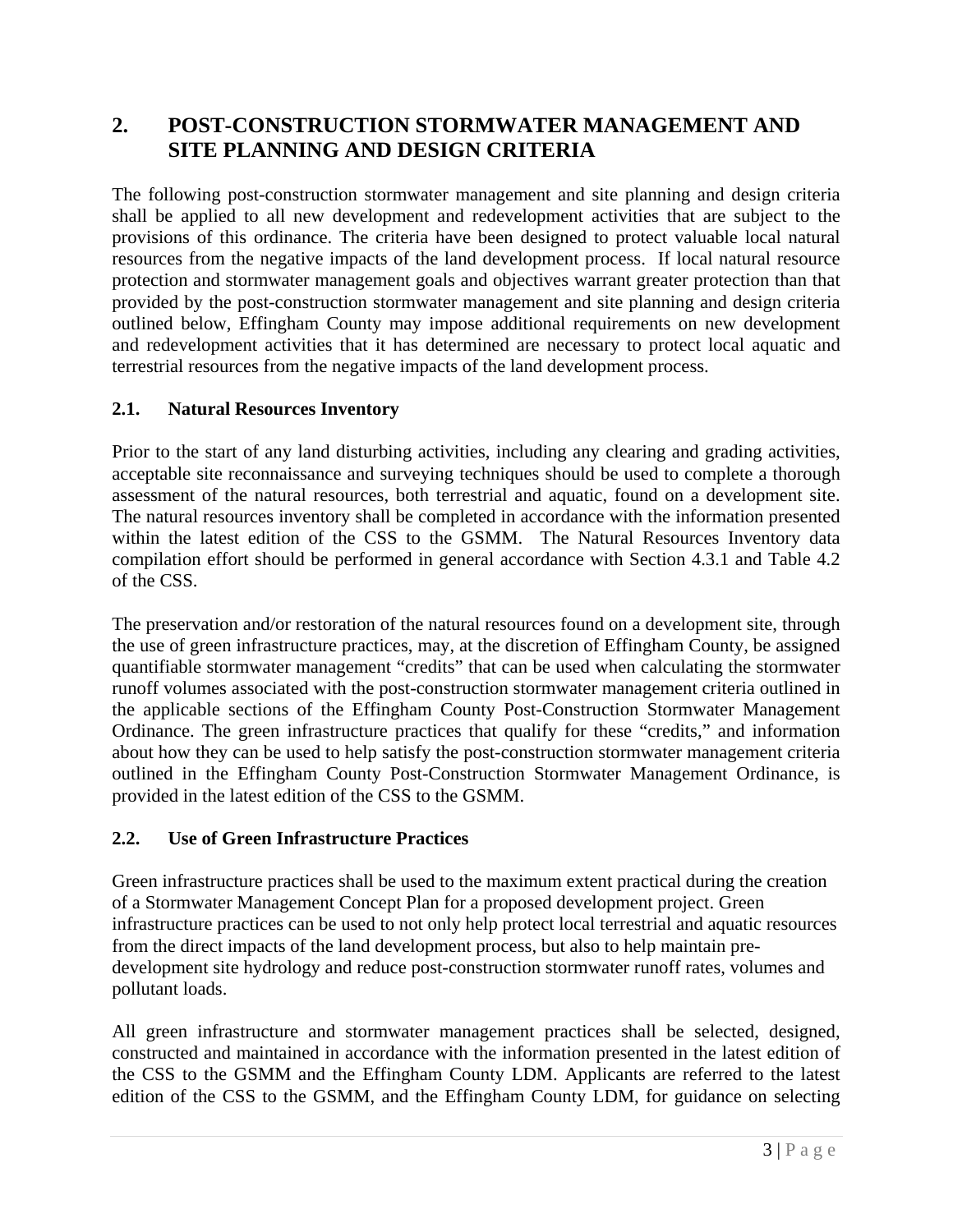## 2. POST-CONSTRUCTION STORMWATER MANAGEMENT AND SITE PLANNING AND DESIGN CRITERIA

The following post-construction stormwater management and site planning and design criteria shall be applied to all new development and redevelopment activities that are subject to the provisions of this ordinance. The criteria have been designed to protect valuable local natural resources from the negative impacts of the land development process. If local natural resource protection and stormwater management goals and objectives warrant greater protection than that provided by the post-construction stormwater management and site planning and design criteria outlined below, Effingham County may impose additional requirements on new development and redevelopment activities that it has determined are necessary to protect local aquatic and terrestrial resources from the negative impacts of the land development process.

### 2.1. Natural Resources Inventory

Prior to the start of any land disturbing activities, including any clearing and grading activities, acceptable site reconnaissance and surveying techniques should be used to complete a thorough assessment of the natural resources, both terrestrial and aquatic, found on a development site. The natural resources inventory shall be completed in accordance with the information presented within the latest edition of the CSS to the GSMM. The Natural Resources Inventory data compilation effort should be performed in general accordance with Section 4.3.1 and Table 4.2 of the CSS.

The preservation and/or restoration of the natural resources found on a development site, through the use of green infrastructure practices, may, at the discretion of Effingham County, be assigned quantifiable stormwater management "credits" that can be used when calculating the stormwater runoff volumes associated with the post-construction stormwater management criteria outlined in the applicable sections of the Effingham County Post-Construction Stormwater Management Ordinance. The green infrastructure practices that qualify for these "credits," and information about how they can be used to help satisfy the post-construction stormwater management criteria outlined in the Effingham County Post-Construction Stormwater Management Ordinance, is provided in the latest edition of the CSS to the GSMM.

### 2.2. Use of Green Infrastructure Practices

Green infrastructure practices shall be used to the maximum extent practical during the creation of a Stormwater Management Concept Plan for a proposed development project. Green infrastructure practices can be used to not only help protect local terrestrial and aquatic resources from the direct impacts of the land development process, but also to help maintain pre-development site hydrology and reduce post-construction stormwater runoff rates, volumes and pollutant loads.

All green infrastructure and stormwater management practices shall be selected, designed, constructed and maintained in accordance with the information presented in the latest edition of the CSS to the GSMM and the Effingham County LDM. Applicants are referred to the latest edition of the CSS to the GSMM, and the Effingham County LDM, for guidance on selecting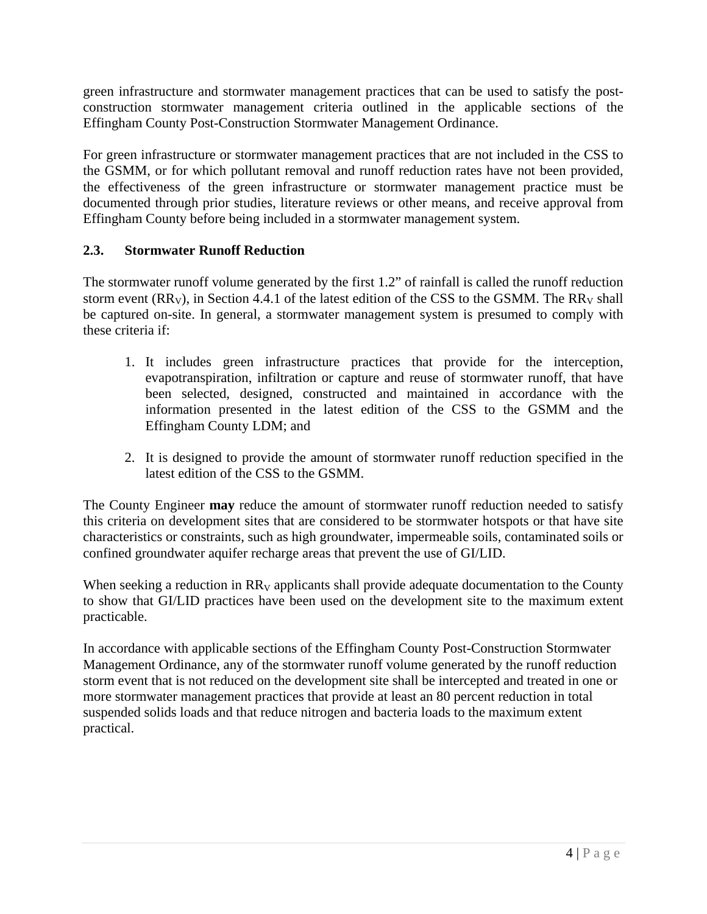green infrastructure and stormwater management practices that can be used to satisfy the post-construction stormwater management criteria outlined in the applicable sections of the Effingham County Post-Construction Stormwater Management Ordinance.

For green infrastructure or stormwater management practices that are not included in the CSS to the GSMM, or for which pollutant removal and runoff reduction rates have not been provided, the effectiveness of the green infrastructure or stormwater management practice must be documented through prior studies, literature reviews or other means, and receive approval from Effingham County before being included in a stormwater management system.

### 2.3. Stormwater Runoff Reduction

The stormwater runoff volume generated by the first 1.2" of rainfall is called the runoff reduction storm event ($RR_V$), in Section 4.4.1 of the latest edition of the CSS to the GSMM. The $RR_V$ shall be captured on-site. In general, a stormwater management system is presumed to comply with these criteria if:

1. It includes green infrastructure practices that provide for the interception, evapotranspiration, infiltration or capture and reuse of stormwater runoff, that have been selected, designed, constructed and maintained in accordance with the information presented in the latest edition of the CSS to the GSMM and the Effingham County LDM; and

2. It is designed to provide the amount of stormwater runoff reduction specified in the latest edition of the CSS to the GSMM.

The County Engineer **may** reduce the amount of stormwater runoff reduction needed to satisfy this criteria on development sites that are considered to be stormwater hotspots or that have site characteristics or constraints, such as high groundwater, impermeable soils, contaminated soils or confined groundwater aquifer recharge areas that prevent the use of GI/LID.

When seeking a reduction in $RR_V$ applicants shall provide adequate documentation to the County to show that GI/LID practices have been used on the development site to the maximum extent practicable.

In accordance with applicable sections of the Effingham County Post-Construction Stormwater Management Ordinance, any of the stormwater runoff volume generated by the runoff reduction storm event that is not reduced on the development site shall be intercepted and treated in one or more stormwater management practices that provide at least an 80 percent reduction in total suspended solids loads and that reduce nitrogen and bacteria loads to the maximum extent practical.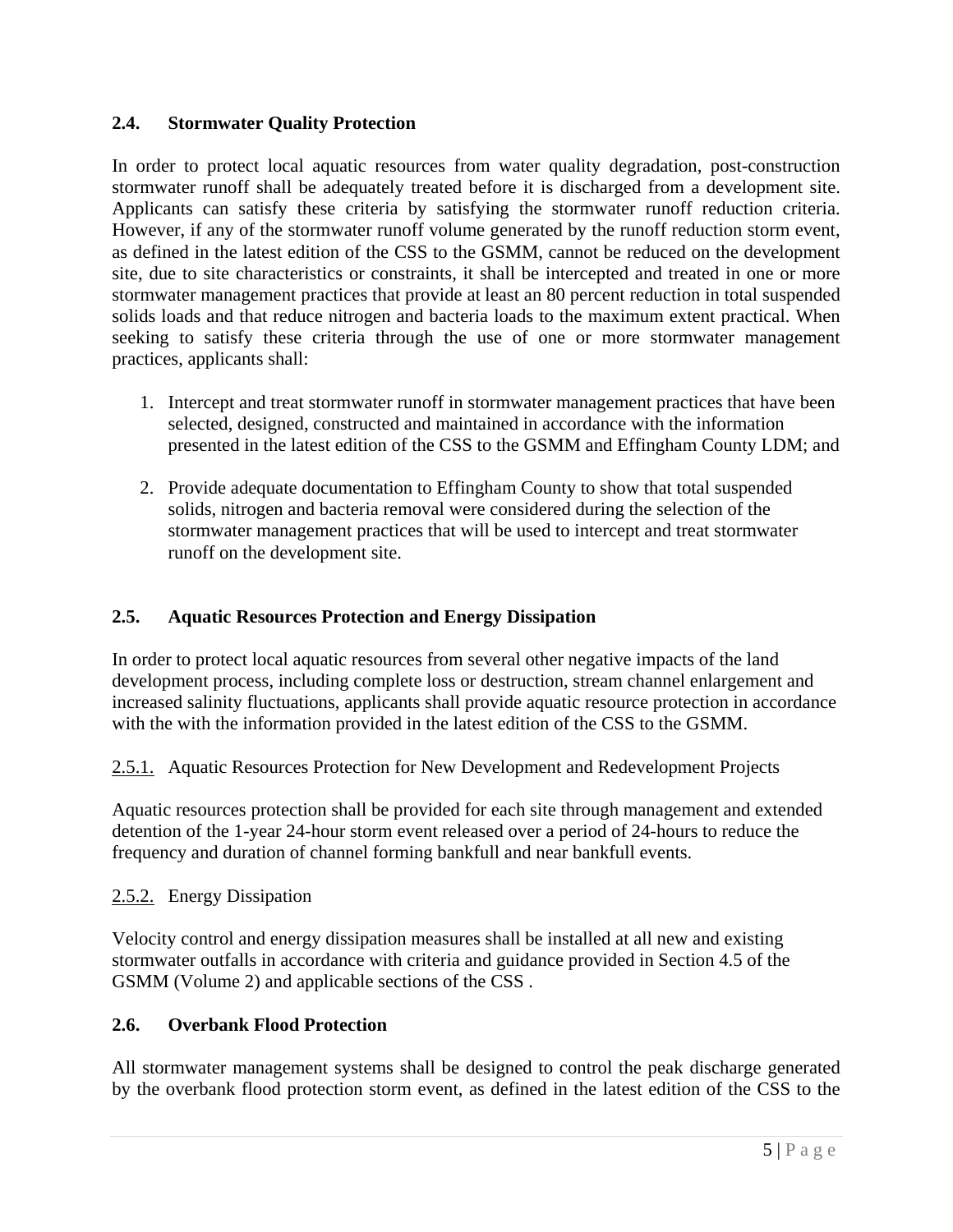## 2.4. Stormwater Quality Protection

In order to protect local aquatic resources from water quality degradation, post-construction stormwater runoff shall be adequately treated before it is discharged from a development site. Applicants can satisfy these criteria by satisfying the stormwater runoff reduction criteria. However, if any of the stormwater runoff volume generated by the runoff reduction storm event, as defined in the latest edition of the CSS to the GSMM, cannot be reduced on the development site, due to site characteristics or constraints, it shall be intercepted and treated in one or more stormwater management practices that provide at least an 80 percent reduction in total suspended solids loads and that reduce nitrogen and bacteria loads to the maximum extent practical. When seeking to satisfy these criteria through the use of one or more stormwater management practices, applicants shall:

1. Intercept and treat stormwater runoff in stormwater management practices that have been selected, designed, constructed and maintained in accordance with the information presented in the latest edition of the CSS to the GSMM and Effingham County LDM; and

2. Provide adequate documentation to Effingham County to show that total suspended solids, nitrogen and bacteria removal were considered during the selection of the stormwater management practices that will be used to intercept and treat stormwater runoff on the development site.

## 2.5. Aquatic Resources Protection and Energy Dissipation

In order to protect local aquatic resources from several other negative impacts of the land development process, including complete loss or destruction, stream channel enlargement and increased salinity fluctuations, applicants shall provide aquatic resource protection in accordance with the with the information provided in the latest edition of the CSS to the GSMM.

### 2.5.1. Aquatic Resources Protection for New Development and Redevelopment Projects

Aquatic resources protection shall be provided for each site through management and extended detention of the 1-year 24-hour storm event released over a period of 24-hours to reduce the frequency and duration of channel forming bankfull and near bankfull events.

### 2.5.2. Energy Dissipation

Velocity control and energy dissipation measures shall be installed at all new and existing stormwater outfalls in accordance with criteria and guidance provided in Section 4.5 of the GSMM (Volume 2) and applicable sections of the CSS .

## 2.6. Overbank Flood Protection

All stormwater management systems shall be designed to control the peak discharge generated by the overbank flood protection storm event, as defined in the latest edition of the CSS to the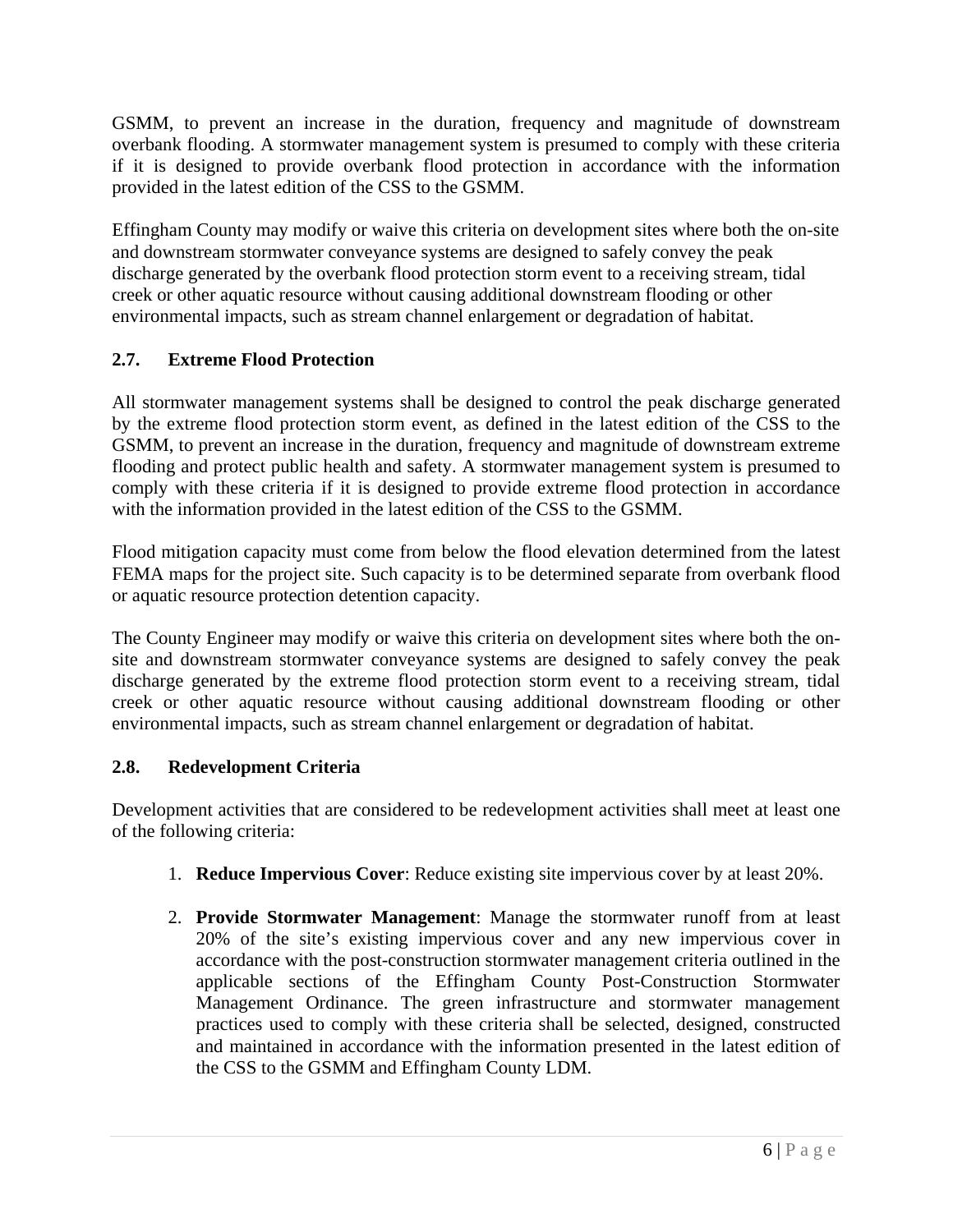GSMM, to prevent an increase in the duration, frequency and magnitude of downstream overbank flooding. A stormwater management system is presumed to comply with these criteria if it is designed to provide overbank flood protection in accordance with the information provided in the latest edition of the CSS to the GSMM.

Effingham County may modify or waive this criteria on development sites where both the on-site and downstream stormwater conveyance systems are designed to safely convey the peak discharge generated by the overbank flood protection storm event to a receiving stream, tidal creek or other aquatic resource without causing additional downstream flooding or other environmental impacts, such as stream channel enlargement or degradation of habitat.

### 2.7. Extreme Flood Protection

All stormwater management systems shall be designed to control the peak discharge generated by the extreme flood protection storm event, as defined in the latest edition of the CSS to the GSMM, to prevent an increase in the duration, frequency and magnitude of downstream extreme flooding and protect public health and safety. A stormwater management system is presumed to comply with these criteria if it is designed to provide extreme flood protection in accordance with the information provided in the latest edition of the CSS to the GSMM.

Flood mitigation capacity must come from below the flood elevation determined from the latest FEMA maps for the project site. Such capacity is to be determined separate from overbank flood or aquatic resource protection detention capacity.

The County Engineer may modify or waive this criteria on development sites where both the on-site and downstream stormwater conveyance systems are designed to safely convey the peak discharge generated by the extreme flood protection storm event to a receiving stream, tidal creek or other aquatic resource without causing additional downstream flooding or other environmental impacts, such as stream channel enlargement or degradation of habitat.

### 2.8. Redevelopment Criteria

Development activities that are considered to be redevelopment activities shall meet at least one of the following criteria:

1. **Reduce Impervious Cover**: Reduce existing site impervious cover by at least 20%.
2. **Provide Stormwater Management**: Manage the stormwater runoff from at least 20% of the site's existing impervious cover and any new impervious cover in accordance with the post-construction stormwater management criteria outlined in the applicable sections of the Effingham County Post-Construction Stormwater Management Ordinance. The green infrastructure and stormwater management practices used to comply with these criteria shall be selected, designed, constructed and maintained in accordance with the information presented in the latest edition of the CSS to the GSMM and Effingham County LDM.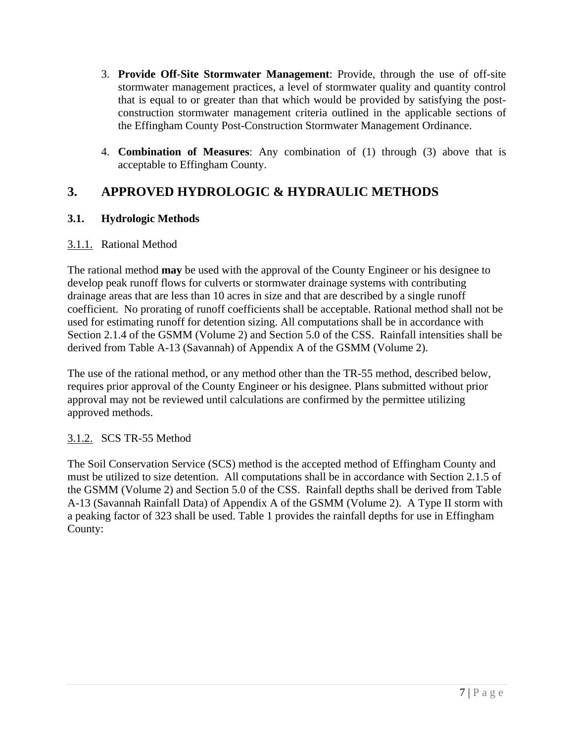3. **Provide Off-Site Stormwater Management**: Provide, through the use of off-site stormwater management practices, a level of stormwater quality and quantity control that is equal to or greater than that which would be provided by satisfying the post-construction stormwater management criteria outlined in the applicable sections of the Effingham County Post-Construction Stormwater Management Ordinance.

4. **Combination of Measures**: Any combination of (1) through (3) above that is acceptable to Effingham County.

# 3. APPROVED HYDROLOGIC & HYDRAULIC METHODS

## 3.1. Hydrologic Methods

### 3.1.1. Rational Method

The rational method **may** be used with the approval of the County Engineer or his designee to develop peak runoff flows for culverts or stormwater drainage systems with contributing drainage areas that are less than 10 acres in size and that are described by a single runoff coefficient. No prorating of runoff coefficients shall be acceptable. Rational method shall not be used for estimating runoff for detention sizing. All computations shall be in accordance with Section 2.1.4 of the GSMM (Volume 2) and Section 5.0 of the CSS. Rainfall intensities shall be derived from Table A-13 (Savannah) of Appendix A of the GSMM (Volume 2).

The use of the rational method, or any method other than the TR-55 method, described below, requires prior approval of the County Engineer or his designee. Plans submitted without prior approval may not be reviewed until calculations are confirmed by the permittee utilizing approved methods.

### 3.1.2. SCS TR-55 Method

The Soil Conservation Service (SCS) method is the accepted method of Effingham County and must be utilized to size detention. All computations shall be in accordance with Section 2.1.5 of the GSMM (Volume 2) and Section 5.0 of the CSS. Rainfall depths shall be derived from Table A-13 (Savannah Rainfall Data) of Appendix A of the GSMM (Volume 2). A Type II storm with a peaking factor of 323 shall be used. Table 1 provides the rainfall depths for use in Effingham County: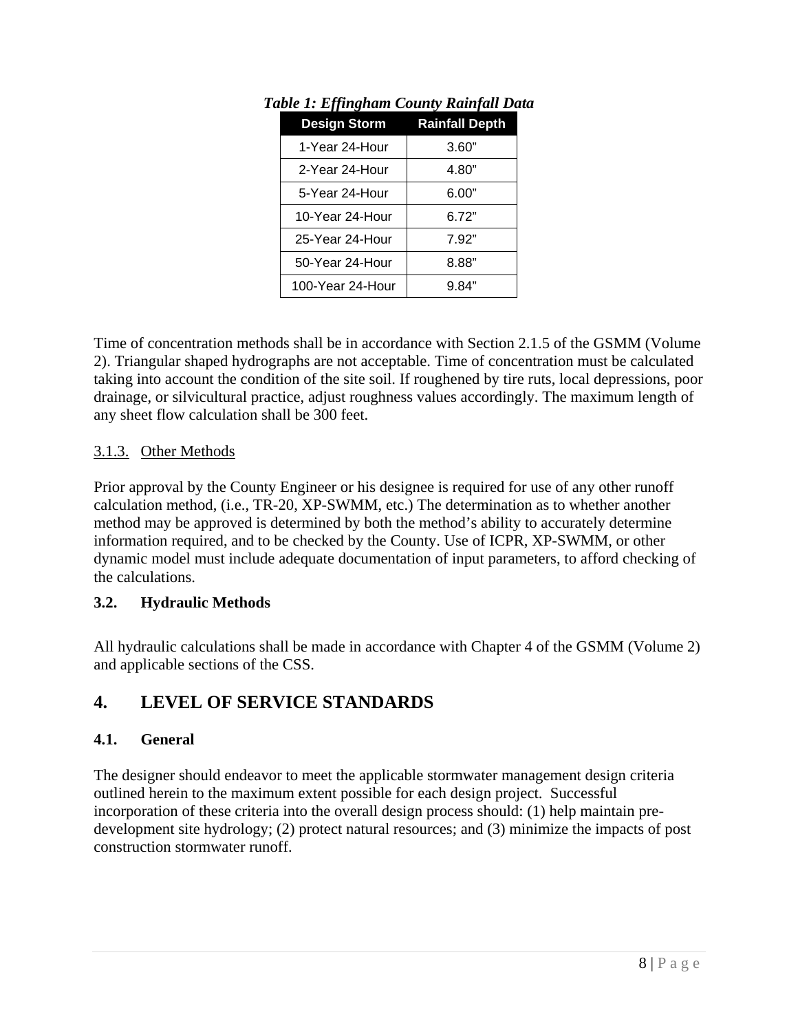***Table 1: Effingham County Rainfall Data***

| Design Storm | Rainfall Depth |
|---|---|
| 1-Year 24-Hour | 3.60” |
| 2-Year 24-Hour | 4.80” |
| 5-Year 24-Hour | 6.00” |
| 10-Year 24-Hour | 6.72” |
| 25-Year 24-Hour | 7.92” |
| 50-Year 24-Hour | 8.88” |
| 100-Year 24-Hour | 9.84” |

Time of concentration methods shall be in accordance with Section 2.1.5 of the GSMM (Volume 2). Triangular shaped hydrographs are not acceptable. Time of concentration must be calculated taking into account the condition of the site soil. If roughened by tire ruts, local depressions, poor drainage, or silvicultural practice, adjust roughness values accordingly. The maximum length of any sheet flow calculation shall be 300 feet.

#### 3.1.3. Other Methods

Prior approval by the County Engineer or his designee is required for use of any other runoff calculation method, (i.e., TR-20, XP-SWMM, etc.) The determination as to whether another method may be approved is determined by both the method’s ability to accurately determine information required, and to be checked by the County. Use of ICPR, XP-SWMM, or other dynamic model must include adequate documentation of input parameters, to afford checking of the calculations.

### 3.2. Hydraulic Methods

All hydraulic calculations shall be made in accordance with Chapter 4 of the GSMM (Volume 2) and applicable sections of the CSS.

## 4. LEVEL OF SERVICE STANDARDS

### 4.1. General

The designer should endeavor to meet the applicable stormwater management design criteria outlined herein to the maximum extent possible for each design project. Successful incorporation of these criteria into the overall design process should: (1) help maintain pre-development site hydrology; (2) protect natural resources; and (3) minimize the impacts of post construction stormwater runoff.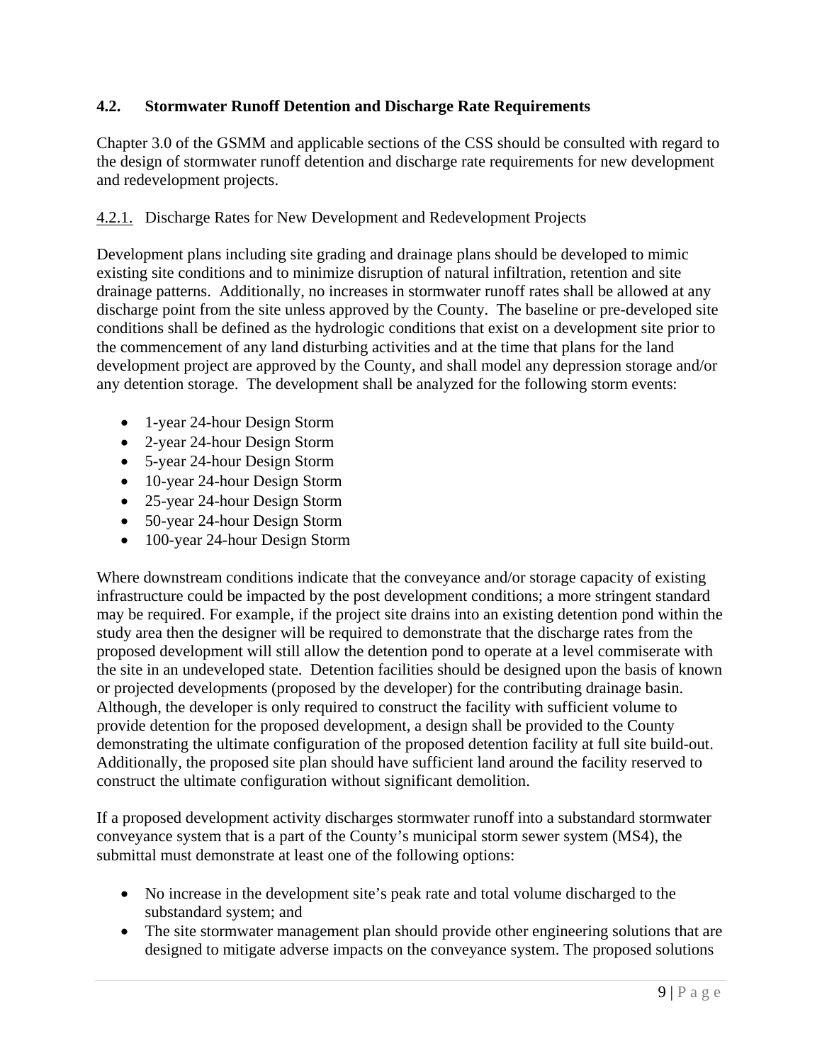## 4.2. Stormwater Runoff Detention and Discharge Rate Requirements

Chapter 3.0 of the GSMM and applicable sections of the CSS should be consulted with regard to the design of stormwater runoff detention and discharge rate requirements for new development and redevelopment projects.

### 4.2.1. Discharge Rates for New Development and Redevelopment Projects

Development plans including site grading and drainage plans should be developed to mimic existing site conditions and to minimize disruption of natural infiltration, retention and site drainage patterns. Additionally, no increases in stormwater runoff rates shall be allowed at any discharge point from the site unless approved by the County. The baseline or pre-developed site conditions shall be defined as the hydrologic conditions that exist on a development site prior to the commencement of any land disturbing activities and at the time that plans for the land development project are approved by the County, and shall model any depression storage and/or any detention storage. The development shall be analyzed for the following storm events:

- 1-year 24-hour Design Storm
- 2-year 24-hour Design Storm
- 5-year 24-hour Design Storm
- 10-year 24-hour Design Storm
- 25-year 24-hour Design Storm
- 50-year 24-hour Design Storm
- 100-year 24-hour Design Storm

Where downstream conditions indicate that the conveyance and/or storage capacity of existing infrastructure could be impacted by the post development conditions; a more stringent standard may be required. For example, if the project site drains into an existing detention pond within the study area then the designer will be required to demonstrate that the discharge rates from the proposed development will still allow the detention pond to operate at a level commiserate with the site in an undeveloped state. Detention facilities should be designed upon the basis of known or projected developments (proposed by the developer) for the contributing drainage basin. Although, the developer is only required to construct the facility with sufficient volume to provide detention for the proposed development, a design shall be provided to the County demonstrating the ultimate configuration of the proposed detention facility at full site build-out. Additionally, the proposed site plan should have sufficient land around the facility reserved to construct the ultimate configuration without significant demolition.

If a proposed development activity discharges stormwater runoff into a substandard stormwater conveyance system that is a part of the County's municipal storm sewer system (MS4), the submittal must demonstrate at least one of the following options:

- No increase in the development site's peak rate and total volume discharged to the substandard system; and
- The site stormwater management plan should provide other engineering solutions that are designed to mitigate adverse impacts on the conveyance system. The proposed solutions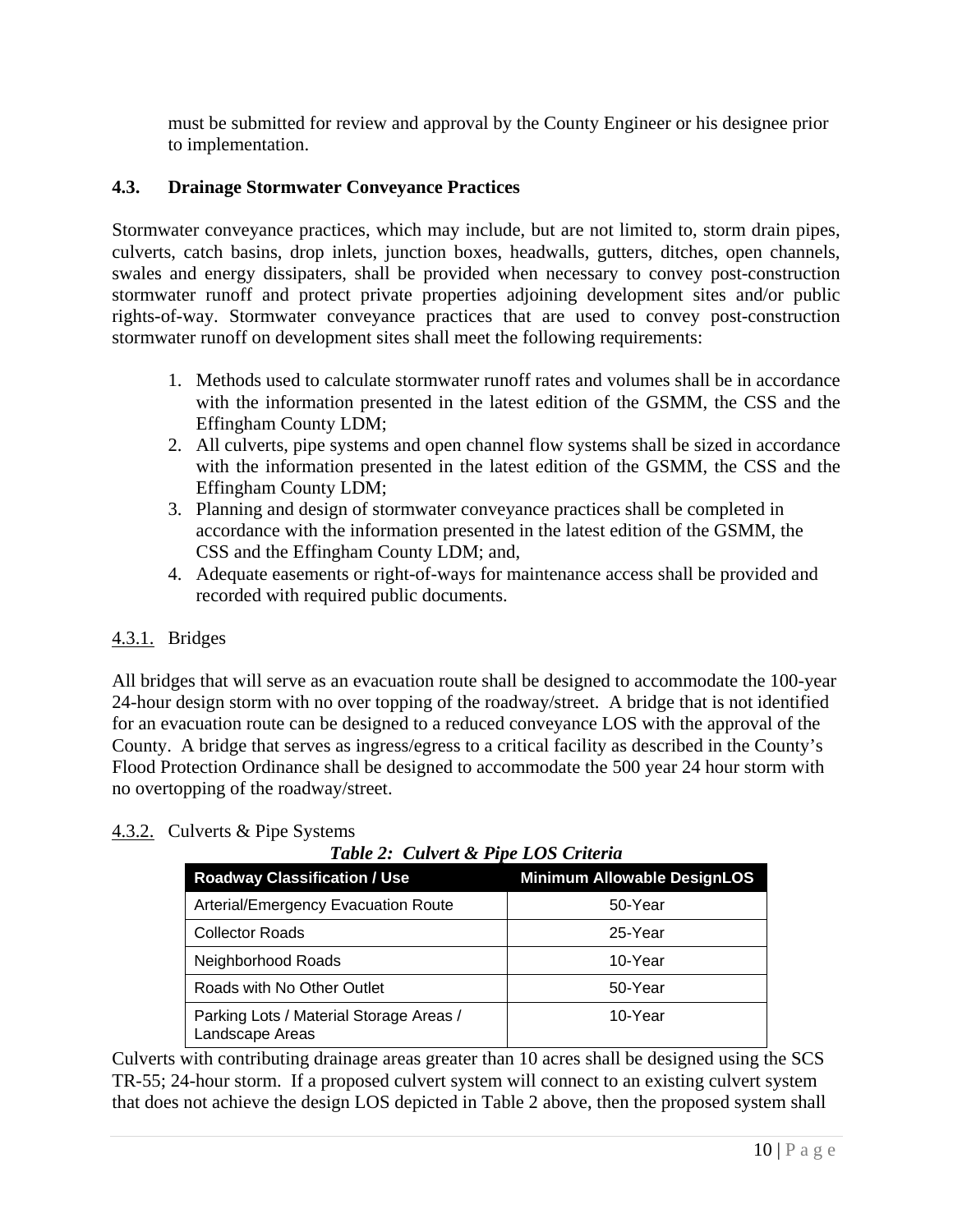must be submitted for review and approval by the County Engineer or his designee prior to implementation.

### 4.3. Drainage Stormwater Conveyance Practices

Stormwater conveyance practices, which may include, but are not limited to, storm drain pipes, culverts, catch basins, drop inlets, junction boxes, headwalls, gutters, ditches, open channels, swales and energy dissipaters, shall be provided when necessary to convey post-construction stormwater runoff and protect private properties adjoining development sites and/or public rights-of-way. Stormwater conveyance practices that are used to convey post-construction stormwater runoff on development sites shall meet the following requirements:

1. Methods used to calculate stormwater runoff rates and volumes shall be in accordance with the information presented in the latest edition of the GSMM, the CSS and the Effingham County LDM;
2. All culverts, pipe systems and open channel flow systems shall be sized in accordance with the information presented in the latest edition of the GSMM, the CSS and the Effingham County LDM;
3. Planning and design of stormwater conveyance practices shall be completed in accordance with the information presented in the latest edition of the GSMM, the CSS and the Effingham County LDM; and,
4. Adequate easements or right-of-ways for maintenance access shall be provided and recorded with required public documents.

4.3.1. Bridges

All bridges that will serve as an evacuation route shall be designed to accommodate the 100-year 24-hour design storm with no over topping of the roadway/street. A bridge that is not identified for an evacuation route can be designed to a reduced conveyance LOS with the approval of the County. A bridge that serves as ingress/egress to a critical facility as described in the County's Flood Protection Ordinance shall be designed to accommodate the 500 year 24 hour storm with no overtopping of the roadway/street.

4.3.2. Culverts & Pipe Systems

***Table 2: Culvert & Pipe LOS Criteria***

| Roadway Classification / Use | Minimum Allowable DesignLOS |
|---|---|
| Arterial/Emergency Evacuation Route | 50-Year |
| Collector Roads | 25-Year |
| Neighborhood Roads | 10-Year |
| Roads with No Other Outlet | 50-Year |
| Parking Lots / Material Storage Areas / Landscape Areas | 10-Year |

Culverts with contributing drainage areas greater than 10 acres shall be designed using the SCS TR-55; 24-hour storm. If a proposed culvert system will connect to an existing culvert system that does not achieve the design LOS depicted in Table 2 above, then the proposed system shall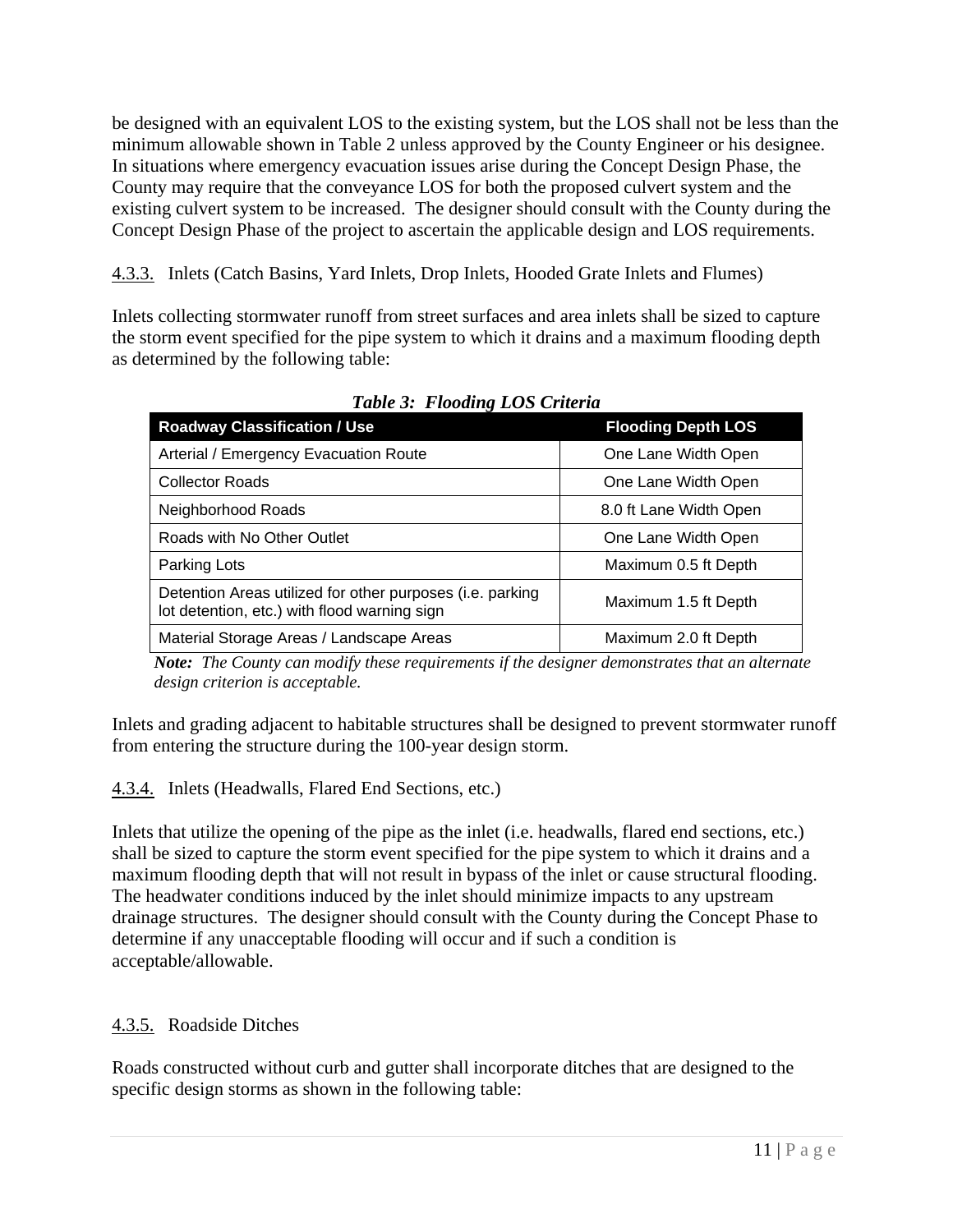be designed with an equivalent LOS to the existing system, but the LOS shall not be less than the minimum allowable shown in Table 2 unless approved by the County Engineer or his designee. In situations where emergency evacuation issues arise during the Concept Design Phase, the County may require that the conveyance LOS for both the proposed culvert system and the existing culvert system to be increased. The designer should consult with the County during the Concept Design Phase of the project to ascertain the applicable design and LOS requirements.

#### 4.3.3. Inlets (Catch Basins, Yard Inlets, Drop Inlets, Hooded Grate Inlets and Flumes)

Inlets collecting stormwater runoff from street surfaces and area inlets shall be sized to capture the storm event specified for the pipe system to which it drains and a maximum flooding depth as determined by the following table:

***Table 3: Flooding LOS Criteria***

| Roadway Classification / Use | Flooding Depth LOS |
|---|---|
| Arterial / Emergency Evacuation Route | One Lane Width Open |
| Collector Roads | One Lane Width Open |
| Neighborhood Roads | 8.0 ft Lane Width Open |
| Roads with No Other Outlet | One Lane Width Open |
| Parking Lots | Maximum 0.5 ft Depth |
| Detention Areas utilized for other purposes (i.e. parking lot detention, etc.) with flood warning sign | Maximum 1.5 ft Depth |
| Material Storage Areas / Landscape Areas | Maximum 2.0 ft Depth |

***Note:*** *The County can modify these requirements if the designer demonstrates that an alternate design criterion is acceptable.*

Inlets and grading adjacent to habitable structures shall be designed to prevent stormwater runoff from entering the structure during the 100-year design storm.

#### 4.3.4. Inlets (Headwalls, Flared End Sections, etc.)

Inlets that utilize the opening of the pipe as the inlet (i.e. headwalls, flared end sections, etc.) shall be sized to capture the storm event specified for the pipe system to which it drains and a maximum flooding depth that will not result in bypass of the inlet or cause structural flooding. The headwater conditions induced by the inlet should minimize impacts to any upstream drainage structures. The designer should consult with the County during the Concept Phase to determine if any unacceptable flooding will occur and if such a condition is acceptable/allowable.

#### 4.3.5. Roadside Ditches

Roads constructed without curb and gutter shall incorporate ditches that are designed to the specific design storms as shown in the following table: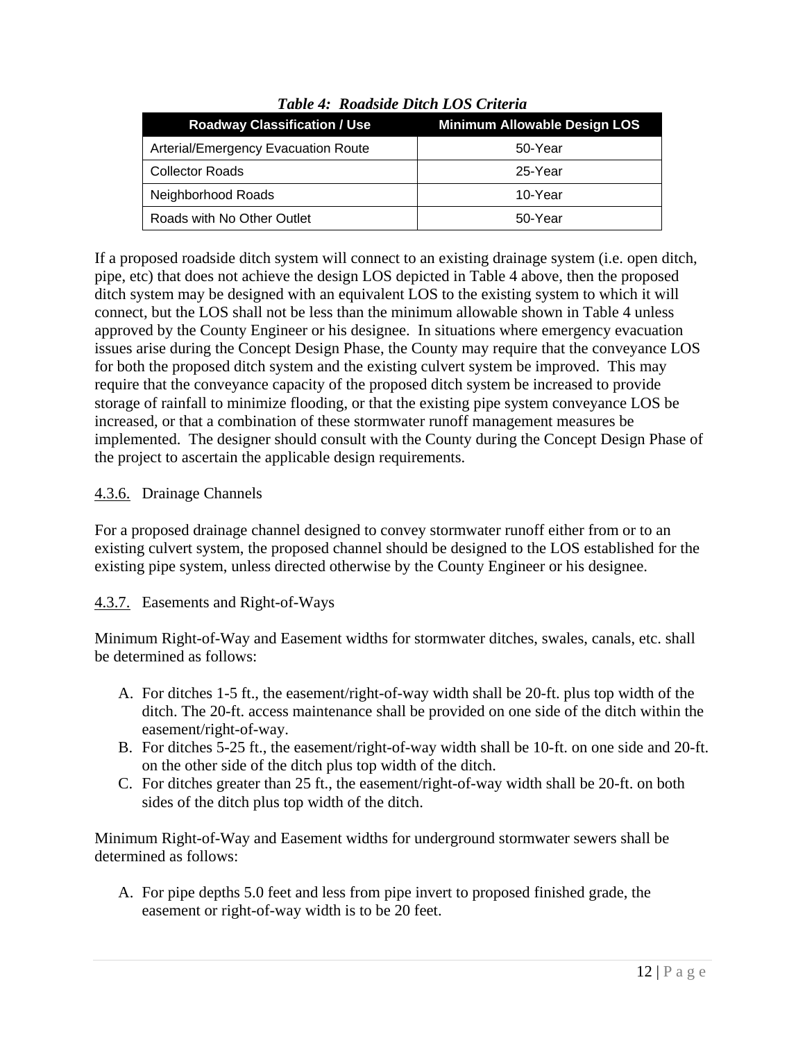*Table 4: Roadside Ditch LOS Criteria*

| Roadway Classification / Use | Minimum Allowable Design LOS |
| --- | --- |
| Arterial/Emergency Evacuation Route | 50-Year |
| Collector Roads | 25-Year |
| Neighborhood Roads | 10-Year |
| Roads with No Other Outlet | 50-Year |

If a proposed roadside ditch system will connect to an existing drainage system (i.e. open ditch, pipe, etc) that does not achieve the design LOS depicted in Table 4 above, then the proposed ditch system may be designed with an equivalent LOS to the existing system to which it will connect, but the LOS shall not be less than the minimum allowable shown in Table 4 unless approved by the County Engineer or his designee. In situations where emergency evacuation issues arise during the Concept Design Phase, the County may require that the conveyance LOS for both the proposed ditch system and the existing culvert system be improved. This may require that the conveyance capacity of the proposed ditch system be increased to provide storage of rainfall to minimize flooding, or that the existing pipe system conveyance LOS be increased, or that a combination of these stormwater runoff management measures be implemented. The designer should consult with the County during the Concept Design Phase of the project to ascertain the applicable design requirements.

### 4.3.6. Drainage Channels

For a proposed drainage channel designed to convey stormwater runoff either from or to an existing culvert system, the proposed channel should be designed to the LOS established for the existing pipe system, unless directed otherwise by the County Engineer or his designee.

### 4.3.7. Easements and Right-of-Ways

Minimum Right-of-Way and Easement widths for stormwater ditches, swales, canals, etc. shall be determined as follows:

A. For ditches 1-5 ft., the easement/right-of-way width shall be 20-ft. plus top width of the ditch. The 20-ft. access maintenance shall be provided on one side of the ditch within the easement/right-of-way.
B. For ditches 5-25 ft., the easement/right-of-way width shall be 10-ft. on one side and 20-ft. on the other side of the ditch plus top width of the ditch.
C. For ditches greater than 25 ft., the easement/right-of-way width shall be 20-ft. on both sides of the ditch plus top width of the ditch.

Minimum Right-of-Way and Easement widths for underground stormwater sewers shall be determined as follows:

A. For pipe depths 5.0 feet and less from pipe invert to proposed finished grade, the easement or right-of-way width is to be 20 feet.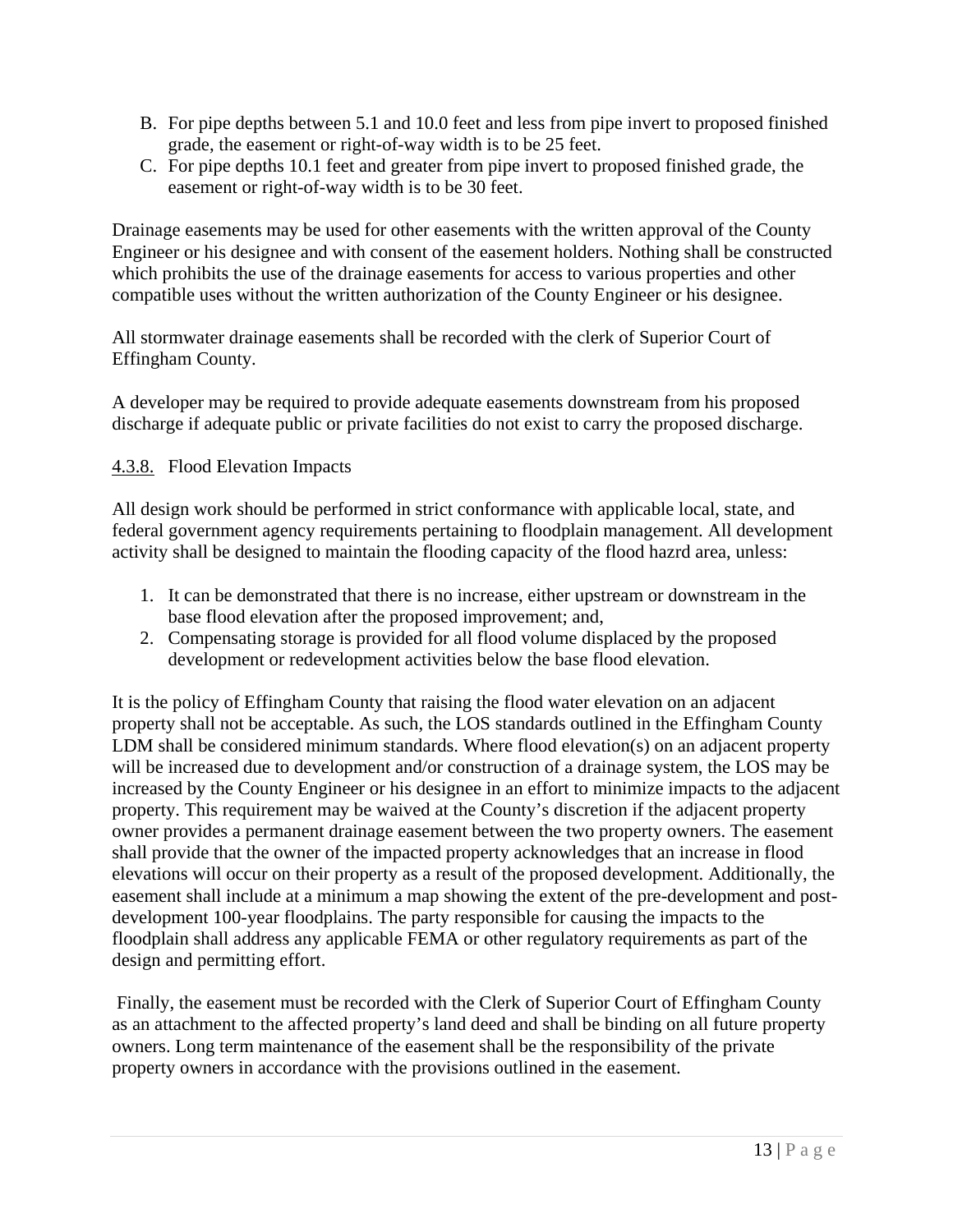B. For pipe depths between 5.1 and 10.0 feet and less from pipe invert to proposed finished grade, the easement or right-of-way width is to be 25 feet.
C. For pipe depths 10.1 feet and greater from pipe invert to proposed finished grade, the easement or right-of-way width is to be 30 feet.

Drainage easements may be used for other easements with the written approval of the County Engineer or his designee and with consent of the easement holders. Nothing shall be constructed which prohibits the use of the drainage easements for access to various properties and other compatible uses without the written authorization of the County Engineer or his designee.

All stormwater drainage easements shall be recorded with the clerk of Superior Court of Effingham County.

A developer may be required to provide adequate easements downstream from his proposed discharge if adequate public or private facilities do not exist to carry the proposed discharge.

### 4.3.8. Flood Elevation Impacts

All design work should be performed in strict conformance with applicable local, state, and federal government agency requirements pertaining to floodplain management. All development activity shall be designed to maintain the flooding capacity of the flood hazrd area, unless:

1. It can be demonstrated that there is no increase, either upstream or downstream in the base flood elevation after the proposed improvement; and,
2. Compensating storage is provided for all flood volume displaced by the proposed development or redevelopment activities below the base flood elevation.

It is the policy of Effingham County that raising the flood water elevation on an adjacent property shall not be acceptable. As such, the LOS standards outlined in the Effingham County LDM shall be considered minimum standards. Where flood elevation(s) on an adjacent property will be increased due to development and/or construction of a drainage system, the LOS may be increased by the County Engineer or his designee in an effort to minimize impacts to the adjacent property. This requirement may be waived at the County's discretion if the adjacent property owner provides a permanent drainage easement between the two property owners. The easement shall provide that the owner of the impacted property acknowledges that an increase in flood elevations will occur on their property as a result of the proposed development. Additionally, the easement shall include at a minimum a map showing the extent of the pre-development and post-development 100-year floodplains. The party responsible for causing the impacts to the floodplain shall address any applicable FEMA or other regulatory requirements as part of the design and permitting effort.

Finally, the easement must be recorded with the Clerk of Superior Court of Effingham County as an attachment to the affected property's land deed and shall be binding on all future property owners. Long term maintenance of the easement shall be the responsibility of the private property owners in accordance with the provisions outlined in the easement.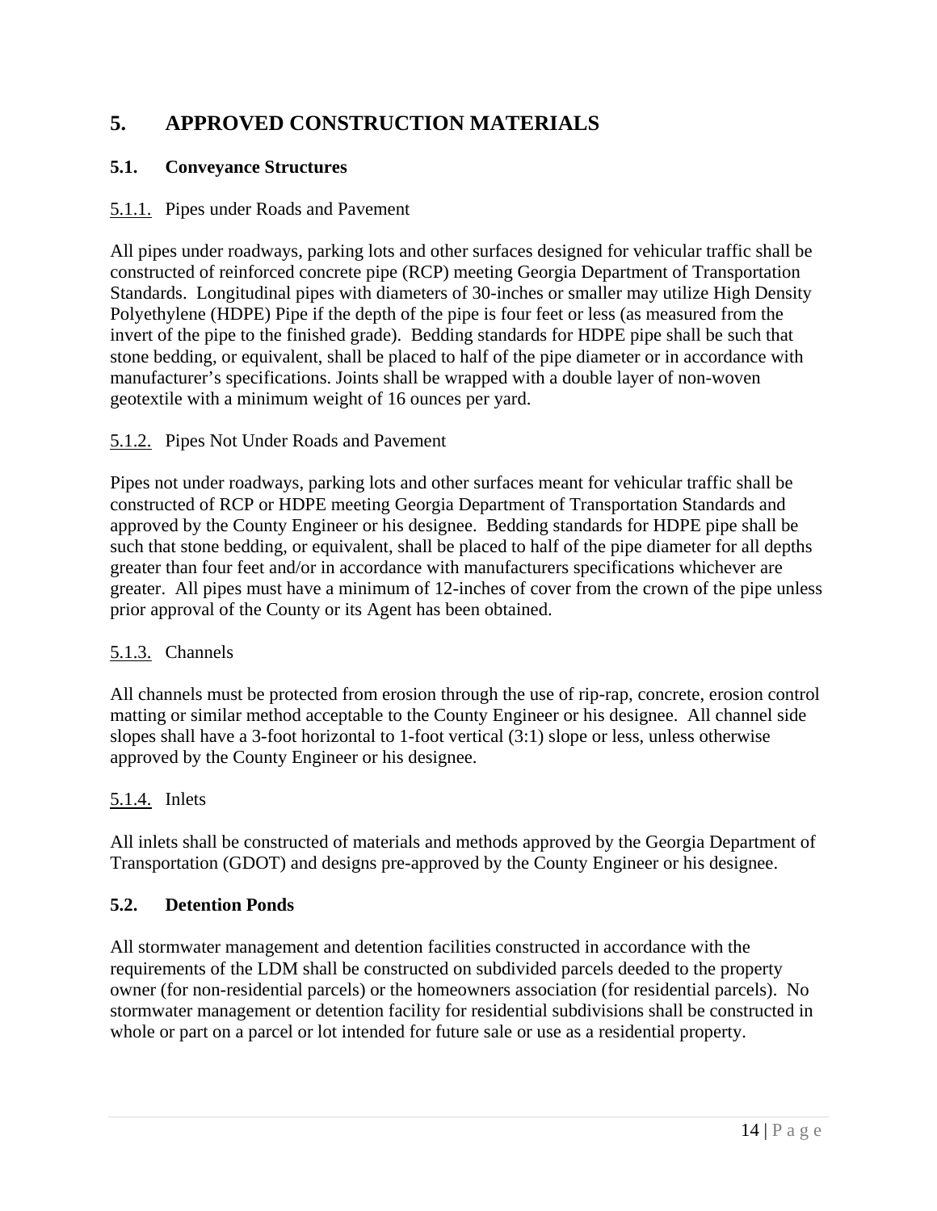# 5. APPROVED CONSTRUCTION MATERIALS

## 5.1. Conveyance Structures

### 5.1.1. Pipes under Roads and Pavement

All pipes under roadways, parking lots and other surfaces designed for vehicular traffic shall be constructed of reinforced concrete pipe (RCP) meeting Georgia Department of Transportation Standards. Longitudinal pipes with diameters of 30-inches or smaller may utilize High Density Polyethylene (HDPE) Pipe if the depth of the pipe is four feet or less (as measured from the invert of the pipe to the finished grade). Bedding standards for HDPE pipe shall be such that stone bedding, or equivalent, shall be placed to half of the pipe diameter or in accordance with manufacturer's specifications. Joints shall be wrapped with a double layer of non-woven geotextile with a minimum weight of 16 ounces per yard.

### 5.1.2. Pipes Not Under Roads and Pavement

Pipes not under roadways, parking lots and other surfaces meant for vehicular traffic shall be constructed of RCP or HDPE meeting Georgia Department of Transportation Standards and approved by the County Engineer or his designee. Bedding standards for HDPE pipe shall be such that stone bedding, or equivalent, shall be placed to half of the pipe diameter for all depths greater than four feet and/or in accordance with manufacturers specifications whichever are greater. All pipes must have a minimum of 12-inches of cover from the crown of the pipe unless prior approval of the County or its Agent has been obtained.

### 5.1.3. Channels

All channels must be protected from erosion through the use of rip-rap, concrete, erosion control matting or similar method acceptable to the County Engineer or his designee. All channel side slopes shall have a 3-foot horizontal to 1-foot vertical (3:1) slope or less, unless otherwise approved by the County Engineer or his designee.

### 5.1.4. Inlets

All inlets shall be constructed of materials and methods approved by the Georgia Department of Transportation (GDOT) and designs pre-approved by the County Engineer or his designee.

## 5.2. Detention Ponds

All stormwater management and detention facilities constructed in accordance with the requirements of the LDM shall be constructed on subdivided parcels deeded to the property owner (for non-residential parcels) or the homeowners association (for residential parcels). No stormwater management or detention facility for residential subdivisions shall be constructed in whole or part on a parcel or lot intended for future sale or use as a residential property.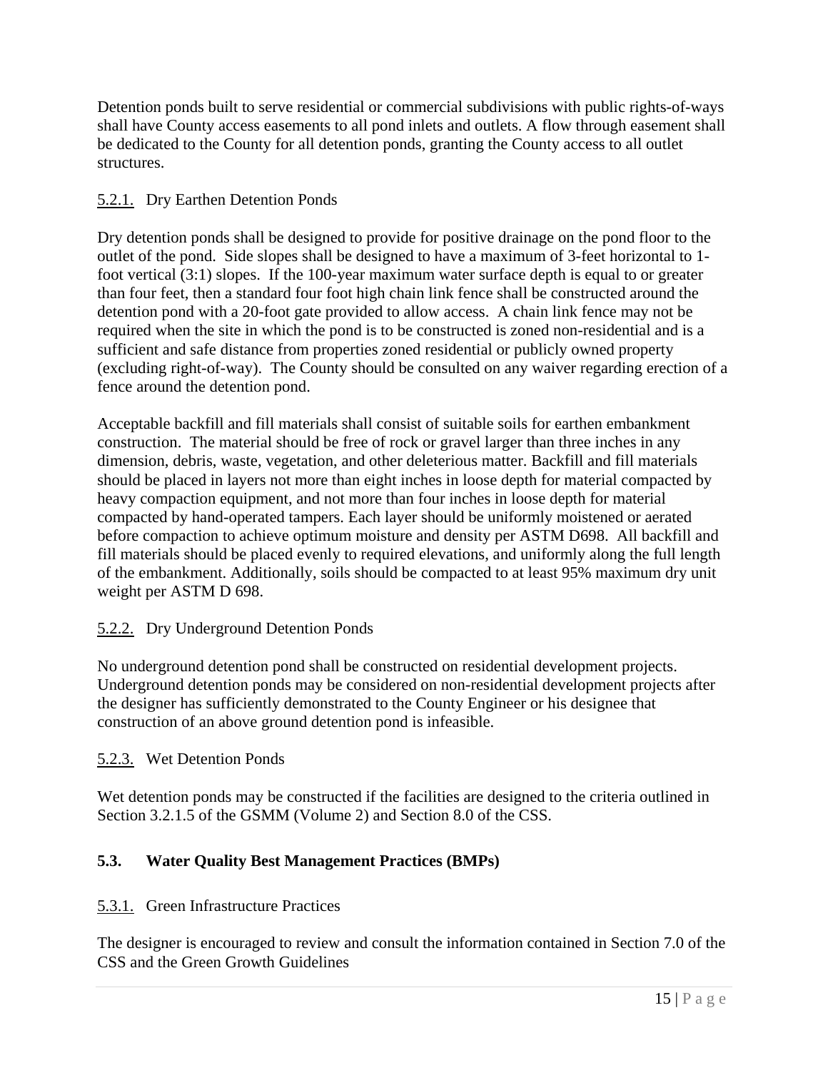Detention ponds built to serve residential or commercial subdivisions with public rights-of-ways shall have County access easements to all pond inlets and outlets. A flow through easement shall be dedicated to the County for all detention ponds, granting the County access to all outlet structures.

#### 5.2.1. Dry Earthen Detention Ponds

Dry detention ponds shall be designed to provide for positive drainage on the pond floor to the outlet of the pond. Side slopes shall be designed to have a maximum of 3-feet horizontal to 1-foot vertical (3:1) slopes. If the 100-year maximum water surface depth is equal to or greater than four feet, then a standard four foot high chain link fence shall be constructed around the detention pond with a 20-foot gate provided to allow access. A chain link fence may not be required when the site in which the pond is to be constructed is zoned non-residential and is a sufficient and safe distance from properties zoned residential or publicly owned property (excluding right-of-way). The County should be consulted on any waiver regarding erection of a fence around the detention pond.

Acceptable backfill and fill materials shall consist of suitable soils for earthen embankment construction. The material should be free of rock or gravel larger than three inches in any dimension, debris, waste, vegetation, and other deleterious matter. Backfill and fill materials should be placed in layers not more than eight inches in loose depth for material compacted by heavy compaction equipment, and not more than four inches in loose depth for material compacted by hand-operated tampers. Each layer should be uniformly moistened or aerated before compaction to achieve optimum moisture and density per ASTM D698. All backfill and fill materials should be placed evenly to required elevations, and uniformly along the full length of the embankment. Additionally, soils should be compacted to at least 95% maximum dry unit weight per ASTM D 698.

#### 5.2.2. Dry Underground Detention Ponds

No underground detention pond shall be constructed on residential development projects. Underground detention ponds may be considered on non-residential development projects after the designer has sufficiently demonstrated to the County Engineer or his designee that construction of an above ground detention pond is infeasible.

#### 5.2.3. Wet Detention Ponds

Wet detention ponds may be constructed if the facilities are designed to the criteria outlined in Section 3.2.1.5 of the GSMM (Volume 2) and Section 8.0 of the CSS.

### 5.3. Water Quality Best Management Practices (BMPs)

#### 5.3.1. Green Infrastructure Practices

The designer is encouraged to review and consult the information contained in Section 7.0 of the CSS and the Green Growth Guidelines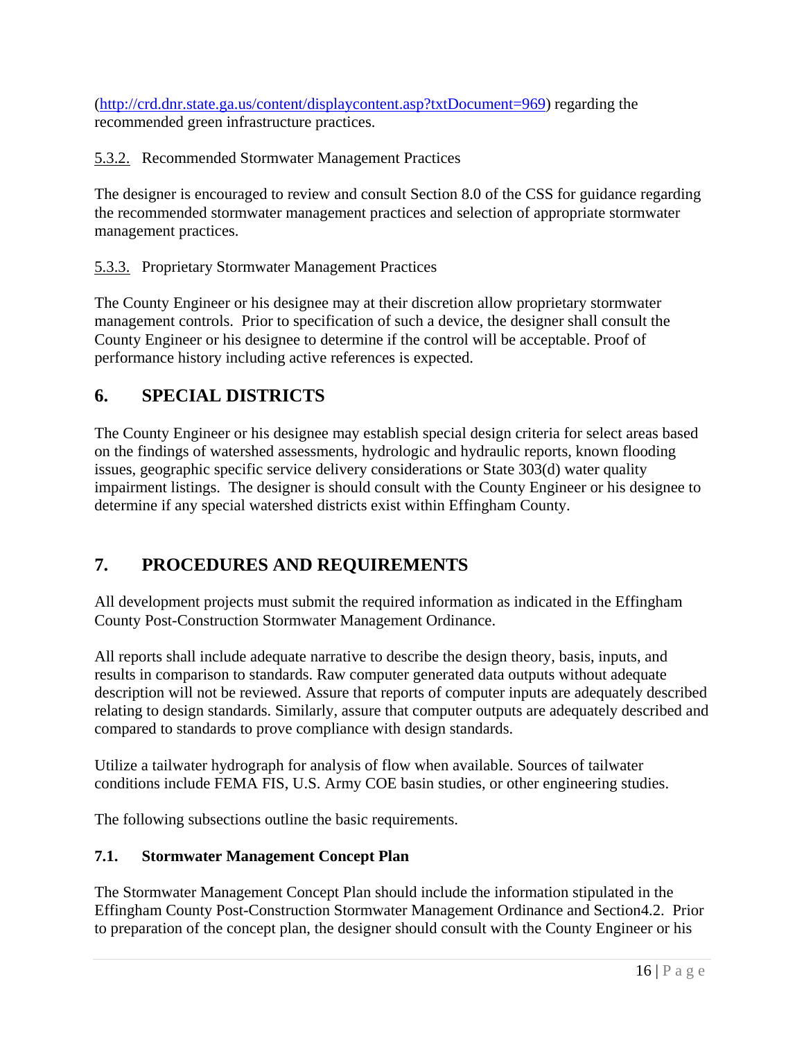(http://crd.dnr.state.ga.us/content/displaycontent.asp?txtDocument=969) regarding the recommended green infrastructure practices.

5.3.2. Recommended Stormwater Management Practices

The designer is encouraged to review and consult Section 8.0 of the CSS for guidance regarding the recommended stormwater management practices and selection of appropriate stormwater management practices.

5.3.3. Proprietary Stormwater Management Practices

The County Engineer or his designee may at their discretion allow proprietary stormwater management controls. Prior to specification of such a device, the designer shall consult the County Engineer or his designee to determine if the control will be acceptable. Proof of performance history including active references is expected.

# 6. SPECIAL DISTRICTS

The County Engineer or his designee may establish special design criteria for select areas based on the findings of watershed assessments, hydrologic and hydraulic reports, known flooding issues, geographic specific service delivery considerations or State 303(d) water quality impairment listings. The designer is should consult with the County Engineer or his designee to determine if any special watershed districts exist within Effingham County.

# 7. PROCEDURES AND REQUIREMENTS

All development projects must submit the required information as indicated in the Effingham County Post-Construction Stormwater Management Ordinance.

All reports shall include adequate narrative to describe the design theory, basis, inputs, and results in comparison to standards. Raw computer generated data outputs without adequate description will not be reviewed. Assure that reports of computer inputs are adequately described relating to design standards. Similarly, assure that computer outputs are adequately described and compared to standards to prove compliance with design standards.

Utilize a tailwater hydrograph for analysis of flow when available. Sources of tailwater conditions include FEMA FIS, U.S. Army COE basin studies, or other engineering studies.

The following subsections outline the basic requirements.

## 7.1. Stormwater Management Concept Plan

The Stormwater Management Concept Plan should include the information stipulated in the Effingham County Post-Construction Stormwater Management Ordinance and Section4.2. Prior to preparation of the concept plan, the designer should consult with the County Engineer or his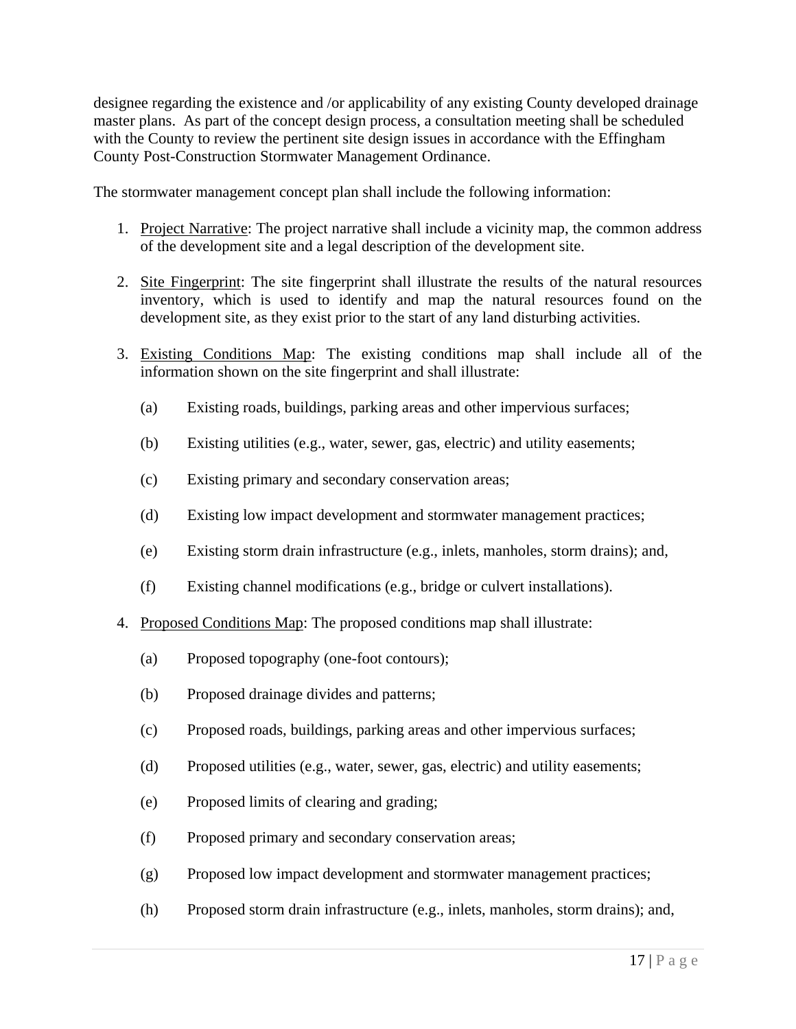designee regarding the existence and /or applicability of any existing County developed drainage master plans. As part of the concept design process, a consultation meeting shall be scheduled with the County to review the pertinent site design issues in accordance with the Effingham County Post-Construction Stormwater Management Ordinance.

The stormwater management concept plan shall include the following information:

1. Project Narrative: The project narrative shall include a vicinity map, the common address of the development site and a legal description of the development site.

2. Site Fingerprint: The site fingerprint shall illustrate the results of the natural resources inventory, which is used to identify and map the natural resources found on the development site, as they exist prior to the start of any land disturbing activities.

3. Existing Conditions Map: The existing conditions map shall include all of the information shown on the site fingerprint and shall illustrate:

   (a) Existing roads, buildings, parking areas and other impervious surfaces;

   (b) Existing utilities (e.g., water, sewer, gas, electric) and utility easements;

   (c) Existing primary and secondary conservation areas;

   (d) Existing low impact development and stormwater management practices;

   (e) Existing storm drain infrastructure (e.g., inlets, manholes, storm drains); and,

   (f) Existing channel modifications (e.g., bridge or culvert installations).

4. Proposed Conditions Map: The proposed conditions map shall illustrate:

   (a) Proposed topography (one-foot contours);

   (b) Proposed drainage divides and patterns;

   (c) Proposed roads, buildings, parking areas and other impervious surfaces;

   (d) Proposed utilities (e.g., water, sewer, gas, electric) and utility easements;

   (e) Proposed limits of clearing and grading;

   (f) Proposed primary and secondary conservation areas;

   (g) Proposed low impact development and stormwater management practices;

   (h) Proposed storm drain infrastructure (e.g., inlets, manholes, storm drains); and,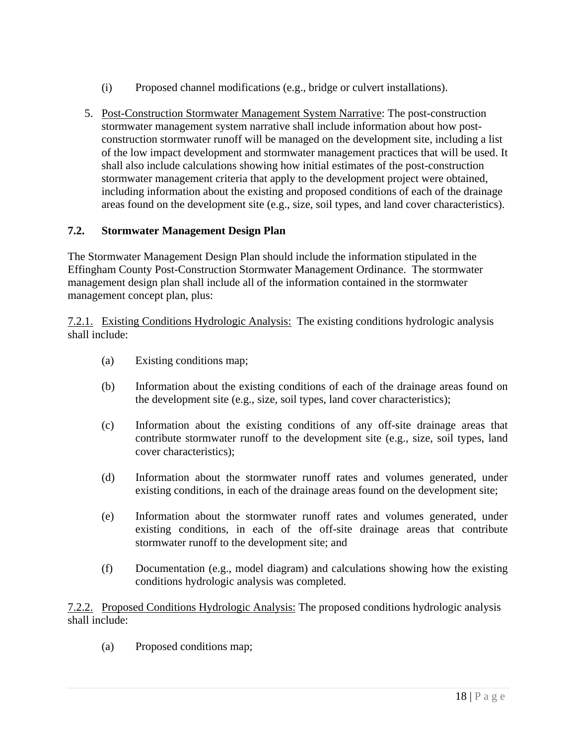(i) Proposed channel modifications (e.g., bridge or culvert installations).

5. Post-Construction Stormwater Management System Narrative: The post-construction stormwater management system narrative shall include information about how post-construction stormwater runoff will be managed on the development site, including a list of the low impact development and stormwater management practices that will be used. It shall also include calculations showing how initial estimates of the post-construction stormwater management criteria that apply to the development project were obtained, including information about the existing and proposed conditions of each of the drainage areas found on the development site (e.g., size, soil types, and land cover characteristics).

### 7.2. Stormwater Management Design Plan

The Stormwater Management Design Plan should include the information stipulated in the Effingham County Post-Construction Stormwater Management Ordinance. The stormwater management design plan shall include all of the information contained in the stormwater management concept plan, plus:

7.2.1. Existing Conditions Hydrologic Analysis: The existing conditions hydrologic analysis shall include:

(a) Existing conditions map;

(b) Information about the existing conditions of each of the drainage areas found on the development site (e.g., size, soil types, land cover characteristics);

(c) Information about the existing conditions of any off-site drainage areas that contribute stormwater runoff to the development site (e.g., size, soil types, land cover characteristics);

(d) Information about the stormwater runoff rates and volumes generated, under existing conditions, in each of the drainage areas found on the development site;

(e) Information about the stormwater runoff rates and volumes generated, under existing conditions, in each of the off-site drainage areas that contribute stormwater runoff to the development site; and

(f) Documentation (e.g., model diagram) and calculations showing how the existing conditions hydrologic analysis was completed.

7.2.2. Proposed Conditions Hydrologic Analysis: The proposed conditions hydrologic analysis shall include:

(a) Proposed conditions map;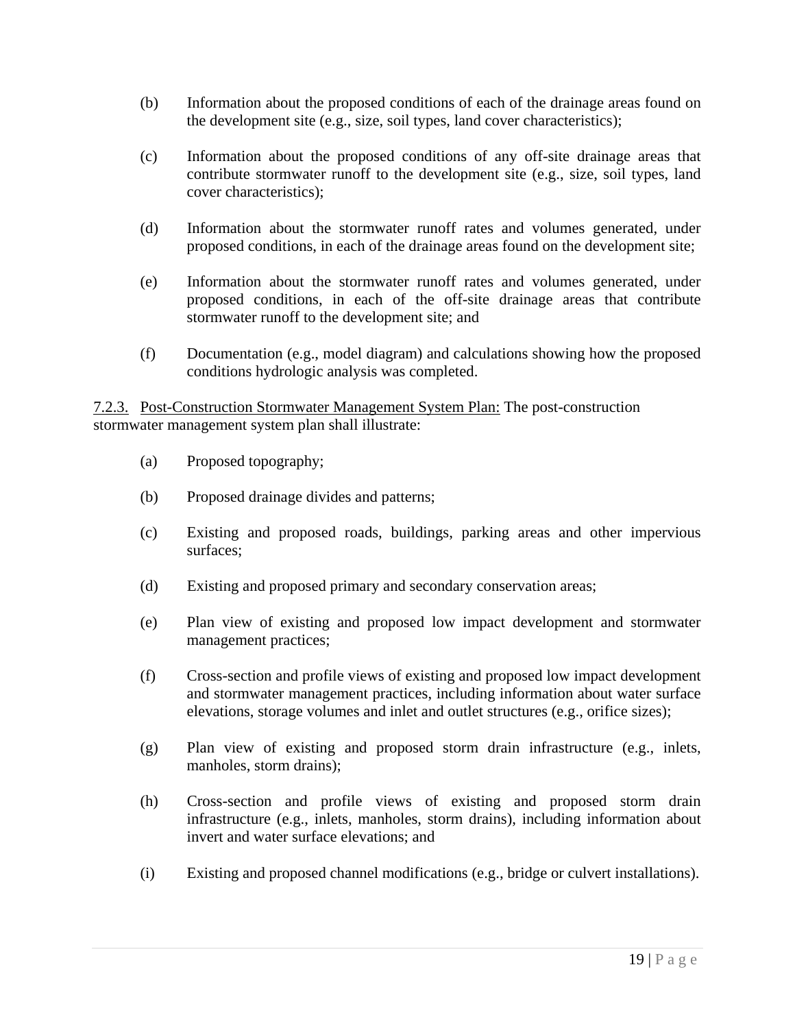(b) Information about the proposed conditions of each of the drainage areas found on the development site (e.g., size, soil types, land cover characteristics);

(c) Information about the proposed conditions of any off-site drainage areas that contribute stormwater runoff to the development site (e.g., size, soil types, land cover characteristics);

(d) Information about the stormwater runoff rates and volumes generated, under proposed conditions, in each of the drainage areas found on the development site;

(e) Information about the stormwater runoff rates and volumes generated, under proposed conditions, in each of the off-site drainage areas that contribute stormwater runoff to the development site; and

(f) Documentation (e.g., model diagram) and calculations showing how the proposed conditions hydrologic analysis was completed.

7.2.3. Post-Construction Stormwater Management System Plan: The post-construction stormwater management system plan shall illustrate:

(a) Proposed topography;

(b) Proposed drainage divides and patterns;

(c) Existing and proposed roads, buildings, parking areas and other impervious surfaces;

(d) Existing and proposed primary and secondary conservation areas;

(e) Plan view of existing and proposed low impact development and stormwater management practices;

(f) Cross-section and profile views of existing and proposed low impact development and stormwater management practices, including information about water surface elevations, storage volumes and inlet and outlet structures (e.g., orifice sizes);

(g) Plan view of existing and proposed storm drain infrastructure (e.g., inlets, manholes, storm drains);

(h) Cross-section and profile views of existing and proposed storm drain infrastructure (e.g., inlets, manholes, storm drains), including information about invert and water surface elevations; and

(i) Existing and proposed channel modifications (e.g., bridge or culvert installations).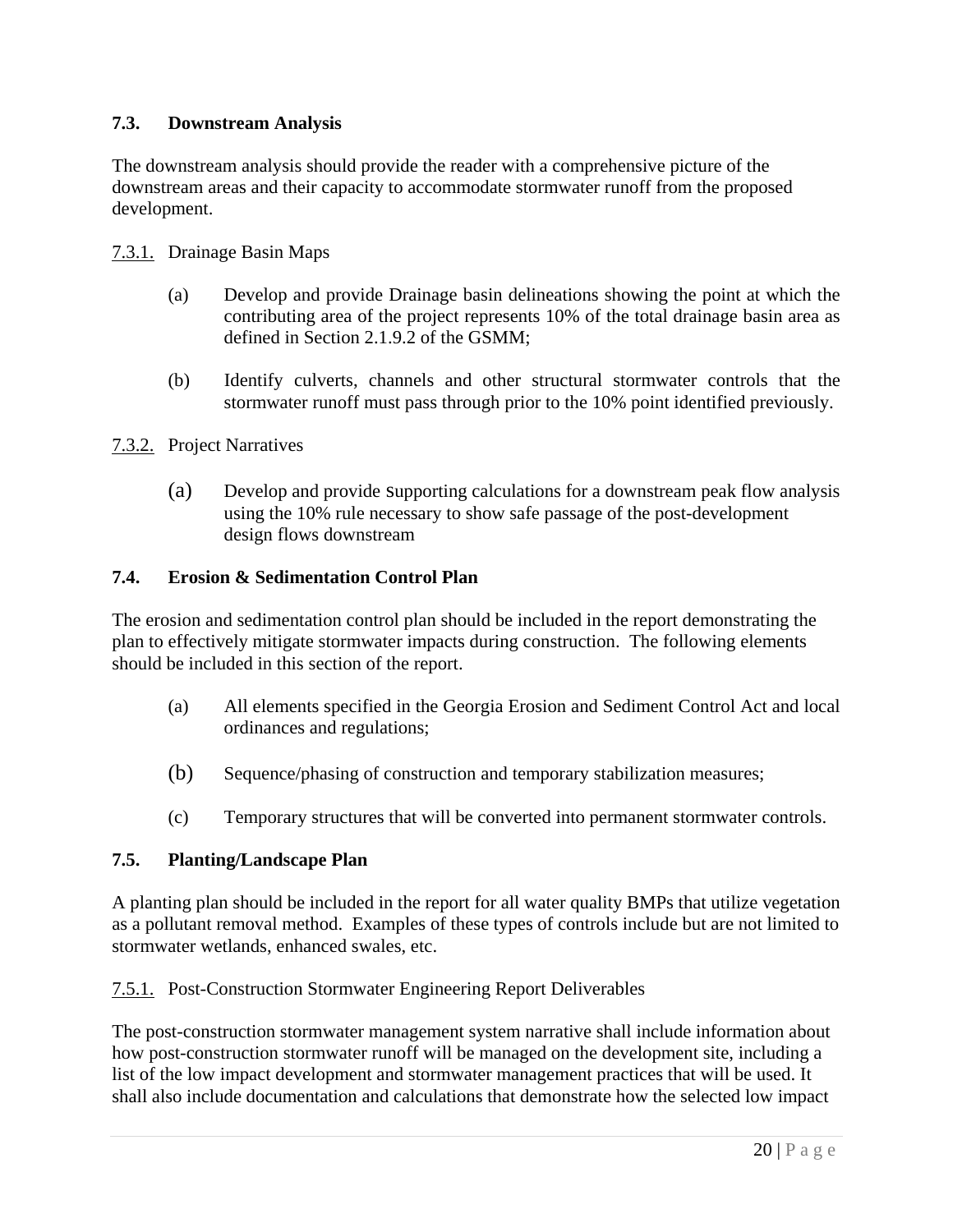### 7.3. Downstream Analysis

The downstream analysis should provide the reader with a comprehensive picture of the downstream areas and their capacity to accommodate stormwater runoff from the proposed development.

#### 7.3.1. Drainage Basin Maps

(a) Develop and provide Drainage basin delineations showing the point at which the contributing area of the project represents 10% of the total drainage basin area as defined in Section 2.1.9.2 of the GSMM;

(b) Identify culverts, channels and other structural stormwater controls that the stormwater runoff must pass through prior to the 10% point identified previously.

#### 7.3.2. Project Narratives

(a) Develop and provide supporting calculations for a downstream peak flow analysis using the 10% rule necessary to show safe passage of the post-development design flows downstream

### 7.4. Erosion & Sedimentation Control Plan

The erosion and sedimentation control plan should be included in the report demonstrating the plan to effectively mitigate stormwater impacts during construction. The following elements should be included in this section of the report.

(a) All elements specified in the Georgia Erosion and Sediment Control Act and local ordinances and regulations;

(b) Sequence/phasing of construction and temporary stabilization measures;

(c) Temporary structures that will be converted into permanent stormwater controls.

### 7.5. Planting/Landscape Plan

A planting plan should be included in the report for all water quality BMPs that utilize vegetation as a pollutant removal method. Examples of these types of controls include but are not limited to stormwater wetlands, enhanced swales, etc.

#### 7.5.1. Post-Construction Stormwater Engineering Report Deliverables

The post-construction stormwater management system narrative shall include information about how post-construction stormwater runoff will be managed on the development site, including a list of the low impact development and stormwater management practices that will be used. It shall also include documentation and calculations that demonstrate how the selected low impact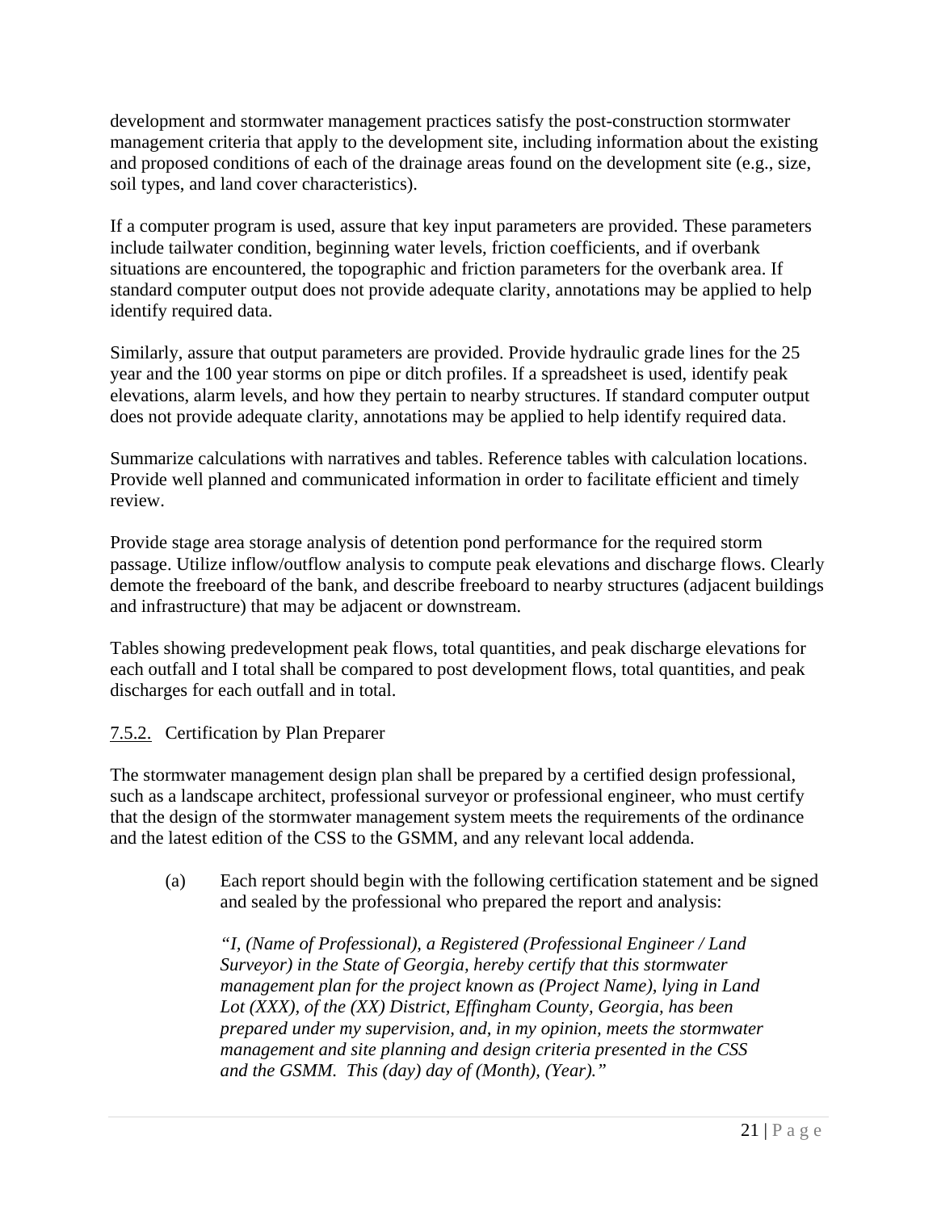development and stormwater management practices satisfy the post-construction stormwater management criteria that apply to the development site, including information about the existing and proposed conditions of each of the drainage areas found on the development site (e.g., size, soil types, and land cover characteristics).

If a computer program is used, assure that key input parameters are provided. These parameters include tailwater condition, beginning water levels, friction coefficients, and if overbank situations are encountered, the topographic and friction parameters for the overbank area. If standard computer output does not provide adequate clarity, annotations may be applied to help identify required data.

Similarly, assure that output parameters are provided. Provide hydraulic grade lines for the 25 year and the 100 year storms on pipe or ditch profiles. If a spreadsheet is used, identify peak elevations, alarm levels, and how they pertain to nearby structures. If standard computer output does not provide adequate clarity, annotations may be applied to help identify required data.

Summarize calculations with narratives and tables. Reference tables with calculation locations. Provide well planned and communicated information in order to facilitate efficient and timely review.

Provide stage area storage analysis of detention pond performance for the required storm passage. Utilize inflow/outflow analysis to compute peak elevations and discharge flows. Clearly demote the freeboard of the bank, and describe freeboard to nearby structures (adjacent buildings and infrastructure) that may be adjacent or downstream.

Tables showing predevelopment peak flows, total quantities, and peak discharge elevations for each outfall and I total shall be compared to post development flows, total quantities, and peak discharges for each outfall and in total.

### 7.5.2. Certification by Plan Preparer

The stormwater management design plan shall be prepared by a certified design professional, such as a landscape architect, professional surveyor or professional engineer, who must certify that the design of the stormwater management system meets the requirements of the ordinance and the latest edition of the CSS to the GSMM, and any relevant local addenda.

(a) Each report should begin with the following certification statement and be signed and sealed by the professional who prepared the report and analysis:

*"I, (Name of Professional), a Registered (Professional Engineer / Land Surveyor) in the State of Georgia, hereby certify that this stormwater management plan for the project known as (Project Name), lying in Land Lot (XXX), of the (XX) District, Effingham County, Georgia, has been prepared under my supervision, and, in my opinion, meets the stormwater management and site planning and design criteria presented in the CSS and the GSMM. This (day) day of (Month), (Year)."*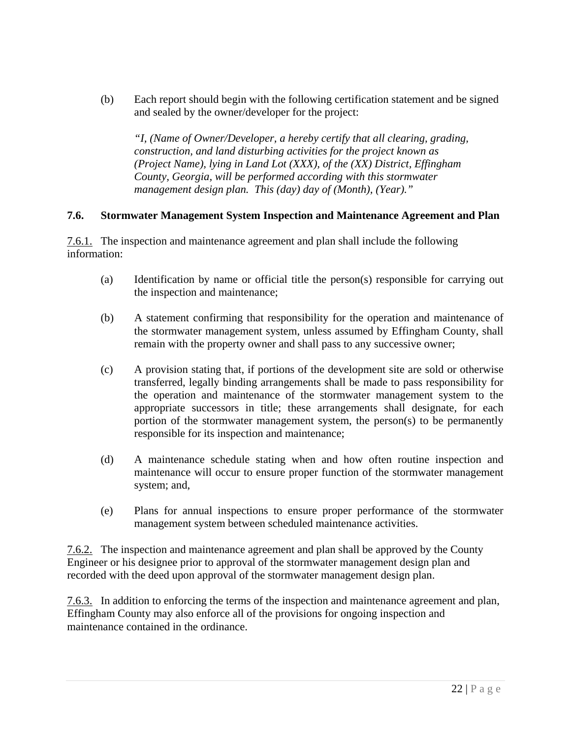(b) Each report should begin with the following certification statement and be signed and sealed by the owner/developer for the project:

> *"I, (Name of Owner/Developer, a hereby certify that all clearing, grading, construction, and land disturbing activities for the project known as (Project Name), lying in Land Lot (XXX), of the (XX) District, Effingham County, Georgia, will be performed according with this stormwater management design plan. This (day) day of (Month), (Year)."*

### 7.6. Stormwater Management System Inspection and Maintenance Agreement and Plan

7.6.1. The inspection and maintenance agreement and plan shall include the following information:

(a) Identification by name or official title the person(s) responsible for carrying out the inspection and maintenance;

(b) A statement confirming that responsibility for the operation and maintenance of the stormwater management system, unless assumed by Effingham County, shall remain with the property owner and shall pass to any successive owner;

(c) A provision stating that, if portions of the development site are sold or otherwise transferred, legally binding arrangements shall be made to pass responsibility for the operation and maintenance of the stormwater management system to the appropriate successors in title; these arrangements shall designate, for each portion of the stormwater management system, the person(s) to be permanently responsible for its inspection and maintenance;

(d) A maintenance schedule stating when and how often routine inspection and maintenance will occur to ensure proper function of the stormwater management system; and,

(e) Plans for annual inspections to ensure proper performance of the stormwater management system between scheduled maintenance activities.

7.6.2. The inspection and maintenance agreement and plan shall be approved by the County Engineer or his designee prior to approval of the stormwater management design plan and recorded with the deed upon approval of the stormwater management design plan.

7.6.3. In addition to enforcing the terms of the inspection and maintenance agreement and plan, Effingham County may also enforce all of the provisions for ongoing inspection and maintenance contained in the ordinance.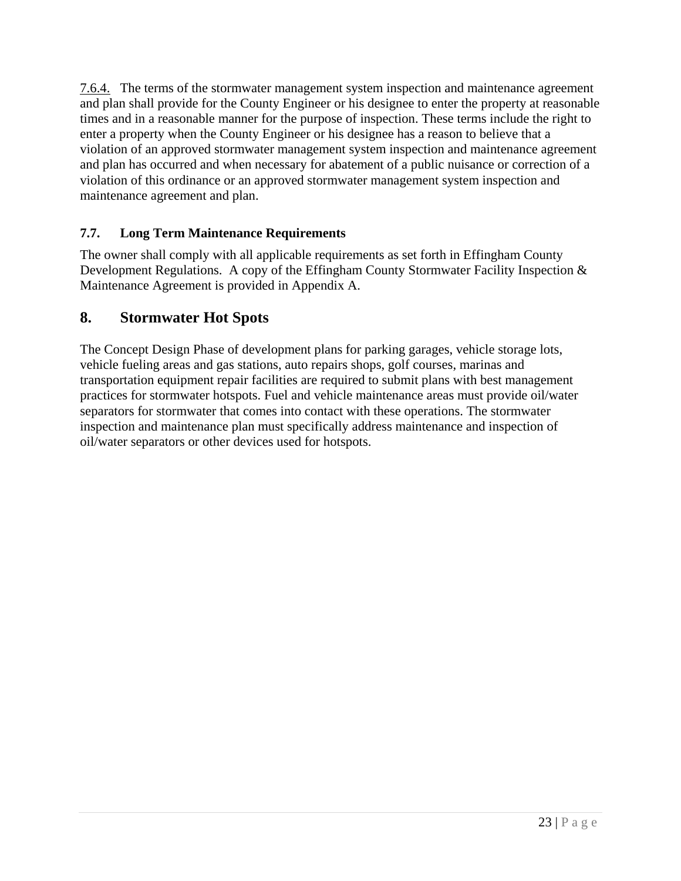7.6.4. The terms of the stormwater management system inspection and maintenance agreement and plan shall provide for the County Engineer or his designee to enter the property at reasonable times and in a reasonable manner for the purpose of inspection. These terms include the right to enter a property when the County Engineer or his designee has a reason to believe that a violation of an approved stormwater management system inspection and maintenance agreement and plan has occurred and when necessary for abatement of a public nuisance or correction of a violation of this ordinance or an approved stormwater management system inspection and maintenance agreement and plan.

### 7.7. Long Term Maintenance Requirements

The owner shall comply with all applicable requirements as set forth in Effingham County Development Regulations. A copy of the Effingham County Stormwater Facility Inspection & Maintenance Agreement is provided in Appendix A.

## 8. Stormwater Hot Spots

The Concept Design Phase of development plans for parking garages, vehicle storage lots, vehicle fueling areas and gas stations, auto repairs shops, golf courses, marinas and transportation equipment repair facilities are required to submit plans with best management practices for stormwater hotspots. Fuel and vehicle maintenance areas must provide oil/water separators for stormwater that comes into contact with these operations. The stormwater inspection and maintenance plan must specifically address maintenance and inspection of oil/water separators or other devices used for hotspots.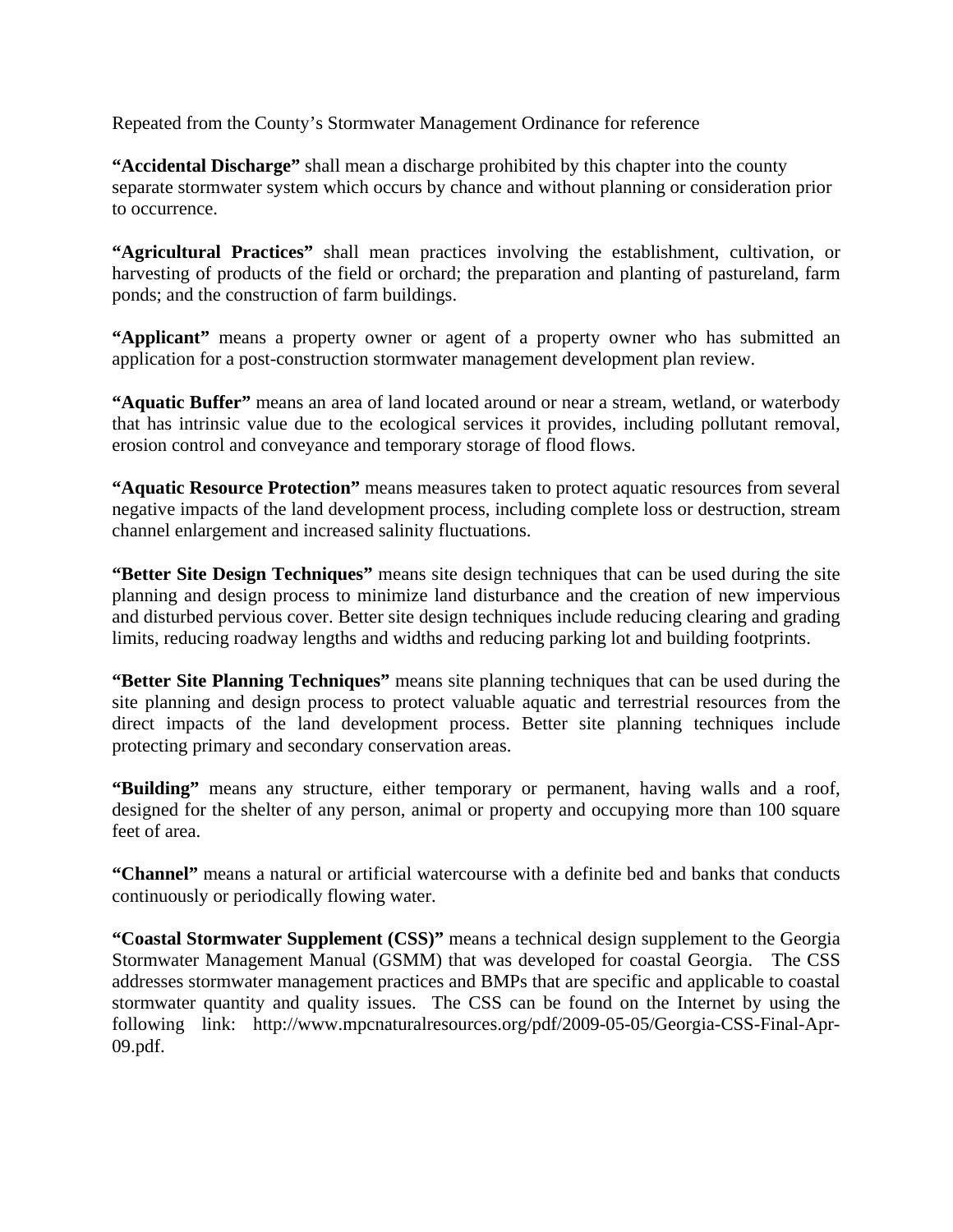Repeated from the County's Stormwater Management Ordinance for reference

**"Accidental Discharge"** shall mean a discharge prohibited by this chapter into the county separate stormwater system which occurs by chance and without planning or consideration prior to occurrence.

**"Agricultural Practices"** shall mean practices involving the establishment, cultivation, or harvesting of products of the field or orchard; the preparation and planting of pastureland, farm ponds; and the construction of farm buildings.

**"Applicant"** means a property owner or agent of a property owner who has submitted an application for a post-construction stormwater management development plan review.

**"Aquatic Buffer"** means an area of land located around or near a stream, wetland, or waterbody that has intrinsic value due to the ecological services it provides, including pollutant removal, erosion control and conveyance and temporary storage of flood flows.

**"Aquatic Resource Protection"** means measures taken to protect aquatic resources from several negative impacts of the land development process, including complete loss or destruction, stream channel enlargement and increased salinity fluctuations.

**"Better Site Design Techniques"** means site design techniques that can be used during the site planning and design process to minimize land disturbance and the creation of new impervious and disturbed pervious cover. Better site design techniques include reducing clearing and grading limits, reducing roadway lengths and widths and reducing parking lot and building footprints.

**"Better Site Planning Techniques"** means site planning techniques that can be used during the site planning and design process to protect valuable aquatic and terrestrial resources from the direct impacts of the land development process. Better site planning techniques include protecting primary and secondary conservation areas.

**"Building"** means any structure, either temporary or permanent, having walls and a roof, designed for the shelter of any person, animal or property and occupying more than 100 square feet of area.

**"Channel"** means a natural or artificial watercourse with a definite bed and banks that conducts continuously or periodically flowing water.

**"Coastal Stormwater Supplement (CSS)"** means a technical design supplement to the Georgia Stormwater Management Manual (GSMM) that was developed for coastal Georgia. The CSS addresses stormwater management practices and BMPs that are specific and applicable to coastal stormwater quantity and quality issues. The CSS can be found on the Internet by using the following link: http://www.mpcnaturalresources.org/pdf/2009-05-05/Georgia-CSS-Final-Apr-09.pdf.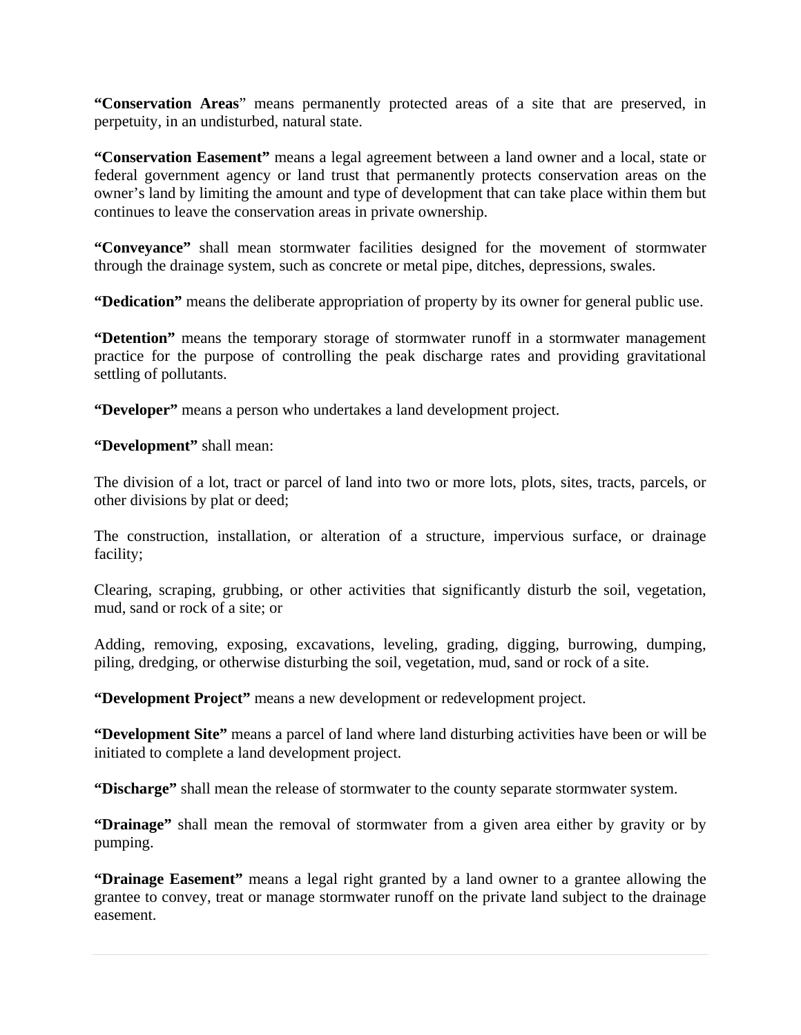**“Conservation Areas**” means permanently protected areas of a site that are preserved, in perpetuity, in an undisturbed, natural state.

**“Conservation Easement”** means a legal agreement between a land owner and a local, state or federal government agency or land trust that permanently protects conservation areas on the owner’s land by limiting the amount and type of development that can take place within them but continues to leave the conservation areas in private ownership.

**“Conveyance”** shall mean stormwater facilities designed for the movement of stormwater through the drainage system, such as concrete or metal pipe, ditches, depressions, swales.

**“Dedication”** means the deliberate appropriation of property by its owner for general public use.

**“Detention”** means the temporary storage of stormwater runoff in a stormwater management practice for the purpose of controlling the peak discharge rates and providing gravitational settling of pollutants.

**“Developer”** means a person who undertakes a land development project.

**“Development”** shall mean:

The division of a lot, tract or parcel of land into two or more lots, plots, sites, tracts, parcels, or other divisions by plat or deed;

The construction, installation, or alteration of a structure, impervious surface, or drainage facility;

Clearing, scraping, grubbing, or other activities that significantly disturb the soil, vegetation, mud, sand or rock of a site; or

Adding, removing, exposing, excavations, leveling, grading, digging, burrowing, dumping, piling, dredging, or otherwise disturbing the soil, vegetation, mud, sand or rock of a site.

**“Development Project”** means a new development or redevelopment project.

**“Development Site”** means a parcel of land where land disturbing activities have been or will be initiated to complete a land development project.

**“Discharge”** shall mean the release of stormwater to the county separate stormwater system.

**“Drainage”** shall mean the removal of stormwater from a given area either by gravity or by pumping.

**“Drainage Easement”** means a legal right granted by a land owner to a grantee allowing the grantee to convey, treat or manage stormwater runoff on the private land subject to the drainage easement.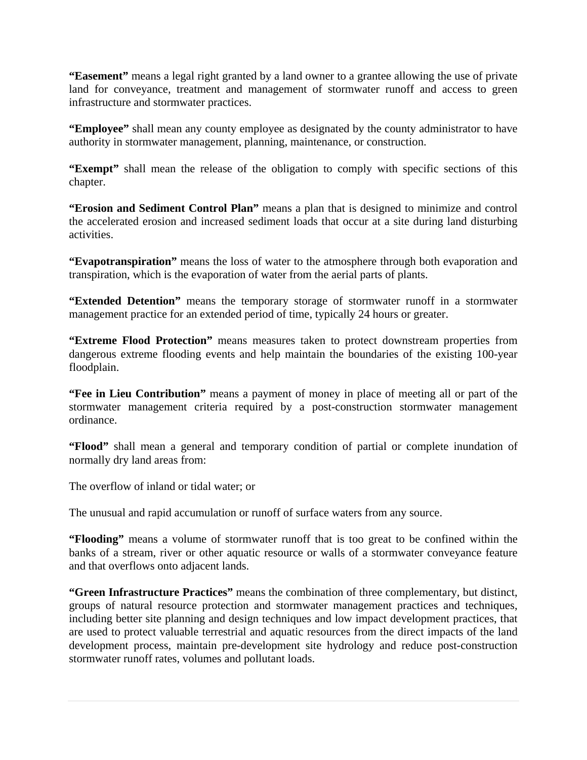**“Easement”** means a legal right granted by a land owner to a grantee allowing the use of private land for conveyance, treatment and management of stormwater runoff and access to green infrastructure and stormwater practices.

**“Employee”** shall mean any county employee as designated by the county administrator to have authority in stormwater management, planning, maintenance, or construction.

**“Exempt”** shall mean the release of the obligation to comply with specific sections of this chapter.

**“Erosion and Sediment Control Plan”** means a plan that is designed to minimize and control the accelerated erosion and increased sediment loads that occur at a site during land disturbing activities.

**“Evapotranspiration”** means the loss of water to the atmosphere through both evaporation and transpiration, which is the evaporation of water from the aerial parts of plants.

**“Extended Detention”** means the temporary storage of stormwater runoff in a stormwater management practice for an extended period of time, typically 24 hours or greater.

**“Extreme Flood Protection”** means measures taken to protect downstream properties from dangerous extreme flooding events and help maintain the boundaries of the existing 100-year floodplain.

**“Fee in Lieu Contribution”** means a payment of money in place of meeting all or part of the stormwater management criteria required by a post-construction stormwater management ordinance.

**“Flood”** shall mean a general and temporary condition of partial or complete inundation of normally dry land areas from:

The overflow of inland or tidal water; or

The unusual and rapid accumulation or runoff of surface waters from any source.

**“Flooding”** means a volume of stormwater runoff that is too great to be confined within the banks of a stream, river or other aquatic resource or walls of a stormwater conveyance feature and that overflows onto adjacent lands.

**“Green Infrastructure Practices”** means the combination of three complementary, but distinct, groups of natural resource protection and stormwater management practices and techniques, including better site planning and design techniques and low impact development practices, that are used to protect valuable terrestrial and aquatic resources from the direct impacts of the land development process, maintain pre-development site hydrology and reduce post-construction stormwater runoff rates, volumes and pollutant loads.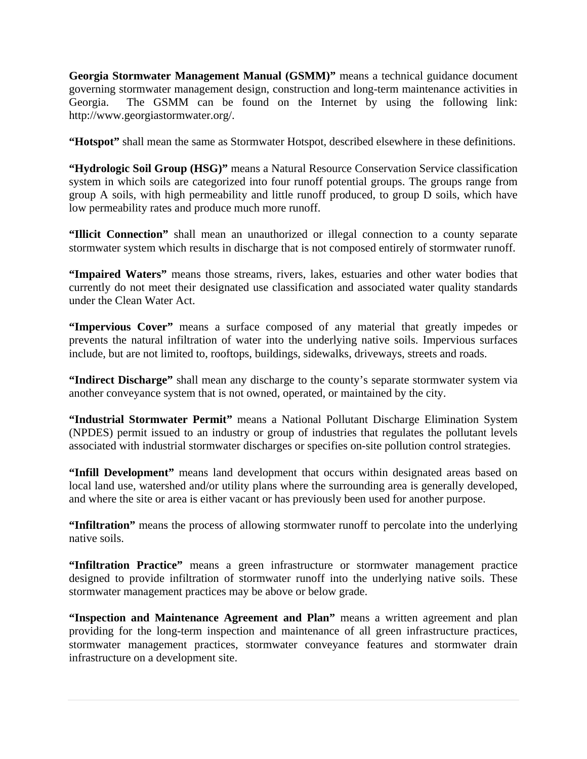**Georgia Stormwater Management Manual (GSMM)"** means a technical guidance document governing stormwater management design, construction and long-term maintenance activities in Georgia. The GSMM can be found on the Internet by using the following link: http://www.georgiastormwater.org/.

**"Hotspot"** shall mean the same as Stormwater Hotspot, described elsewhere in these definitions.

**"Hydrologic Soil Group (HSG)"** means a Natural Resource Conservation Service classification system in which soils are categorized into four runoff potential groups. The groups range from group A soils, with high permeability and little runoff produced, to group D soils, which have low permeability rates and produce much more runoff.

**"Illicit Connection"** shall mean an unauthorized or illegal connection to a county separate stormwater system which results in discharge that is not composed entirely of stormwater runoff.

**"Impaired Waters"** means those streams, rivers, lakes, estuaries and other water bodies that currently do not meet their designated use classification and associated water quality standards under the Clean Water Act.

**"Impervious Cover"** means a surface composed of any material that greatly impedes or prevents the natural infiltration of water into the underlying native soils. Impervious surfaces include, but are not limited to, rooftops, buildings, sidewalks, driveways, streets and roads.

**"Indirect Discharge"** shall mean any discharge to the county's separate stormwater system via another conveyance system that is not owned, operated, or maintained by the city.

**"Industrial Stormwater Permit"** means a National Pollutant Discharge Elimination System (NPDES) permit issued to an industry or group of industries that regulates the pollutant levels associated with industrial stormwater discharges or specifies on-site pollution control strategies.

**"Infill Development"** means land development that occurs within designated areas based on local land use, watershed and/or utility plans where the surrounding area is generally developed, and where the site or area is either vacant or has previously been used for another purpose.

**"Infiltration"** means the process of allowing stormwater runoff to percolate into the underlying native soils.

**"Infiltration Practice"** means a green infrastructure or stormwater management practice designed to provide infiltration of stormwater runoff into the underlying native soils. These stormwater management practices may be above or below grade.

**"Inspection and Maintenance Agreement and Plan"** means a written agreement and plan providing for the long-term inspection and maintenance of all green infrastructure practices, stormwater management practices, stormwater conveyance features and stormwater drain infrastructure on a development site.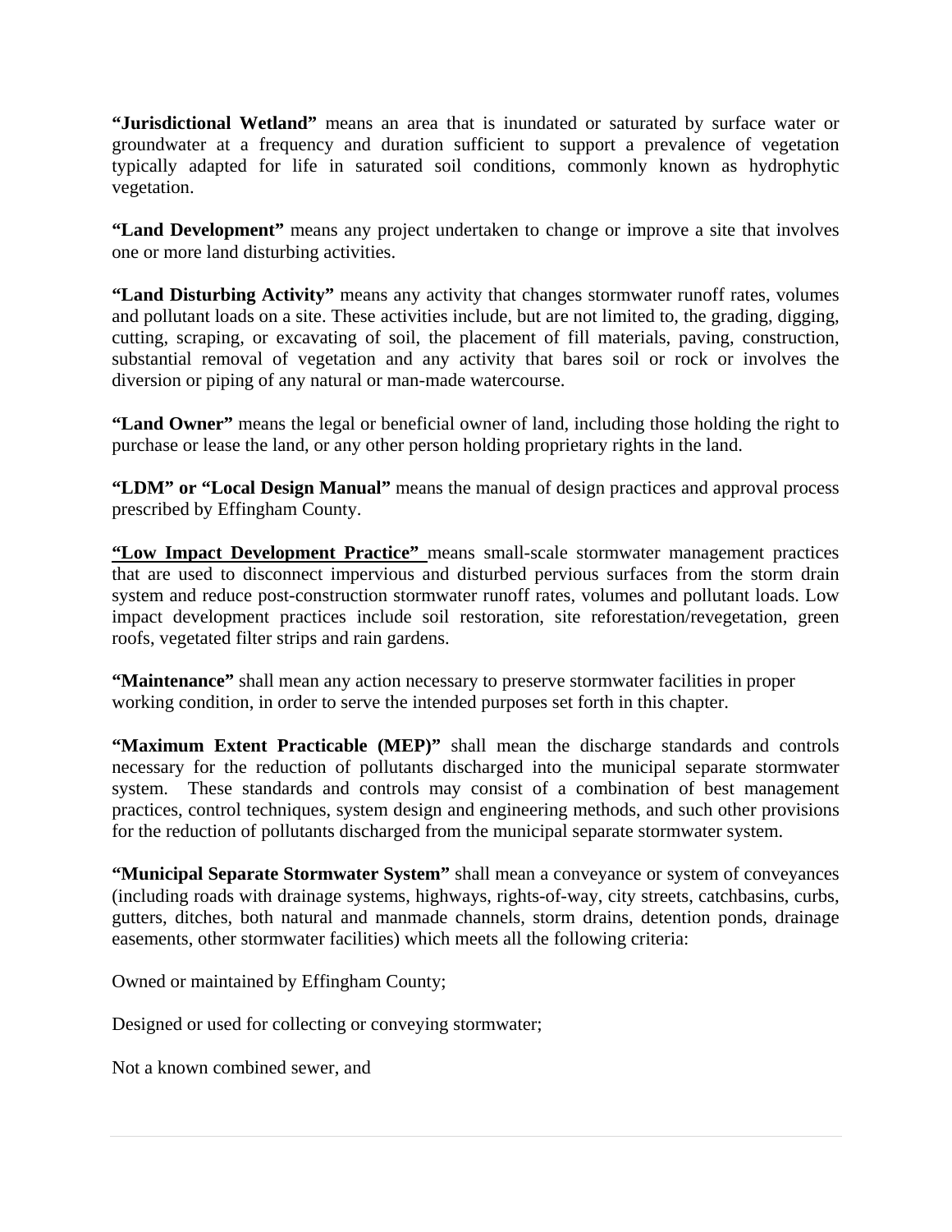**“Jurisdictional Wetland”** means an area that is inundated or saturated by surface water or groundwater at a frequency and duration sufficient to support a prevalence of vegetation typically adapted for life in saturated soil conditions, commonly known as hydrophytic vegetation.

**“Land Development”** means any project undertaken to change or improve a site that involves one or more land disturbing activities.

**“Land Disturbing Activity”** means any activity that changes stormwater runoff rates, volumes and pollutant loads on a site. These activities include, but are not limited to, the grading, digging, cutting, scraping, or excavating of soil, the placement of fill materials, paving, construction, substantial removal of vegetation and any activity that bares soil or rock or involves the diversion or piping of any natural or man-made watercourse.

**“Land Owner”** means the legal or beneficial owner of land, including those holding the right to purchase or lease the land, or any other person holding proprietary rights in the land.

**“LDM” or “Local Design Manual”** means the manual of design practices and approval process prescribed by Effingham County.

**<u>“Low Impact Development Practice”</u>** means small-scale stormwater management practices that are used to disconnect impervious and disturbed pervious surfaces from the storm drain system and reduce post-construction stormwater runoff rates, volumes and pollutant loads. Low impact development practices include soil restoration, site reforestation/revegetation, green roofs, vegetated filter strips and rain gardens.

**“Maintenance”** shall mean any action necessary to preserve stormwater facilities in proper working condition, in order to serve the intended purposes set forth in this chapter.

**“Maximum Extent Practicable (MEP)”** shall mean the discharge standards and controls necessary for the reduction of pollutants discharged into the municipal separate stormwater system. These standards and controls may consist of a combination of best management practices, control techniques, system design and engineering methods, and such other provisions for the reduction of pollutants discharged from the municipal separate stormwater system.

**“Municipal Separate Stormwater System”** shall mean a conveyance or system of conveyances (including roads with drainage systems, highways, rights-of-way, city streets, catchbasins, curbs, gutters, ditches, both natural and manmade channels, storm drains, detention ponds, drainage easements, other stormwater facilities) which meets all the following criteria:

Owned or maintained by Effingham County;

Designed or used for collecting or conveying stormwater;

Not a known combined sewer, and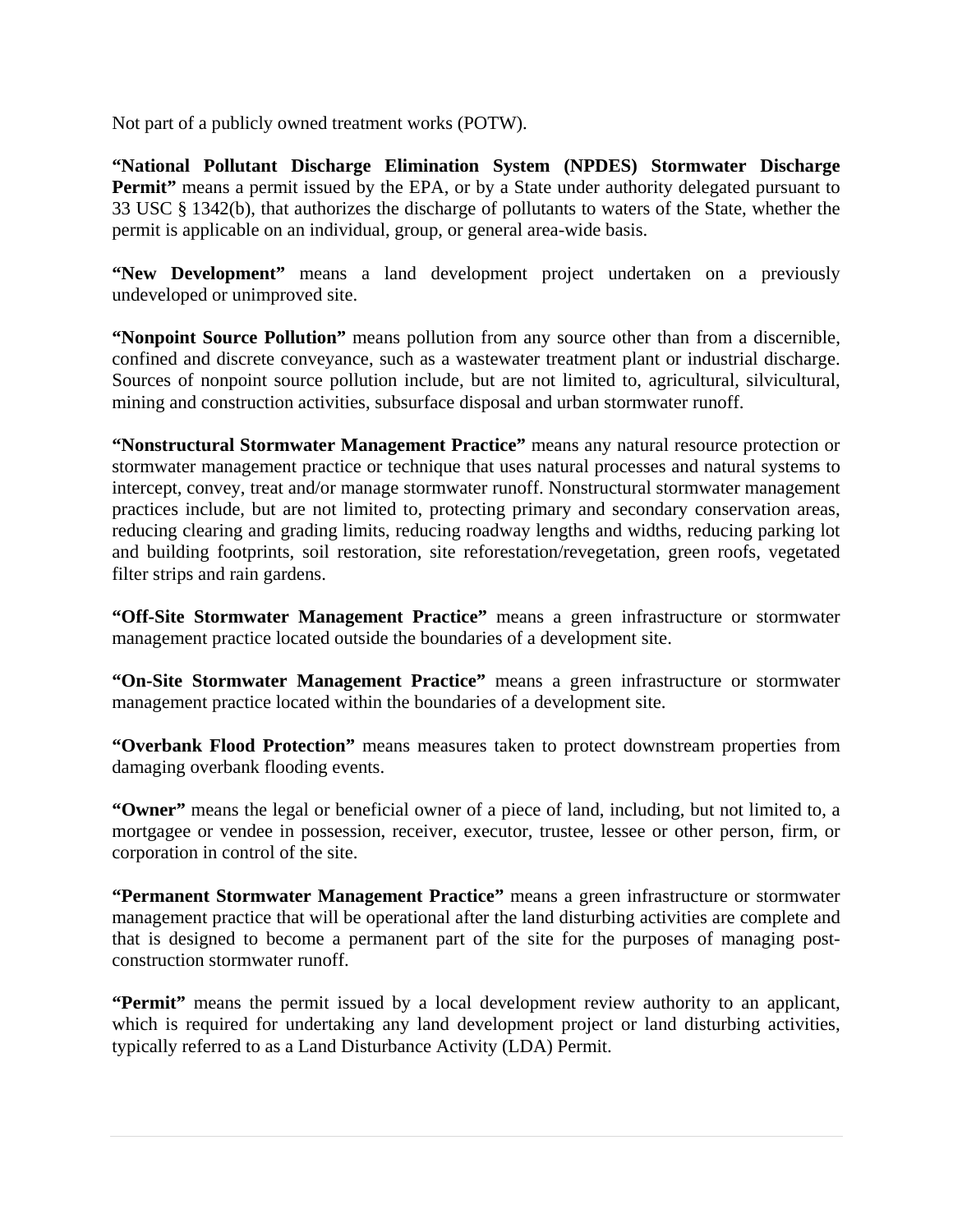Not part of a publicly owned treatment works (POTW).

**“National Pollutant Discharge Elimination System (NPDES) Stormwater Discharge Permit”** means a permit issued by the EPA, or by a State under authority delegated pursuant to 33 USC § 1342(b), that authorizes the discharge of pollutants to waters of the State, whether the permit is applicable on an individual, group, or general area-wide basis.

**“New Development”** means a land development project undertaken on a previously undeveloped or unimproved site.

**“Nonpoint Source Pollution”** means pollution from any source other than from a discernible, confined and discrete conveyance, such as a wastewater treatment plant or industrial discharge. Sources of nonpoint source pollution include, but are not limited to, agricultural, silvicultural, mining and construction activities, subsurface disposal and urban stormwater runoff.

**“Nonstructural Stormwater Management Practice”** means any natural resource protection or stormwater management practice or technique that uses natural processes and natural systems to intercept, convey, treat and/or manage stormwater runoff. Nonstructural stormwater management practices include, but are not limited to, protecting primary and secondary conservation areas, reducing clearing and grading limits, reducing roadway lengths and widths, reducing parking lot and building footprints, soil restoration, site reforestation/revegetation, green roofs, vegetated filter strips and rain gardens.

**“Off-Site Stormwater Management Practice”** means a green infrastructure or stormwater management practice located outside the boundaries of a development site.

**“On-Site Stormwater Management Practice”** means a green infrastructure or stormwater management practice located within the boundaries of a development site.

**“Overbank Flood Protection”** means measures taken to protect downstream properties from damaging overbank flooding events.

**“Owner”** means the legal or beneficial owner of a piece of land, including, but not limited to, a mortgagee or vendee in possession, receiver, executor, trustee, lessee or other person, firm, or corporation in control of the site.

**“Permanent Stormwater Management Practice”** means a green infrastructure or stormwater management practice that will be operational after the land disturbing activities are complete and that is designed to become a permanent part of the site for the purposes of managing post-construction stormwater runoff.

**“Permit”** means the permit issued by a local development review authority to an applicant, which is required for undertaking any land development project or land disturbing activities, typically referred to as a Land Disturbance Activity (LDA) Permit.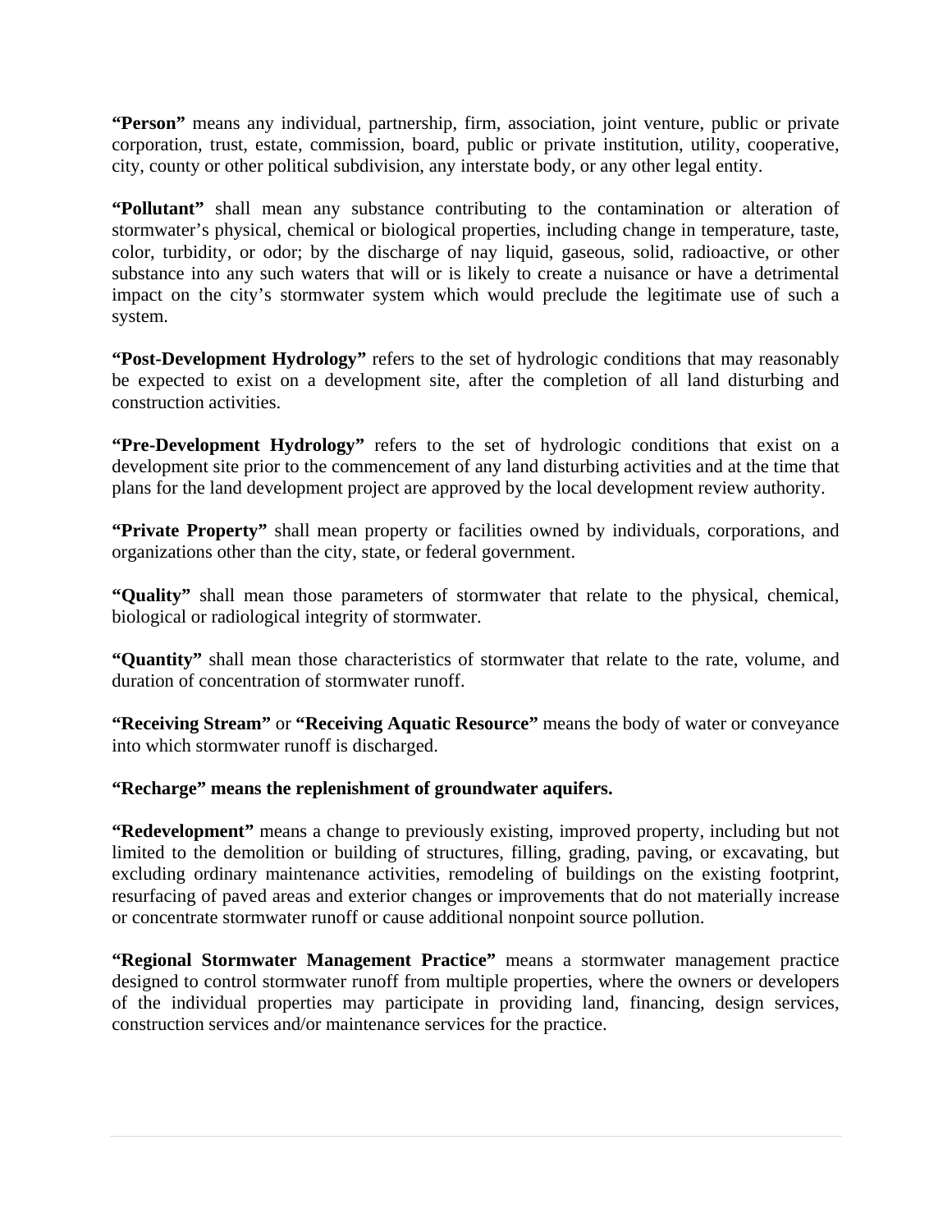**“Person”** means any individual, partnership, firm, association, joint venture, public or private corporation, trust, estate, commission, board, public or private institution, utility, cooperative, city, county or other political subdivision, any interstate body, or any other legal entity.

**“Pollutant”** shall mean any substance contributing to the contamination or alteration of stormwater’s physical, chemical or biological properties, including change in temperature, taste, color, turbidity, or odor; by the discharge of nay liquid, gaseous, solid, radioactive, or other substance into any such waters that will or is likely to create a nuisance or have a detrimental impact on the city’s stormwater system which would preclude the legitimate use of such a system.

**“Post-Development Hydrology”** refers to the set of hydrologic conditions that may reasonably be expected to exist on a development site, after the completion of all land disturbing and construction activities.

**“Pre-Development Hydrology”** refers to the set of hydrologic conditions that exist on a development site prior to the commencement of any land disturbing activities and at the time that plans for the land development project are approved by the local development review authority.

**“Private Property”** shall mean property or facilities owned by individuals, corporations, and organizations other than the city, state, or federal government.

**“Quality”** shall mean those parameters of stormwater that relate to the physical, chemical, biological or radiological integrity of stormwater.

**“Quantity”** shall mean those characteristics of stormwater that relate to the rate, volume, and duration of concentration of stormwater runoff.

**“Receiving Stream”** or **“Receiving Aquatic Resource”** means the body of water or conveyance into which stormwater runoff is discharged.

**“Recharge” means the replenishment of groundwater aquifers.**

**“Redevelopment”** means a change to previously existing, improved property, including but not limited to the demolition or building of structures, filling, grading, paving, or excavating, but excluding ordinary maintenance activities, remodeling of buildings on the existing footprint, resurfacing of paved areas and exterior changes or improvements that do not materially increase or concentrate stormwater runoff or cause additional nonpoint source pollution.

**“Regional Stormwater Management Practice”** means a stormwater management practice designed to control stormwater runoff from multiple properties, where the owners or developers of the individual properties may participate in providing land, financing, design services, construction services and/or maintenance services for the practice.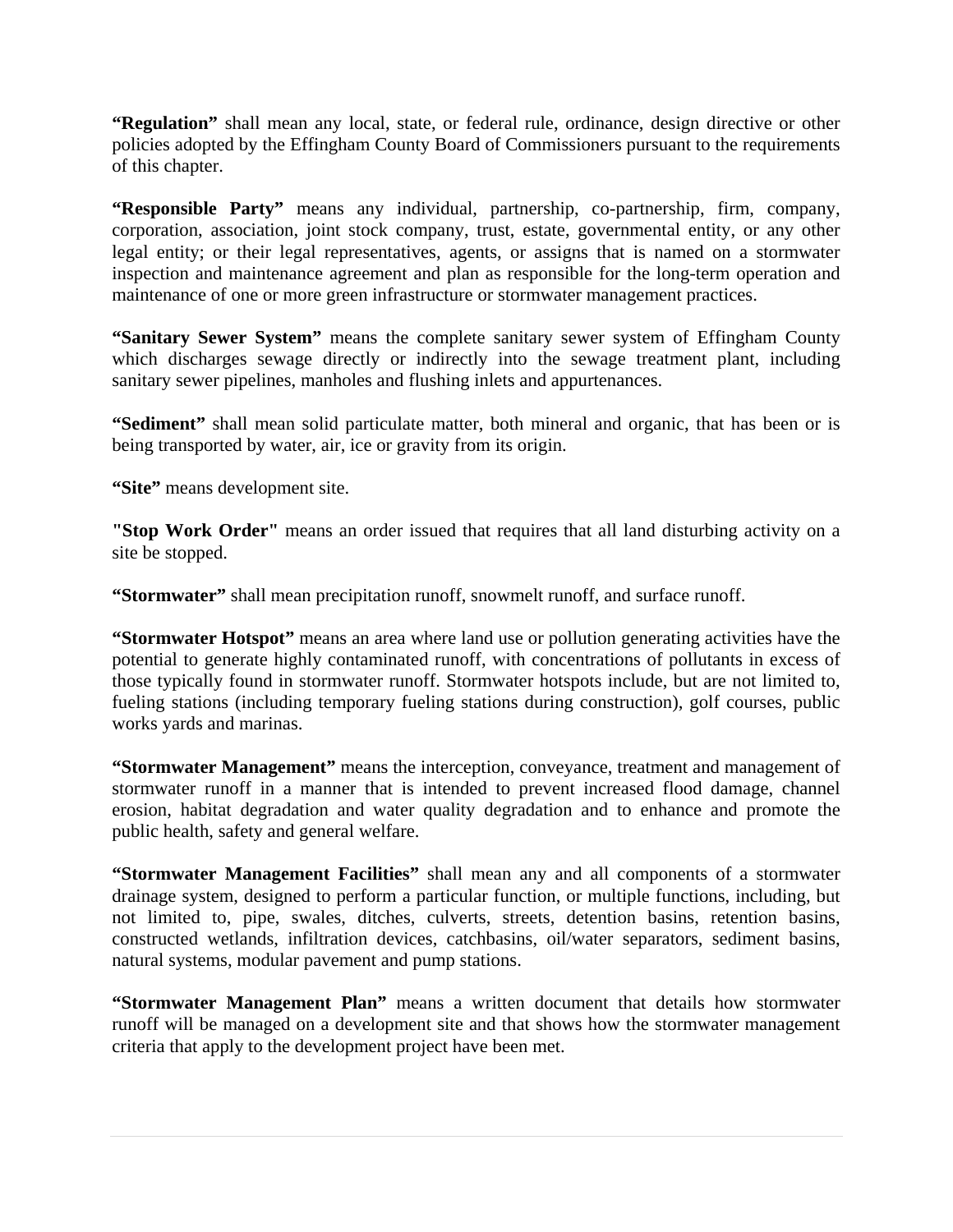**“Regulation”** shall mean any local, state, or federal rule, ordinance, design directive or other policies adopted by the Effingham County Board of Commissioners pursuant to the requirements of this chapter.

**“Responsible Party”** means any individual, partnership, co-partnership, firm, company, corporation, association, joint stock company, trust, estate, governmental entity, or any other legal entity; or their legal representatives, agents, or assigns that is named on a stormwater inspection and maintenance agreement and plan as responsible for the long-term operation and maintenance of one or more green infrastructure or stormwater management practices.

**“Sanitary Sewer System”** means the complete sanitary sewer system of Effingham County which discharges sewage directly or indirectly into the sewage treatment plant, including sanitary sewer pipelines, manholes and flushing inlets and appurtenances.

**“Sediment”** shall mean solid particulate matter, both mineral and organic, that has been or is being transported by water, air, ice or gravity from its origin.

**“Site”** means development site.

**"Stop Work Order"** means an order issued that requires that all land disturbing activity on a site be stopped.

**“Stormwater”** shall mean precipitation runoff, snowmelt runoff, and surface runoff.

**“Stormwater Hotspot”** means an area where land use or pollution generating activities have the potential to generate highly contaminated runoff, with concentrations of pollutants in excess of those typically found in stormwater runoff. Stormwater hotspots include, but are not limited to, fueling stations (including temporary fueling stations during construction), golf courses, public works yards and marinas.

**“Stormwater Management”** means the interception, conveyance, treatment and management of stormwater runoff in a manner that is intended to prevent increased flood damage, channel erosion, habitat degradation and water quality degradation and to enhance and promote the public health, safety and general welfare.

**“Stormwater Management Facilities”** shall mean any and all components of a stormwater drainage system, designed to perform a particular function, or multiple functions, including, but not limited to, pipe, swales, ditches, culverts, streets, detention basins, retention basins, constructed wetlands, infiltration devices, catchbasins, oil/water separators, sediment basins, natural systems, modular pavement and pump stations.

**“Stormwater Management Plan”** means a written document that details how stormwater runoff will be managed on a development site and that shows how the stormwater management criteria that apply to the development project have been met.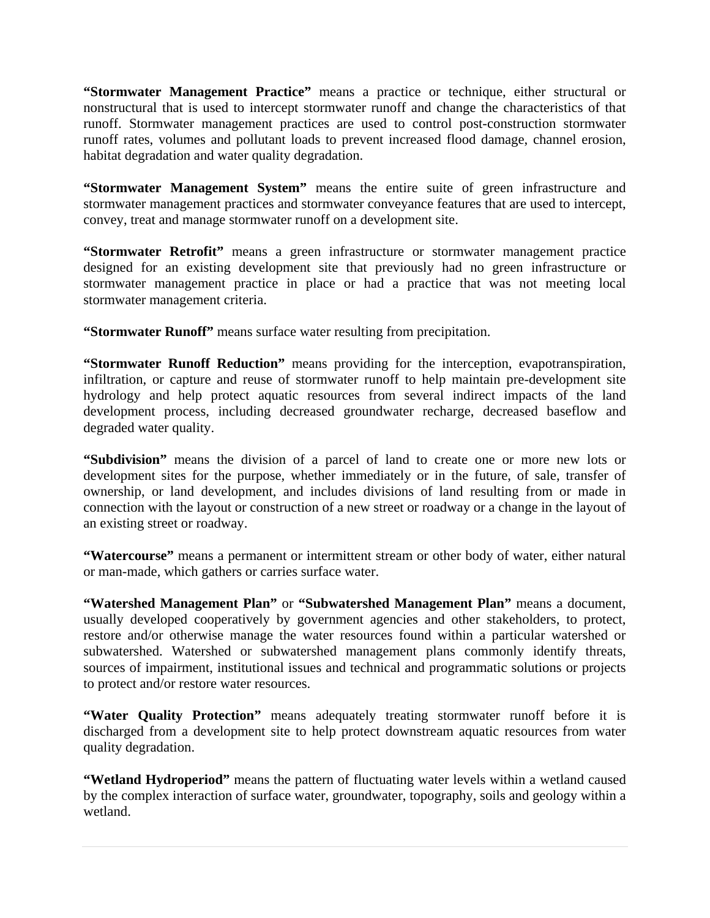**“Stormwater Management Practice”** means a practice or technique, either structural or nonstructural that is used to intercept stormwater runoff and change the characteristics of that runoff. Stormwater management practices are used to control post-construction stormwater runoff rates, volumes and pollutant loads to prevent increased flood damage, channel erosion, habitat degradation and water quality degradation.

**“Stormwater Management System”** means the entire suite of green infrastructure and stormwater management practices and stormwater conveyance features that are used to intercept, convey, treat and manage stormwater runoff on a development site.

**“Stormwater Retrofit”** means a green infrastructure or stormwater management practice designed for an existing development site that previously had no green infrastructure or stormwater management practice in place or had a practice that was not meeting local stormwater management criteria.

**“Stormwater Runoff”** means surface water resulting from precipitation.

**“Stormwater Runoff Reduction”** means providing for the interception, evapotranspiration, infiltration, or capture and reuse of stormwater runoff to help maintain pre-development site hydrology and help protect aquatic resources from several indirect impacts of the land development process, including decreased groundwater recharge, decreased baseflow and degraded water quality.

**“Subdivision”** means the division of a parcel of land to create one or more new lots or development sites for the purpose, whether immediately or in the future, of sale, transfer of ownership, or land development, and includes divisions of land resulting from or made in connection with the layout or construction of a new street or roadway or a change in the layout of an existing street or roadway.

**“Watercourse”** means a permanent or intermittent stream or other body of water, either natural or man-made, which gathers or carries surface water.

**“Watershed Management Plan”** or **“Subwatershed Management Plan”** means a document, usually developed cooperatively by government agencies and other stakeholders, to protect, restore and/or otherwise manage the water resources found within a particular watershed or subwatershed. Watershed or subwatershed management plans commonly identify threats, sources of impairment, institutional issues and technical and programmatic solutions or projects to protect and/or restore water resources.

**“Water Quality Protection”** means adequately treating stormwater runoff before it is discharged from a development site to help protect downstream aquatic resources from water quality degradation.

**“Wetland Hydroperiod”** means the pattern of fluctuating water levels within a wetland caused by the complex interaction of surface water, groundwater, topography, soils and geology within a wetland.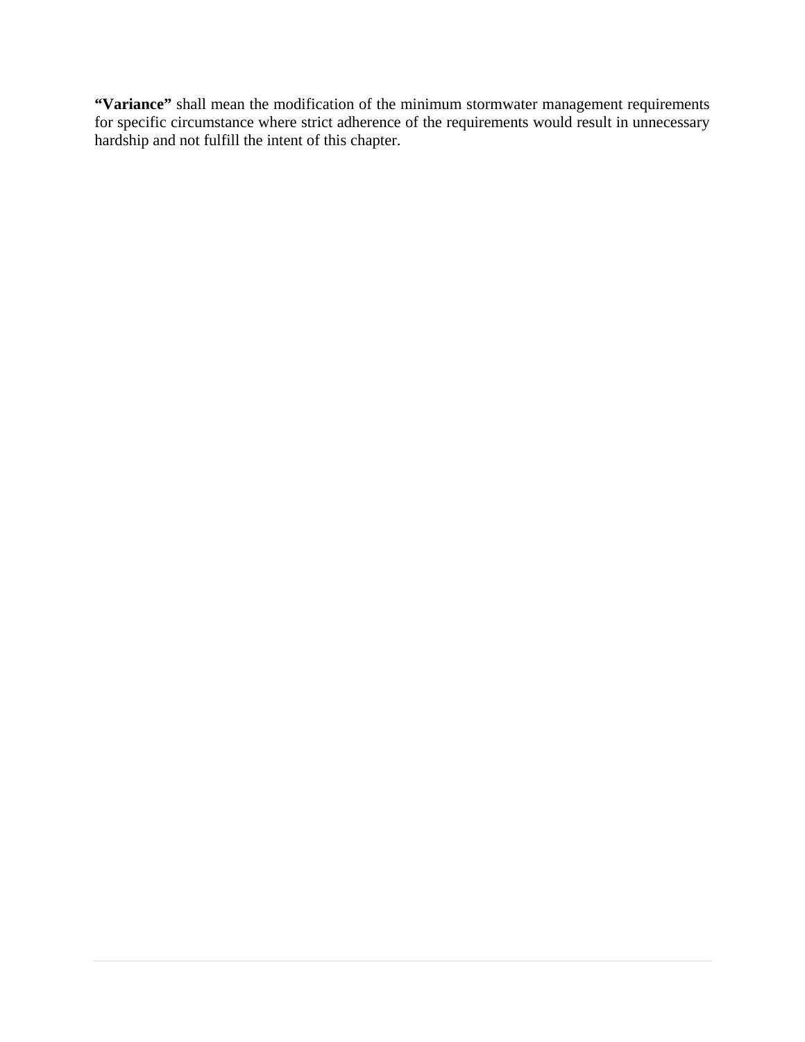**“Variance”** shall mean the modification of the minimum stormwater management requirements for specific circumstance where strict adherence of the requirements would result in unnecessary hardship and not fulfill the intent of this chapter.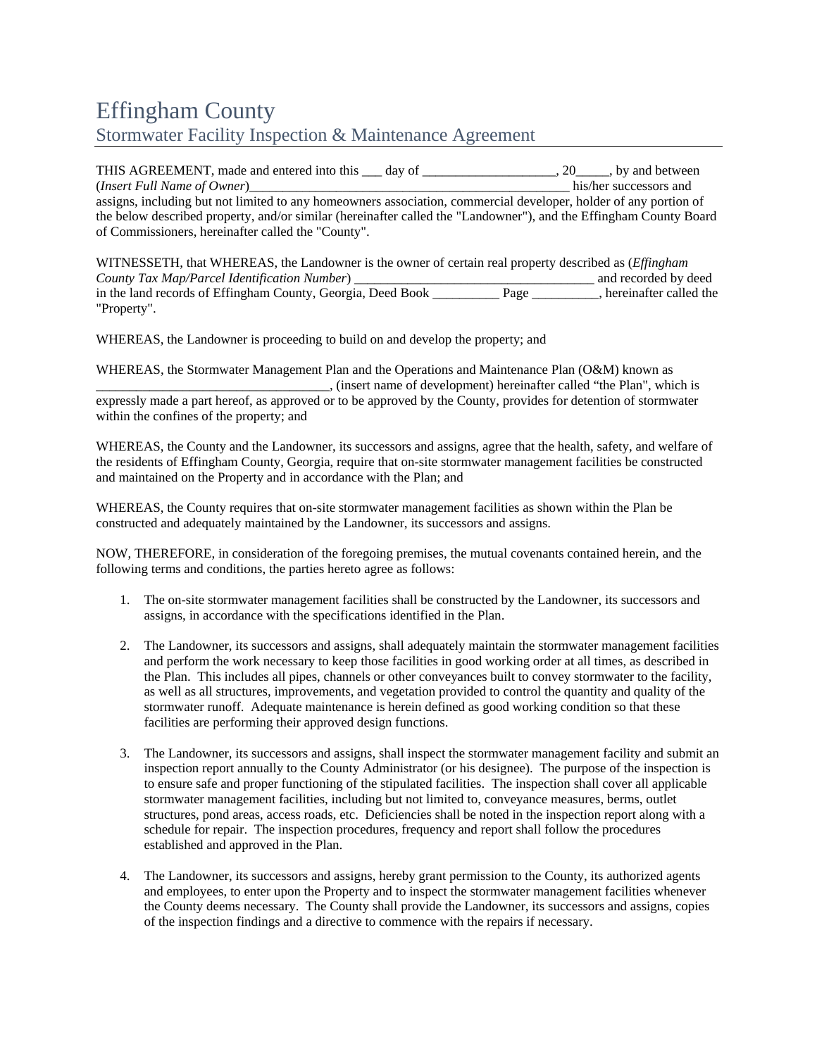# Effingham County

## Stormwater Facility Inspection & Maintenance Agreement

THIS AGREEMENT, made and entered into this ___ day of ____________________, 20_____, by and between (*Insert Full Name of Owner*)__________________________________________________ his/her successors and assigns, including but not limited to any homeowners association, commercial developer, holder of any portion of the below described property, and/or similar (hereinafter called the "Landowner"), and the Effingham County Board of Commissioners, hereinafter called the "County".

WITNESSETH, that WHEREAS, the Landowner is the owner of certain real property described as (*Effingham County Tax Map/Parcel Identification Number*) ____________________________________ and recorded by deed in the land records of Effingham County, Georgia, Deed Book __________ Page __________, hereinafter called the "Property".

WHEREAS, the Landowner is proceeding to build on and develop the property; and

WHEREAS, the Stormwater Management Plan and the Operations and Maintenance Plan (O&M) known as ___________________________________, (insert name of development) hereinafter called "the Plan", which is expressly made a part hereof, as approved or to be approved by the County, provides for detention of stormwater within the confines of the property; and

WHEREAS, the County and the Landowner, its successors and assigns, agree that the health, safety, and welfare of the residents of Effingham County, Georgia, require that on-site stormwater management facilities be constructed and maintained on the Property and in accordance with the Plan; and

WHEREAS, the County requires that on-site stormwater management facilities as shown within the Plan be constructed and adequately maintained by the Landowner, its successors and assigns.

NOW, THEREFORE, in consideration of the foregoing premises, the mutual covenants contained herein, and the following terms and conditions, the parties hereto agree as follows:

1. The on-site stormwater management facilities shall be constructed by the Landowner, its successors and assigns, in accordance with the specifications identified in the Plan.

2. The Landowner, its successors and assigns, shall adequately maintain the stormwater management facilities and perform the work necessary to keep those facilities in good working order at all times, as described in the Plan. This includes all pipes, channels or other conveyances built to convey stormwater to the facility, as well as all structures, improvements, and vegetation provided to control the quantity and quality of the stormwater runoff. Adequate maintenance is herein defined as good working condition so that these facilities are performing their approved design functions.

3. The Landowner, its successors and assigns, shall inspect the stormwater management facility and submit an inspection report annually to the County Administrator (or his designee). The purpose of the inspection is to ensure safe and proper functioning of the stipulated facilities. The inspection shall cover all applicable stormwater management facilities, including but not limited to, conveyance measures, berms, outlet structures, pond areas, access roads, etc. Deficiencies shall be noted in the inspection report along with a schedule for repair. The inspection procedures, frequency and report shall follow the procedures established and approved in the Plan.

4. The Landowner, its successors and assigns, hereby grant permission to the County, its authorized agents and employees, to enter upon the Property and to inspect the stormwater management facilities whenever the County deems necessary. The County shall provide the Landowner, its successors and assigns, copies of the inspection findings and a directive to commence with the repairs if necessary.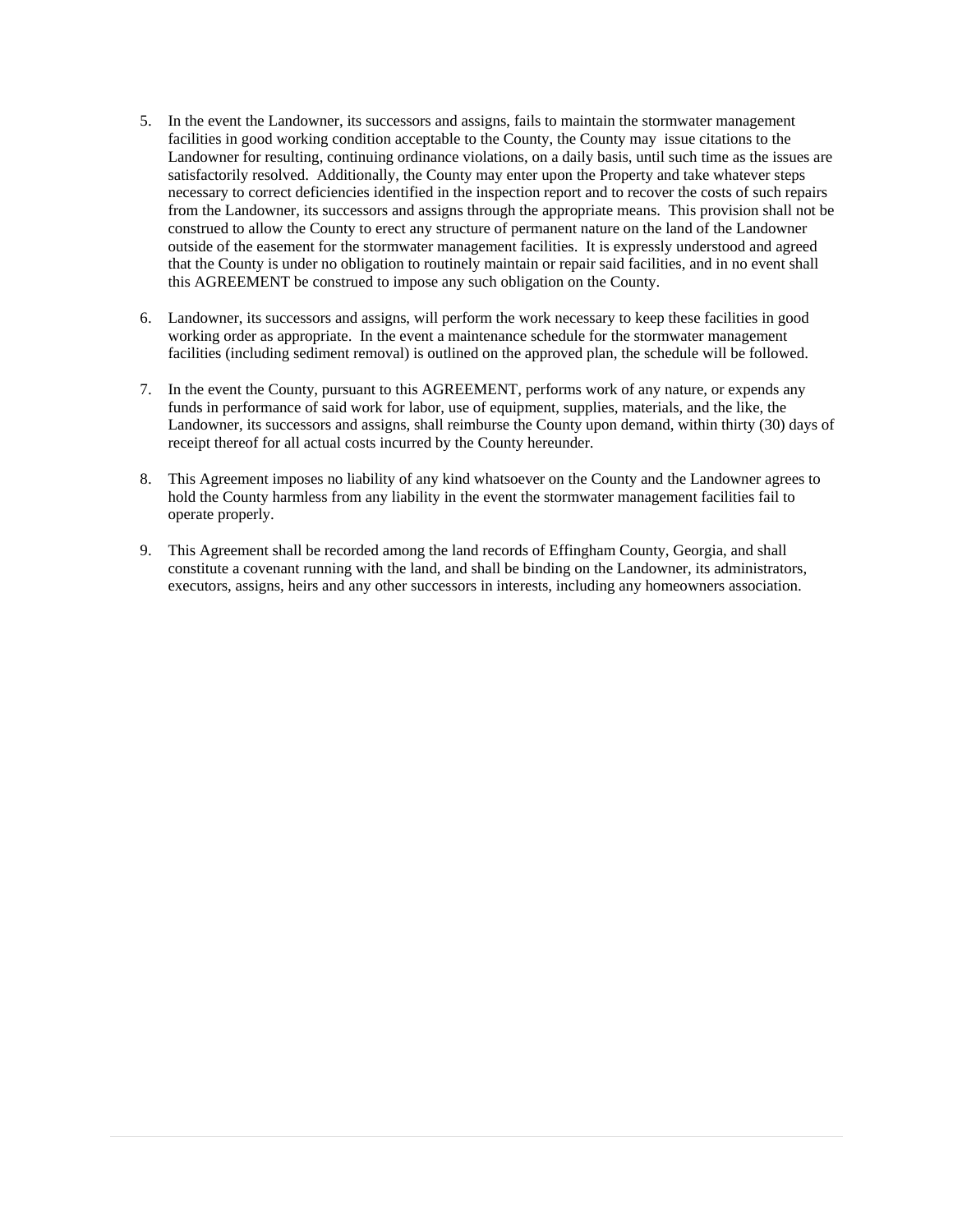5. In the event the Landowner, its successors and assigns, fails to maintain the stormwater management facilities in good working condition acceptable to the County, the County may issue citations to the Landowner for resulting, continuing ordinance violations, on a daily basis, until such time as the issues are satisfactorily resolved. Additionally, the County may enter upon the Property and take whatever steps necessary to correct deficiencies identified in the inspection report and to recover the costs of such repairs from the Landowner, its successors and assigns through the appropriate means. This provision shall not be construed to allow the County to erect any structure of permanent nature on the land of the Landowner outside of the easement for the stormwater management facilities. It is expressly understood and agreed that the County is under no obligation to routinely maintain or repair said facilities, and in no event shall this AGREEMENT be construed to impose any such obligation on the County.

6. Landowner, its successors and assigns, will perform the work necessary to keep these facilities in good working order as appropriate. In the event a maintenance schedule for the stormwater management facilities (including sediment removal) is outlined on the approved plan, the schedule will be followed.

7. In the event the County, pursuant to this AGREEMENT, performs work of any nature, or expends any funds in performance of said work for labor, use of equipment, supplies, materials, and the like, the Landowner, its successors and assigns, shall reimburse the County upon demand, within thirty (30) days of receipt thereof for all actual costs incurred by the County hereunder.

8. This Agreement imposes no liability of any kind whatsoever on the County and the Landowner agrees to hold the County harmless from any liability in the event the stormwater management facilities fail to operate properly.

9. This Agreement shall be recorded among the land records of Effingham County, Georgia, and shall constitute a covenant running with the land, and shall be binding on the Landowner, its administrators, executors, assigns, heirs and any other successors in interests, including any homeowners association.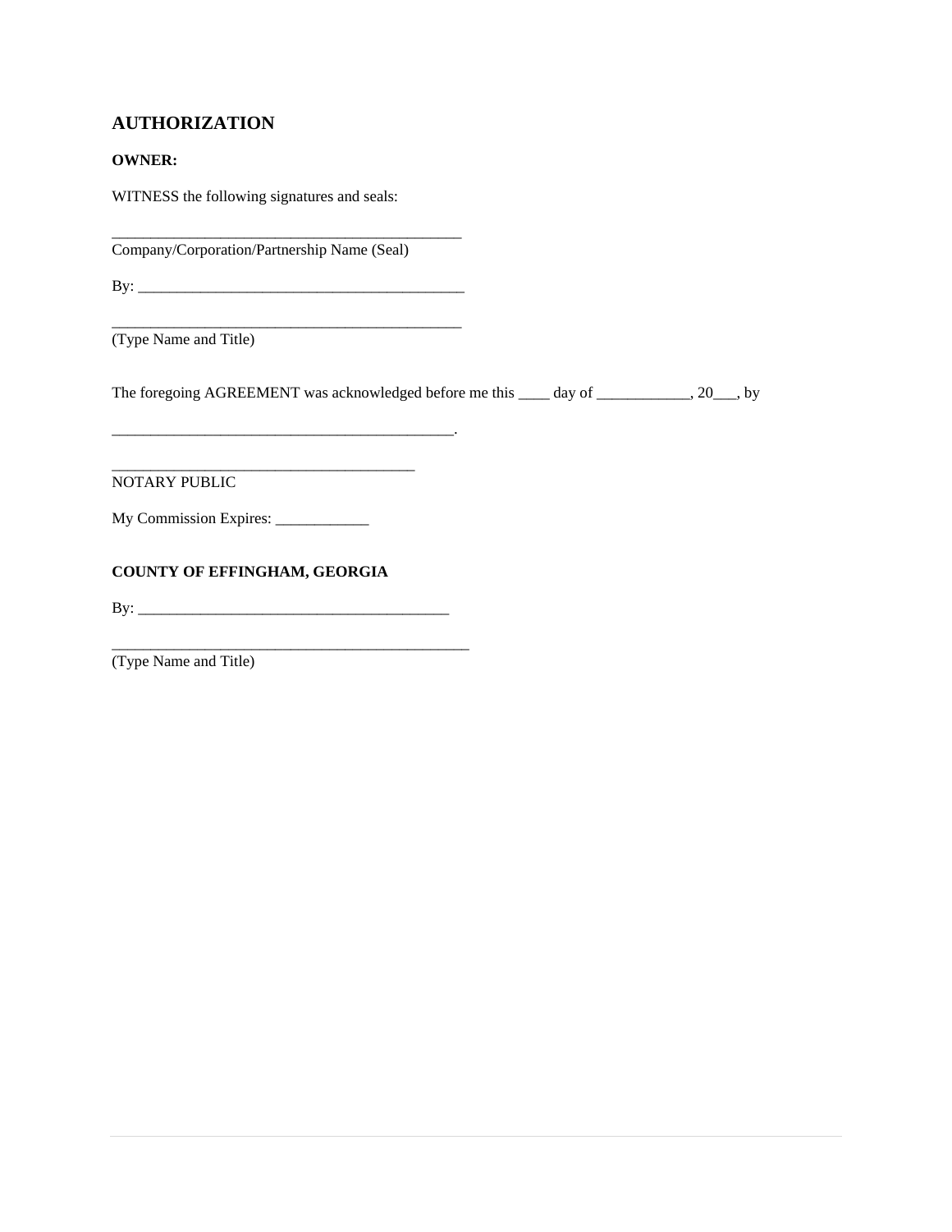## AUTHORIZATION

**OWNER:**

WITNESS the following signatures and seals:

_____________________________________________
Company/Corporation/Partnership Name (Seal)

By: ___________________________________________

_____________________________________________
(Type Name and Title)

The foregoing AGREEMENT was acknowledged before me this ____ day of ____________, 20___, by

____________________________________________.

_______________________________________
NOTARY PUBLIC

My Commission Expires: ____________

**COUNTY OF EFFINGHAM, GEORGIA**

By: ________________________________________

______________________________________________
(Type Name and Title)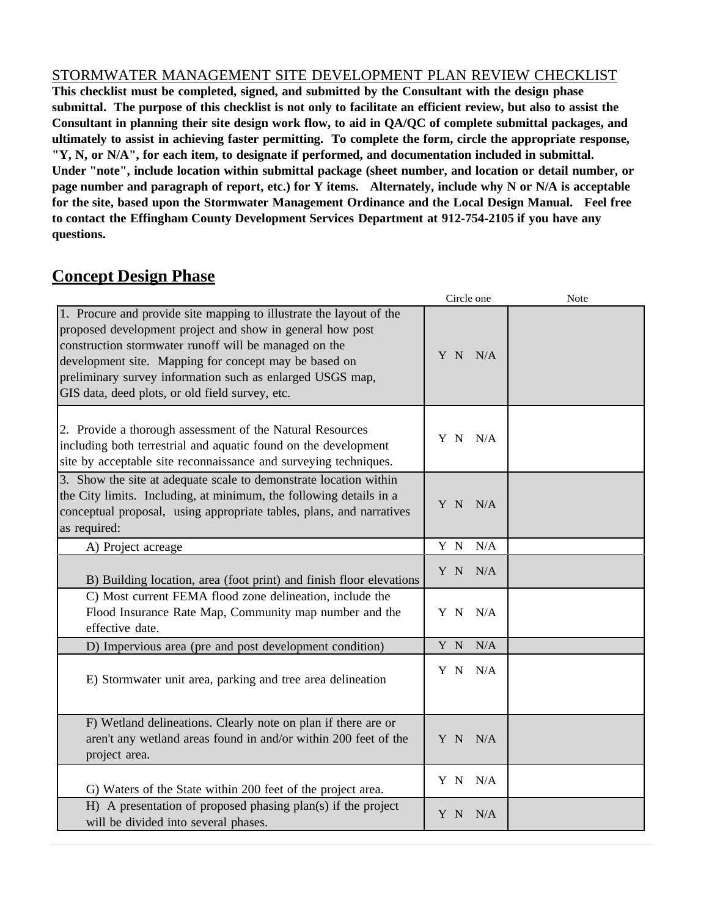STORMWATER MANAGEMENT SITE DEVELOPMENT PLAN REVIEW CHECKLIST

**This checklist must be completed, signed, and submitted by the Consultant with the design phase submittal. The purpose of this checklist is not only to facilitate an efficient review, but also to assist the Consultant in planning their site design work flow, to aid in QA/QC of complete submittal packages, and ultimately to assist in achieving faster permitting. To complete the form, circle the appropriate response, "Y, N, or N/A", for each item, to designate if performed, and documentation included in submittal. Under "note", include location within submittal package (sheet number, and location or detail number, or page number and paragraph of report, etc.) for Y items. Alternately, include why N or N/A is acceptable for the site, based upon the Stormwater Management Ordinance and the Local Design Manual. Feel free to contact the Effingham County Development Services Department at 912-754-2105 if you have any questions.**

## Concept Design Phase

| | Circle one | Note |
|---|---|---|
| 1. Procure and provide site mapping to illustrate the layout of the proposed development project and show in general how post construction stormwater runoff will be managed on the development site. Mapping for concept may be based on preliminary survey information such as enlarged USGS map, GIS data, deed plots, or old field survey, etc. | Y N N/A | |
| 2. Provide a thorough assessment of the Natural Resources including both terrestrial and aquatic found on the development site by acceptable site reconnaissance and surveying techniques. | Y N N/A | |
| 3. Show the site at adequate scale to demonstrate location within the City limits. Including, at minimum, the following details in a conceptual proposal, using appropriate tables, plans, and narratives as required: | Y N N/A | |
| A) Project acreage | Y N N/A | |
| B) Building location, area (foot print) and finish floor elevations | Y N N/A | |
| C) Most current FEMA flood zone delineation, include the Flood Insurance Rate Map, Community map number and the effective date. | Y N N/A | |
| D) Impervious area (pre and post development condition) | Y N N/A | |
| E) Stormwater unit area, parking and tree area delineation | Y N N/A | |
| F) Wetland delineations. Clearly note on plan if there are or aren't any wetland areas found in and/or within 200 feet of the project area. | Y N N/A | |
| G) Waters of the State within 200 feet of the project area. | Y N N/A | |
| H) A presentation of proposed phasing plan(s) if the project will be divided into several phases. | Y N N/A | |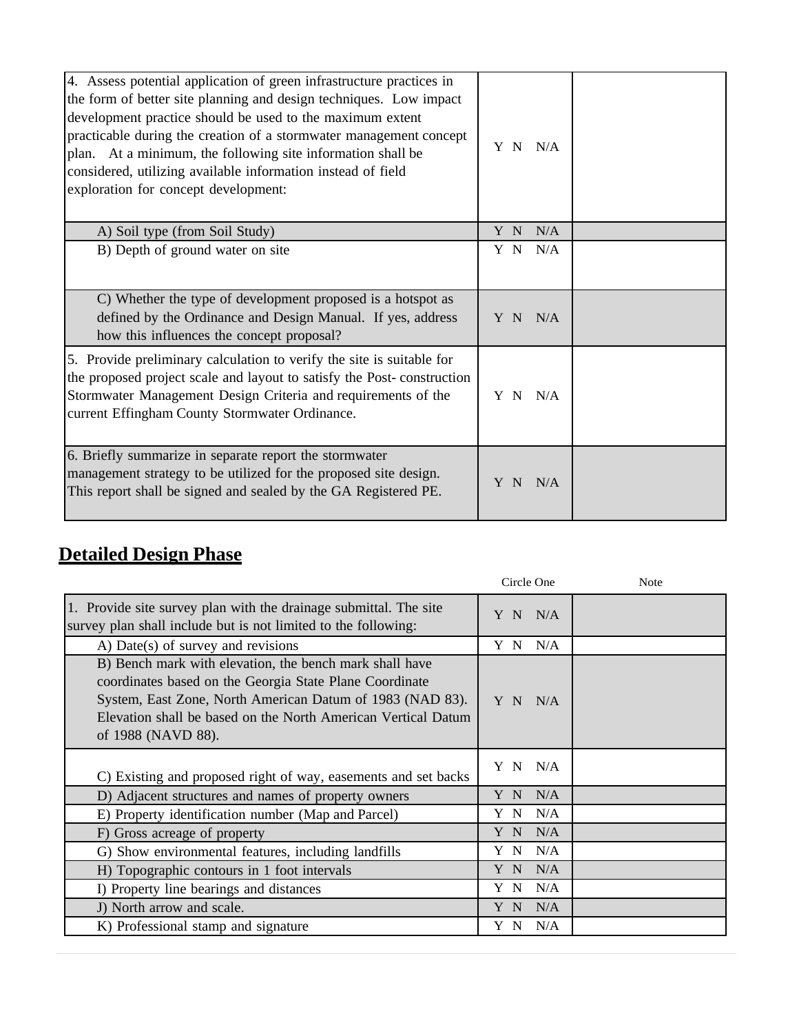| | | |
|---|---|---|
| 4. Assess potential application of green infrastructure practices in the form of better site planning and design techniques. Low impact development practice should be used to the maximum extent practicable during the creation of a stormwater management concept plan. At a minimum, the following site information shall be considered, utilizing available information instead of field exploration for concept development: | Y N N/A | |
| A) Soil type (from Soil Study) | Y N N/A | |
| B) Depth of ground water on site | Y N N/A | |
| C) Whether the type of development proposed is a hotspot as defined by the Ordinance and Design Manual. If yes, address how this influences the concept proposal? | Y N N/A | |
| 5. Provide preliminary calculation to verify the site is suitable for the proposed project scale and layout to satisfy the Post- construction Stormwater Management Design Criteria and requirements of the current Effingham County Stormwater Ordinance. | Y N N/A | |
| 6. Briefly summarize in separate report the stormwater management strategy to be utilized for the proposed site design. This report shall be signed and sealed by the GA Registered PE. | Y N N/A | |

## Detailed Design Phase

| | Circle One | Note |
|---|---|---|
| 1. Provide site survey plan with the drainage submittal. The site survey plan shall include but is not limited to the following: | Y N N/A | |
| A) Date(s) of survey and revisions | Y N N/A | |
| B) Bench mark with elevation, the bench mark shall have coordinates based on the Georgia State Plane Coordinate System, East Zone, North American Datum of 1983 (NAD 83). Elevation shall be based on the North American Vertical Datum of 1988 (NAVD 88). | Y N N/A | |
| C) Existing and proposed right of way, easements and set backs | Y N N/A | |
| D) Adjacent structures and names of property owners | Y N N/A | |
| E) Property identification number (Map and Parcel) | Y N N/A | |
| F) Gross acreage of property | Y N N/A | |
| G) Show environmental features, including landfills | Y N N/A | |
| H) Topographic contours in 1 foot intervals | Y N N/A | |
| I) Property line bearings and distances | Y N N/A | |
| J) North arrow and scale. | Y N N/A | |
| K) Professional stamp and signature | Y N N/A | |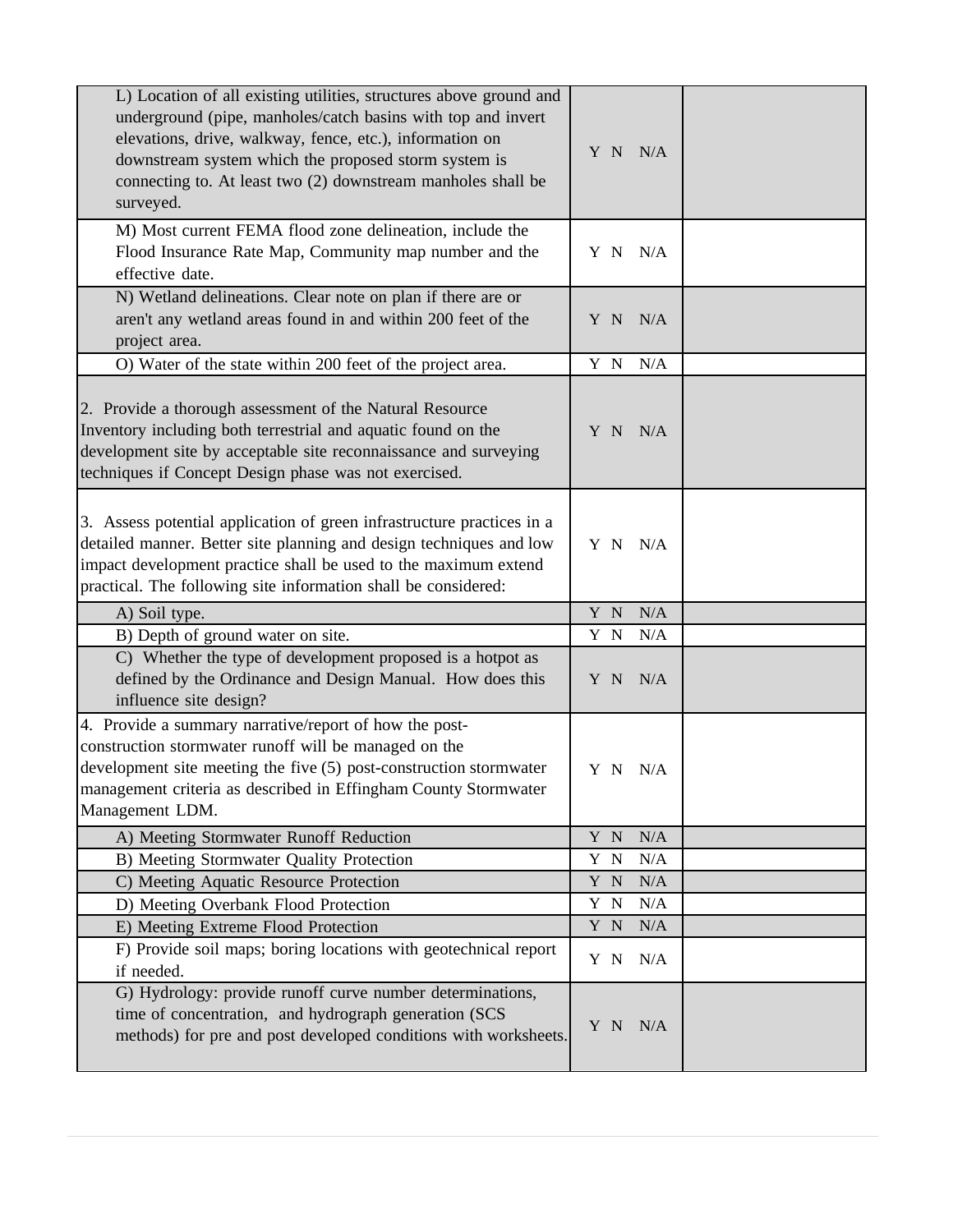| | | |
|---|---|---|
| L) Location of all existing utilities, structures above ground and underground (pipe, manholes/catch basins with top and invert elevations, drive, walkway, fence, etc.), information on downstream system which the proposed storm system is connecting to. At least two (2) downstream manholes shall be surveyed. | Y N N/A | |
| M) Most current FEMA flood zone delineation, include the Flood Insurance Rate Map, Community map number and the effective date. | Y N N/A | |
| N) Wetland delineations. Clear note on plan if there are or aren't any wetland areas found in and within 200 feet of the project area. | Y N N/A | |
| O) Water of the state within 200 feet of the project area. | Y N N/A | |
| 2. Provide a thorough assessment of the Natural Resource Inventory including both terrestrial and aquatic found on the development site by acceptable site reconnaissance and surveying techniques if Concept Design phase was not exercised. | Y N N/A | |
| 3. Assess potential application of green infrastructure practices in a detailed manner. Better site planning and design techniques and low impact development practice shall be used to the maximum extend practical. The following site information shall be considered: | Y N N/A | |
| A) Soil type. | Y N N/A | |
| B) Depth of ground water on site. | Y N N/A | |
| C) Whether the type of development proposed is a hotpot as defined by the Ordinance and Design Manual. How does this influence site design? | Y N N/A | |
| 4. Provide a summary narrative/report of how the post-construction stormwater runoff will be managed on the development site meeting the five (5) post-construction stormwater management criteria as described in Effingham County Stormwater Management LDM. | Y N N/A | |
| A) Meeting Stormwater Runoff Reduction | Y N N/A | |
| B) Meeting Stormwater Quality Protection | Y N N/A | |
| C) Meeting Aquatic Resource Protection | Y N N/A | |
| D) Meeting Overbank Flood Protection | Y N N/A | |
| E) Meeting Extreme Flood Protection | Y N N/A | |
| F) Provide soil maps; boring locations with geotechnical report if needed. | Y N N/A | |
| G) Hydrology: provide runoff curve number determinations, time of concentration, and hydrograph generation (SCS methods) for pre and post developed conditions with worksheets. | Y N N/A | |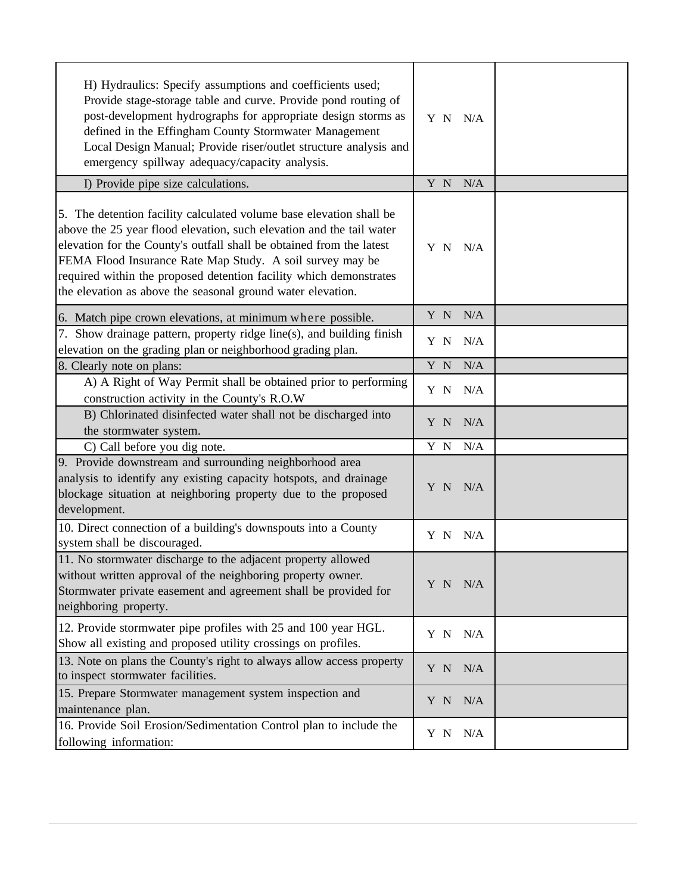| | | |
|---|---|---|
| H) Hydraulics: Specify assumptions and coefficients used; Provide stage-storage table and curve. Provide pond routing of post-development hydrographs for appropriate design storms as defined in the Effingham County Stormwater Management Local Design Manual; Provide riser/outlet structure analysis and emergency spillway adequacy/capacity analysis. | Y N N/A | |
| I) Provide pipe size calculations. | Y N N/A | |
| 5. The detention facility calculated volume base elevation shall be above the 25 year flood elevation, such elevation and the tail water elevation for the County's outfall shall be obtained from the latest FEMA Flood Insurance Rate Map Study. A soil survey may be required within the proposed detention facility which demonstrates the elevation as above the seasonal ground water elevation. | Y N N/A | |
| 6. Match pipe crown elevations, at minimum where possible. | Y N N/A | |
| 7. Show drainage pattern, property ridge line(s), and building finish elevation on the grading plan or neighborhood grading plan. | Y N N/A | |
| 8. Clearly note on plans: | Y N N/A | |
| A) A Right of Way Permit shall be obtained prior to performing construction activity in the County's R.O.W | Y N N/A | |
| B) Chlorinated disinfected water shall not be discharged into the stormwater system. | Y N N/A | |
| C) Call before you dig note. | Y N N/A | |
| 9. Provide downstream and surrounding neighborhood area analysis to identify any existing capacity hotspots, and drainage blockage situation at neighboring property due to the proposed development. | Y N N/A | |
| 10. Direct connection of a building's downspouts into a County system shall be discouraged. | Y N N/A | |
| 11. No stormwater discharge to the adjacent property allowed without written approval of the neighboring property owner. Stormwater private easement and agreement shall be provided for neighboring property. | Y N N/A | |
| 12. Provide stormwater pipe profiles with 25 and 100 year HGL. Show all existing and proposed utility crossings on profiles. | Y N N/A | |
| 13. Note on plans the County's right to always allow access property to inspect stormwater facilities. | Y N N/A | |
| 15. Prepare Stormwater management system inspection and maintenance plan. | Y N N/A | |
| 16. Provide Soil Erosion/Sedimentation Control plan to include the following information: | Y N N/A | |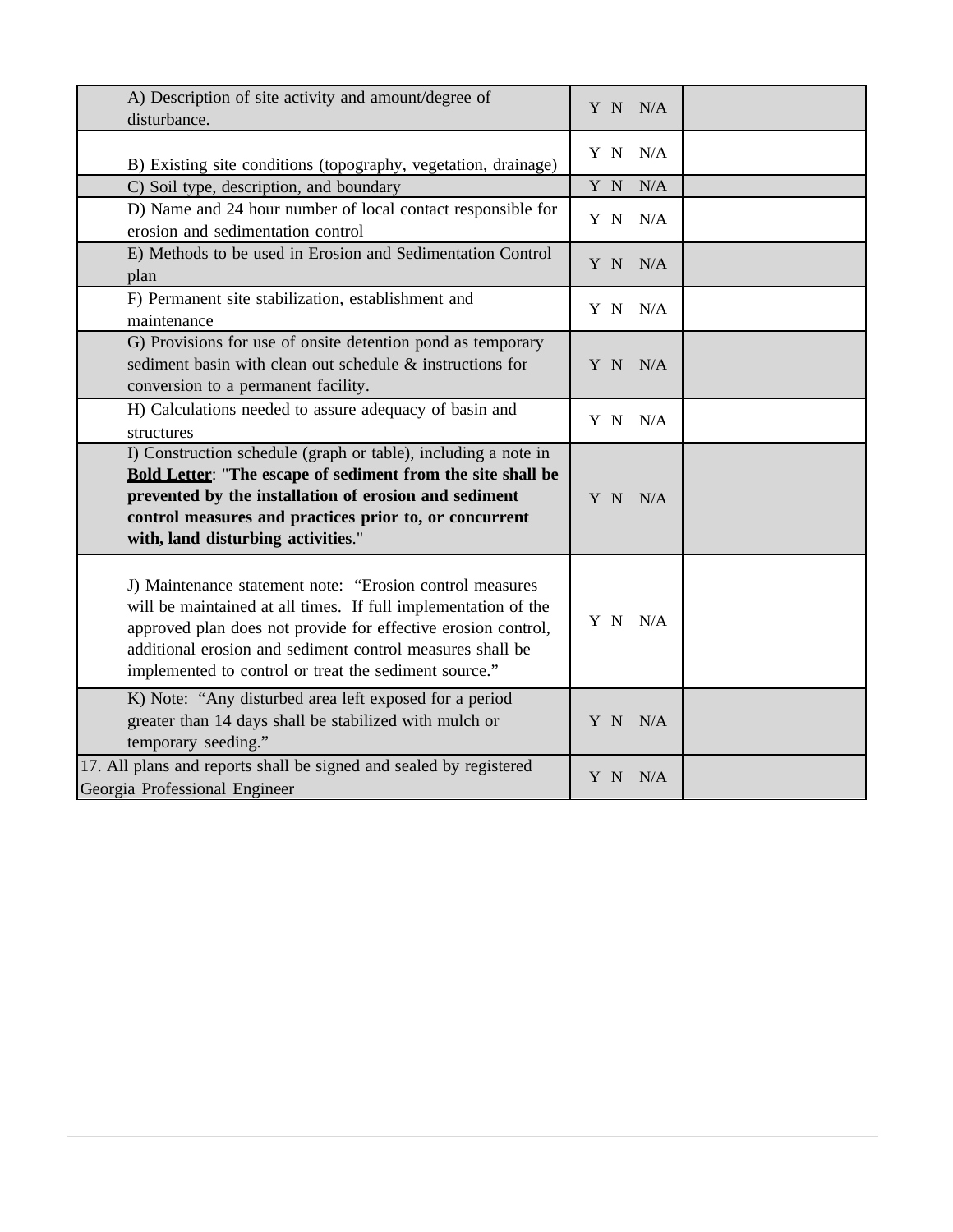| | | |
|---|---|---|
| A) Description of site activity and amount/degree of disturbance. | Y N N/A | |
| B) Existing site conditions (topography, vegetation, drainage) | Y N N/A | |
| C) Soil type, description, and boundary | Y N N/A | |
| D) Name and 24 hour number of local contact responsible for erosion and sedimentation control | Y N N/A | |
| E) Methods to be used in Erosion and Sedimentation Control plan | Y N N/A | |
| F) Permanent site stabilization, establishment and maintenance | Y N N/A | |
| G) Provisions for use of onsite detention pond as temporary sediment basin with clean out schedule & instructions for conversion to a permanent facility. | Y N N/A | |
| H) Calculations needed to assure adequacy of basin and structures | Y N N/A | |
| I) Construction schedule (graph or table), including a note in **Bold Letter**: "**The escape of sediment from the site shall be prevented by the installation of erosion and sediment control measures and practices prior to, or concurrent with, land disturbing activities**." | Y N N/A | |
| J) Maintenance statement note: "Erosion control measures will be maintained at all times. If full implementation of the approved plan does not provide for effective erosion control, additional erosion and sediment control measures shall be implemented to control or treat the sediment source." | Y N N/A | |
| K) Note: "Any disturbed area left exposed for a period greater than 14 days shall be stabilized with mulch or temporary seeding." | Y N N/A | |
| 17. All plans and reports shall be signed and sealed by registered Georgia Professional Engineer | Y N N/A | |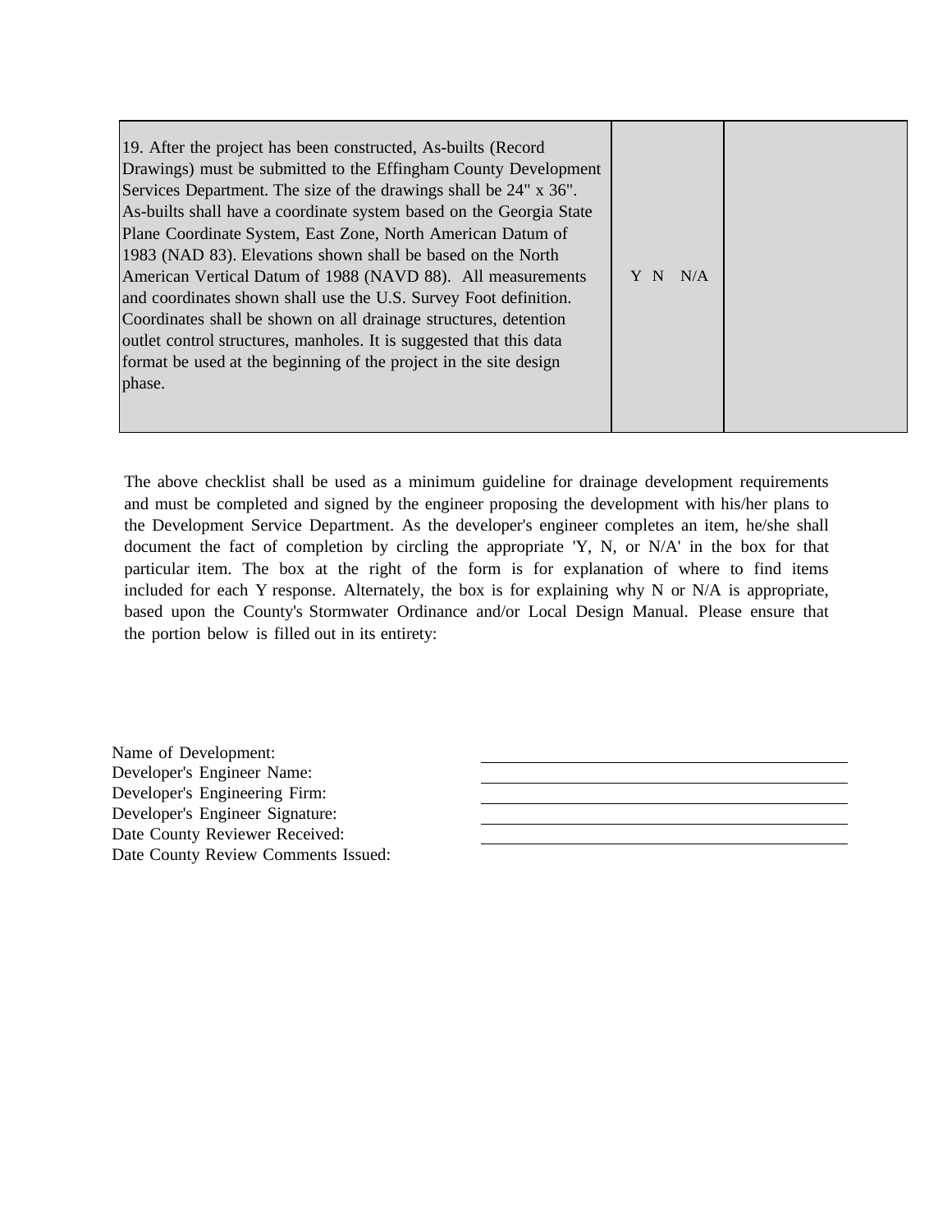| 19. After the project has been constructed, As-builts (Record Drawings) must be submitted to the Effingham County Development Services Department. The size of the drawings shall be 24" x 36". As-builts shall have a coordinate system based on the Georgia State Plane Coordinate System, East Zone, North American Datum of 1983 (NAD 83). Elevations shown shall be based on the North American Vertical Datum of 1988 (NAVD 88). All measurements and coordinates shown shall use the U.S. Survey Foot definition. Coordinates shall be shown on all drainage structures, detention outlet control structures, manholes. It is suggested that this data format be used at the beginning of the project in the site design phase. | Y N N/A | |
|---|---|---|

The above checklist shall be used as a minimum guideline for drainage development requirements and must be completed and signed by the engineer proposing the development with his/her plans to the Development Service Department. As the developer's engineer completes an item, he/she shall document the fact of completion by circling the appropriate 'Y, N, or N/A' in the box for that particular item. The box at the right of the form is for explanation of where to find items included for each Y response. Alternately, the box is for explaining why N or N/A is appropriate, based upon the County's Stormwater Ordinance and/or Local Design Manual. Please ensure that the portion below is filled out in its entirety:

Name of Development: ______________________________

Developer's Engineer Name: ______________________________

Developer's Engineering Firm: ______________________________

Developer's Engineer Signature: ______________________________

Date County Reviewer Received: ______________________________

Date County Review Comments Issued: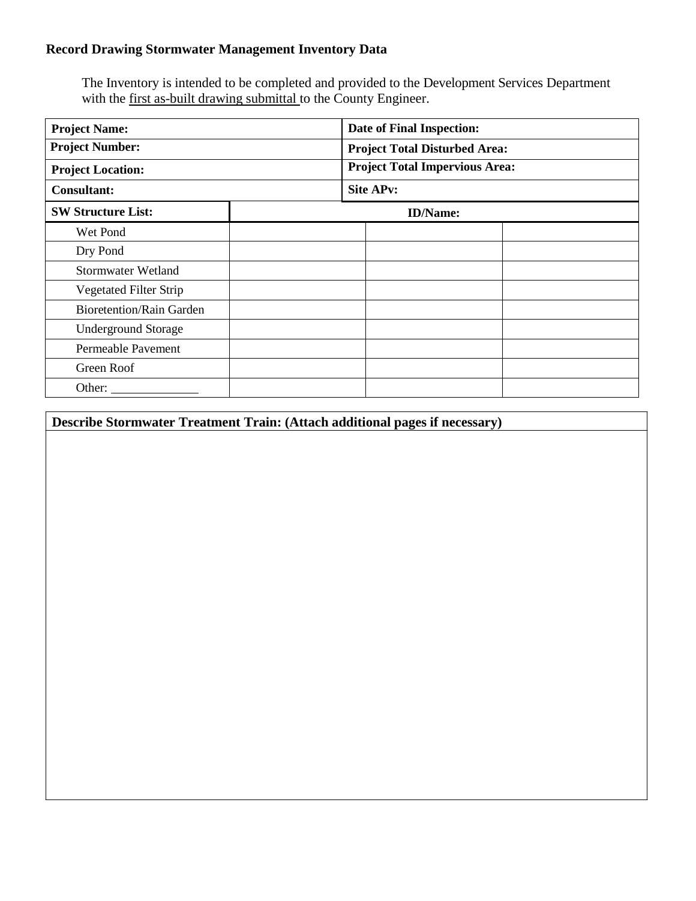**Record Drawing Stormwater Management Inventory Data**

The Inventory is intended to be completed and provided to the Development Services Department with the first as-built drawing submittal to the County Engineer.

| **Project Name:** | **Date of Final Inspection:** |
|---|---|
| **Project Number:** | **Project Total Disturbed Area:** |
| **Project Location:** | **Project Total Impervious Area:** |
| **Consultant:** | **Site APv:** |

| **SW Structure List:** | **ID/Name:** | | |
|---|---|---|---|
| Wet Pond | | | |
| Dry Pond | | | |
| Stormwater Wetland | | | |
| Vegetated Filter Strip | | | |
| Bioretention/Rain Garden | | | |
| Underground Storage | | | |
| Permeable Pavement | | | |
| Green Roof | | | |
| Other: ______________ | | | |

| **Describe Stormwater Treatment Train: (Attach additional pages if necessary)** |
|---|
| |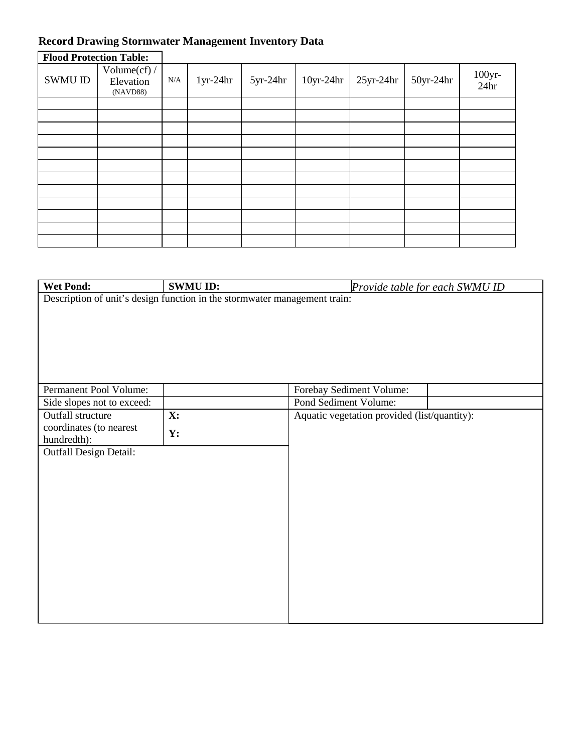## Record Drawing Stormwater Management Inventory Data

**Flood Protection Table:**

| SWMU ID | Volume(cf) / Elevation (NAVD88) | N/A | 1yr-24hr | 5yr-24hr | 10yr-24hr | 25yr-24hr | 50yr-24hr | 100yr-24hr |
|---|---|---|---|---|---|---|---|---|
| | | | | | | | | |
| | | | | | | | | |
| | | | | | | | | |
| | | | | | | | | |
| | | | | | | | | |
| | | | | | | | | |
| | | | | | | | | |
| | | | | | | | | |
| | | | | | | | | |
| | | | | | | | | |
| | | | | | | | | |
| | | | | | | | | |

| **Wet Pond:** | **SWMU ID:** | *Provide table for each SWMU ID* | |
|---|---|---|---|
| Description of unit's design function in the stormwater management train: | | | |
| Permanent Pool Volume: | | Forebay Sediment Volume: | |
| Side slopes not to exceed: | | Pond Sediment Volume: | |
| Outfall structure coordinates (to nearest hundredth): | **X:** **Y:** | Aquatic vegetation provided (list/quantity): | |
| Outfall Design Detail: | | | |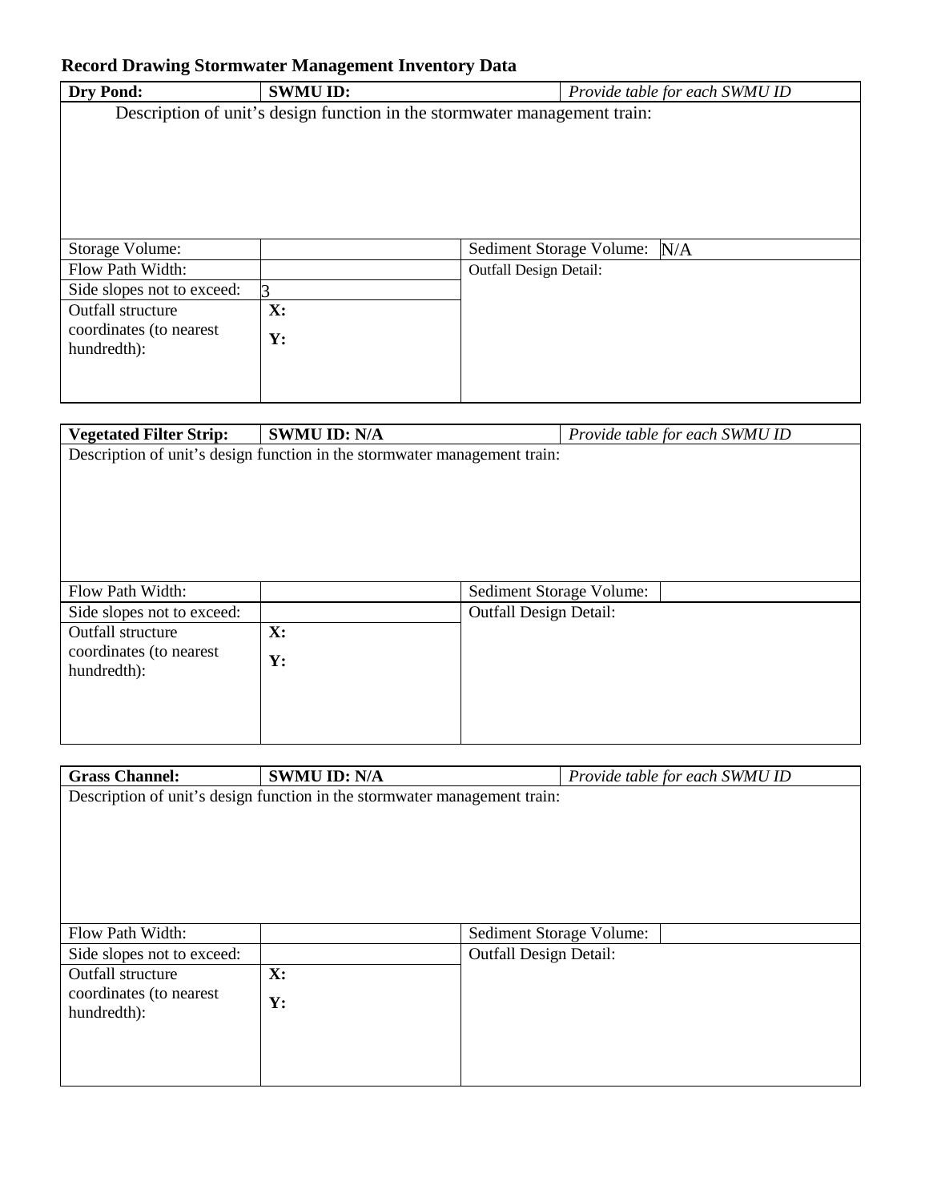**Record Drawing Stormwater Management Inventory Data**

| **Dry Pond:** | **SWMU ID:** | | *Provide table for each SWMU ID* |
|---|---|---|---|
| Description of unit's design function in the stormwater management train: | | | |
| Storage Volume: | | Sediment Storage Volume: | N/A |
| Flow Path Width: | | Outfall Design Detail: | |
| Side slopes not to exceed: | 3 | | |
| Outfall structure coordinates (to nearest hundredth): | **X:**<br>**Y:** | | |

| **Vegetated Filter Strip:** | **SWMU ID: N/A** | | *Provide table for each SWMU ID* |
|---|---|---|---|
| Description of unit's design function in the stormwater management train: | | | |
| Flow Path Width: | | Sediment Storage Volume: | |
| Side slopes not to exceed: | | Outfall Design Detail: | |
| Outfall structure coordinates (to nearest hundredth): | **X:**<br>**Y:** | | |

| **Grass Channel:** | **SWMU ID: N/A** | | *Provide table for each SWMU ID* |
|---|---|---|---|
| Description of unit's design function in the stormwater management train: | | | |
| Flow Path Width: | | Sediment Storage Volume: | |
| Side slopes not to exceed: | | Outfall Design Detail: | |
| Outfall structure coordinates (to nearest hundredth): | **X:**<br>**Y:** | | |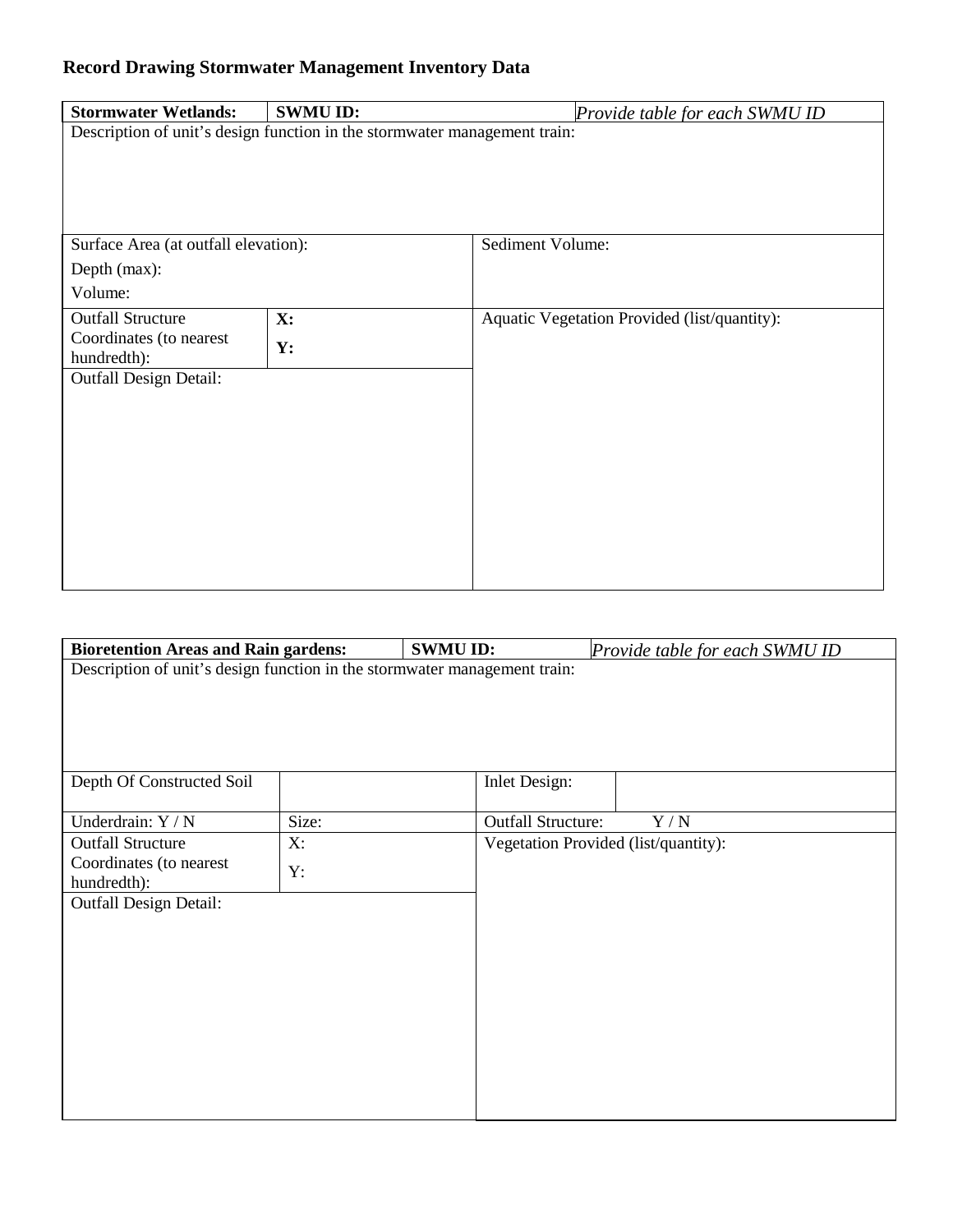**Record Drawing Stormwater Management Inventory Data**

| **Stormwater Wetlands:** | **SWMU ID:** | *Provide table for each SWMU ID* | |
|---|---|---|---|
| Description of unit's design function in the stormwater management train: | | | |
| Surface Area (at outfall elevation):<br>Depth (max):<br>Volume: | | Sediment Volume: | |
| Outfall Structure Coordinates (to nearest hundredth): | **X:**<br>**Y:** | Aquatic Vegetation Provided (list/quantity): | |
| Outfall Design Detail: | | | |

| **Bioretention Areas and Rain gardens:** | **SWMU ID:** | *Provide table for each SWMU ID* | |
|---|---|---|---|
| Description of unit's design function in the stormwater management train: | | | |
| Depth Of Constructed Soil | | Inlet Design: | |
| Underdrain: Y / N | Size: | Outfall Structure: Y / N | |
| Outfall Structure Coordinates (to nearest hundredth): | X:<br>Y: | Vegetation Provided (list/quantity): | |
| Outfall Design Detail: | | | |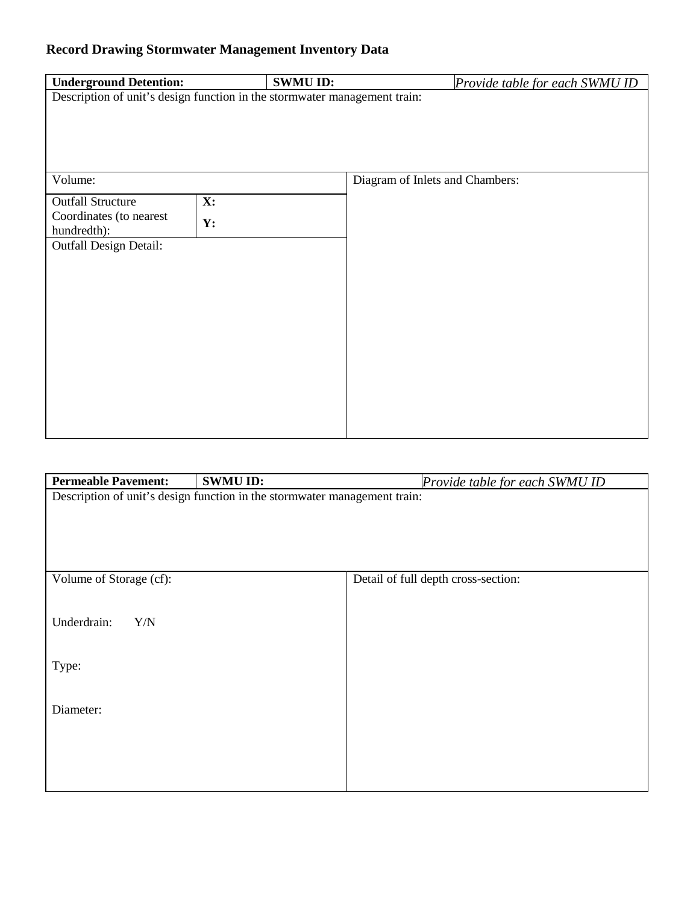## Record Drawing Stormwater Management Inventory Data

| **Underground Detention:** | | **SWMU ID:** | *Provide table for each SWMU ID* |
|---|---|---|---|
| Description of unit's design function in the stormwater management train: | | | |
| Volume: | | Diagram of Inlets and Chambers: | |
| Outfall Structure Coordinates (to nearest hundredth): | **X:**<br>**Y:** | | |
| Outfall Design Detail: | | | |

| **Permeable Pavement:** | **SWMU ID:** | *Provide table for each SWMU ID* |
|---|---|---|
| Description of unit's design function in the stormwater management train: | | |
| Volume of Storage (cf):<br><br>Underdrain: Y/N<br><br>Type:<br><br>Diameter: | | Detail of full depth cross-section: |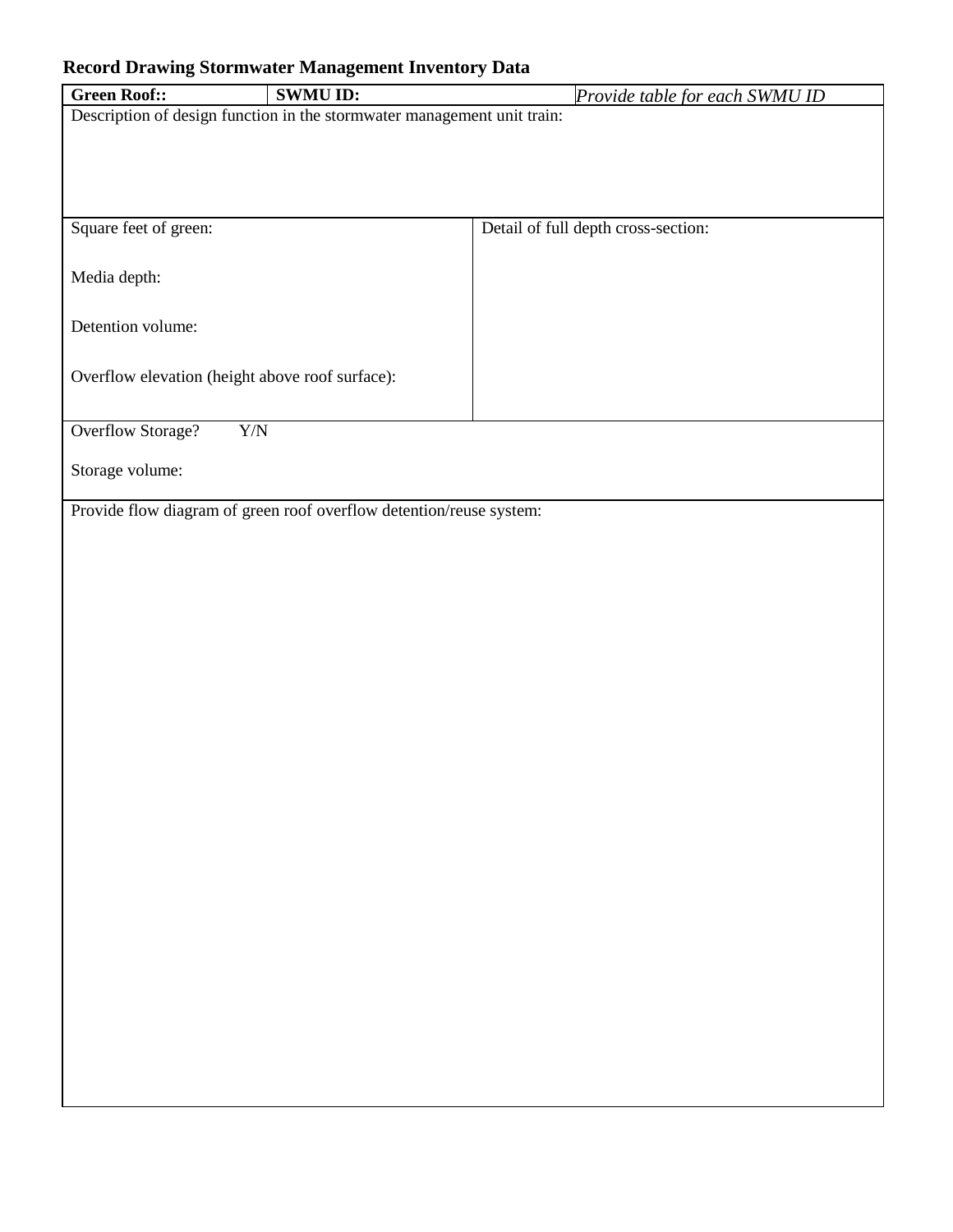**Record Drawing Stormwater Management Inventory Data**

| **Green Roof::** | **SWMU ID:** | *Provide table for each SWMU ID* |
|---|---|---|
| Description of design function in the stormwater management unit train: | | |
| Square feet of green:<br><br>Media depth:<br><br>Detention volume:<br><br>Overflow elevation (height above roof surface): | Detail of full depth cross-section: | |
| Overflow Storage? Y/N<br><br>Storage volume: | | |
| Provide flow diagram of green roof overflow detention/reuse system: | | |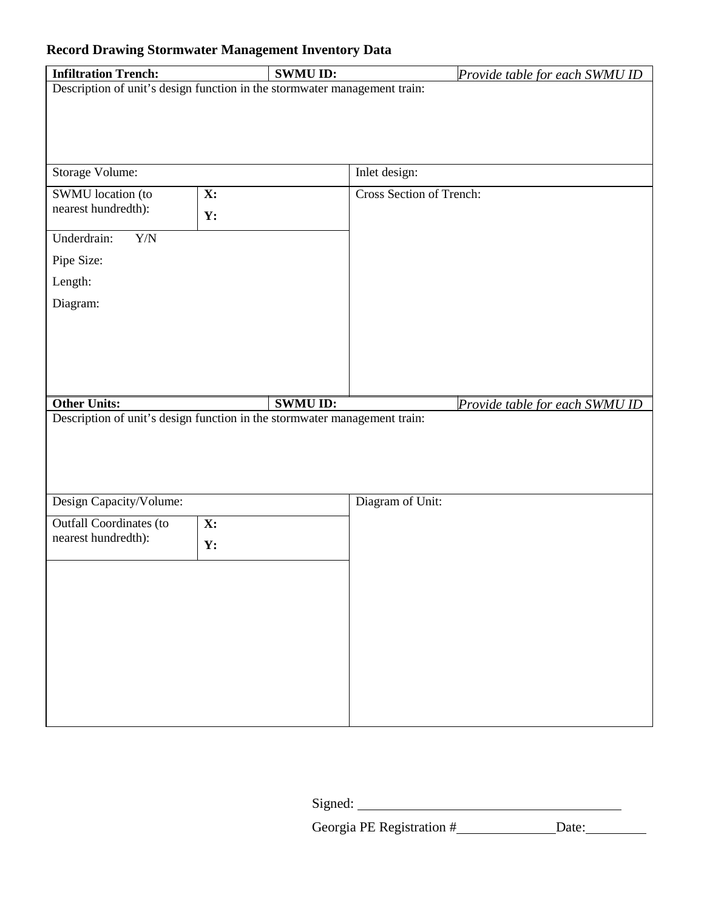**Record Drawing Stormwater Management Inventory Data**

| **Infiltration Trench:** | | **SWMU ID:** | | *Provide table for each SWMU ID* |
|---|---|---|---|---|
| Description of unit's design function in the stormwater management train: | | | | |
| Storage Volume: | | | Inlet design: | |
| SWMU location (to nearest hundredth): | **X:**<br>**Y:** | | Cross Section of Trench: | |
| Underdrain: Y/N<br>Pipe Size:<br>Length:<br>Diagram: | | | | |

| **Other Units:** | | **SWMU ID:** | | *Provide table for each SWMU ID* |
|---|---|---|---|---|
| Description of unit's design function in the stormwater management train: | | | | |
| Design Capacity/Volume: | | | Diagram of Unit: | |
| Outfall Coordinates (to nearest hundredth): | **X:**<br>**Y:** | | | |

Signed: ______________________________________

Georgia PE Registration #______________ Date:_________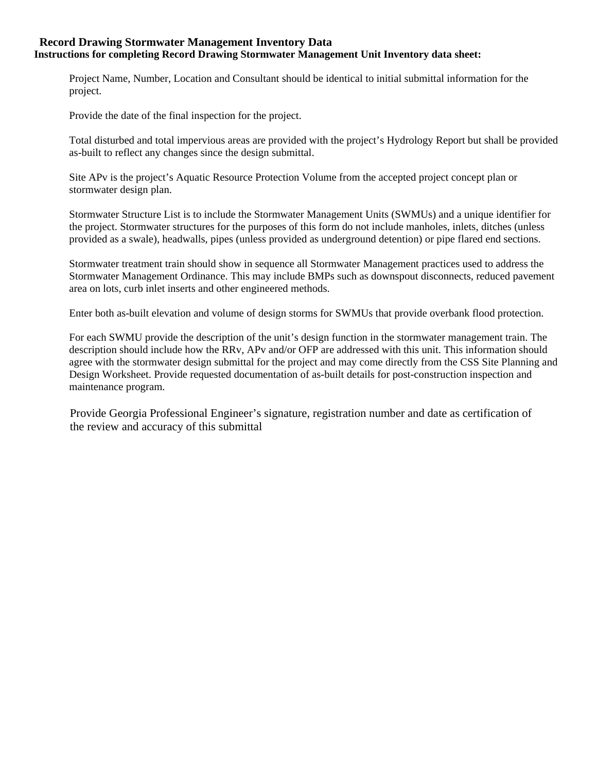## Record Drawing Stormwater Management Inventory Data

**Instructions for completing Record Drawing Stormwater Management Unit Inventory data sheet:**

Project Name, Number, Location and Consultant should be identical to initial submittal information for the project.

Provide the date of the final inspection for the project.

Total disturbed and total impervious areas are provided with the project's Hydrology Report but shall be provided as-built to reflect any changes since the design submittal.

Site APv is the project's Aquatic Resource Protection Volume from the accepted project concept plan or stormwater design plan.

Stormwater Structure List is to include the Stormwater Management Units (SWMUs) and a unique identifier for the project. Stormwater structures for the purposes of this form do not include manholes, inlets, ditches (unless provided as a swale), headwalls, pipes (unless provided as underground detention) or pipe flared end sections.

Stormwater treatment train should show in sequence all Stormwater Management practices used to address the Stormwater Management Ordinance. This may include BMPs such as downspout disconnects, reduced pavement area on lots, curb inlet inserts and other engineered methods.

Enter both as-built elevation and volume of design storms for SWMUs that provide overbank flood protection.

For each SWMU provide the description of the unit's design function in the stormwater management train. The description should include how the RRv, APv and/or OFP are addressed with this unit. This information should agree with the stormwater design submittal for the project and may come directly from the CSS Site Planning and Design Worksheet. Provide requested documentation of as-built details for post-construction inspection and maintenance program.

Provide Georgia Professional Engineer's signature, registration number and date as certification of the review and accuracy of this submittal